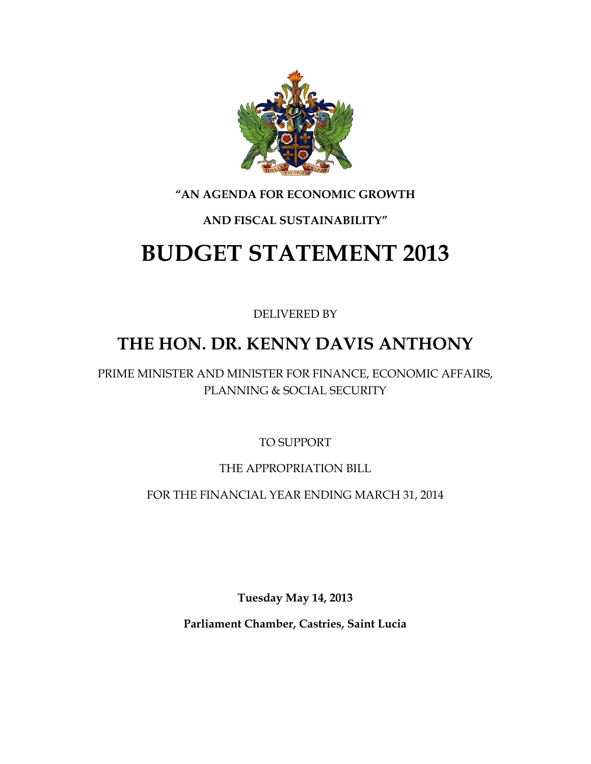**"AN AGENDA FOR ECONOMIC GROWTH**

**AND FISCAL SUSTAINABILITY"**

# BUDGET STATEMENT 2013

DELIVERED BY

## THE HON. DR. KENNY DAVIS ANTHONY

PRIME MINISTER AND MINISTER FOR FINANCE, ECONOMIC AFFAIRS, PLANNING & SOCIAL SECURITY

TO SUPPORT

THE APPROPRIATION BILL

FOR THE FINANCIAL YEAR ENDING MARCH 31, 2014

**Tuesday May 14, 2013**

**Parliament Chamber, Castries, Saint Lucia**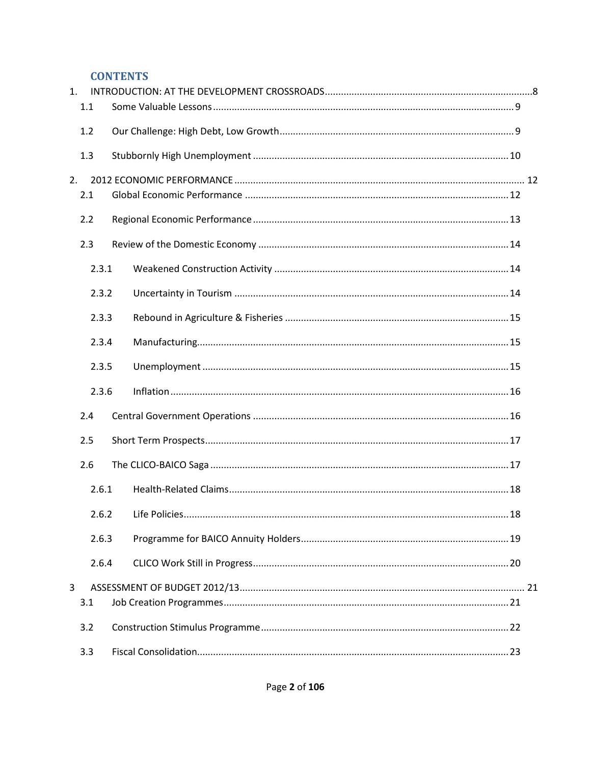# CONTENTS

1. INTRODUCTION: AT THE DEVELOPMENT CROSSROADS ........ 8
   - 1.1 Some Valuable Lessons ........ 9
   - 1.2 Our Challenge: High Debt, Low Growth ........ 9
   - 1.3 Stubbornly High Unemployment ........ 10
2. 2012 ECONOMIC PERFORMANCE ........ 12
   - 2.1 Global Economic Performance ........ 12
   - 2.2 Regional Economic Performance ........ 13
   - 2.3 Review of the Domestic Economy ........ 14
     - 2.3.1 Weakened Construction Activity ........ 14
     - 2.3.2 Uncertainty in Tourism ........ 14
     - 2.3.3 Rebound in Agriculture & Fisheries ........ 15
     - 2.3.4 Manufacturing ........ 15
     - 2.3.5 Unemployment ........ 15
     - 2.3.6 Inflation ........ 16
   - 2.4 Central Government Operations ........ 16
   - 2.5 Short Term Prospects ........ 17
   - 2.6 The CLICO-BAICO Saga ........ 17
     - 2.6.1 Health-Related Claims ........ 18
     - 2.6.2 Life Policies ........ 18
     - 2.6.3 Programme for BAICO Annuity Holders ........ 19
     - 2.6.4 CLICO Work Still in Progress ........ 20
3. ASSESSMENT OF BUDGET 2012/13 ........ 21
   - 3.1 Job Creation Programmes ........ 21
   - 3.2 Construction Stimulus Programme ........ 22
   - 3.3 Fiscal Consolidation ........ 23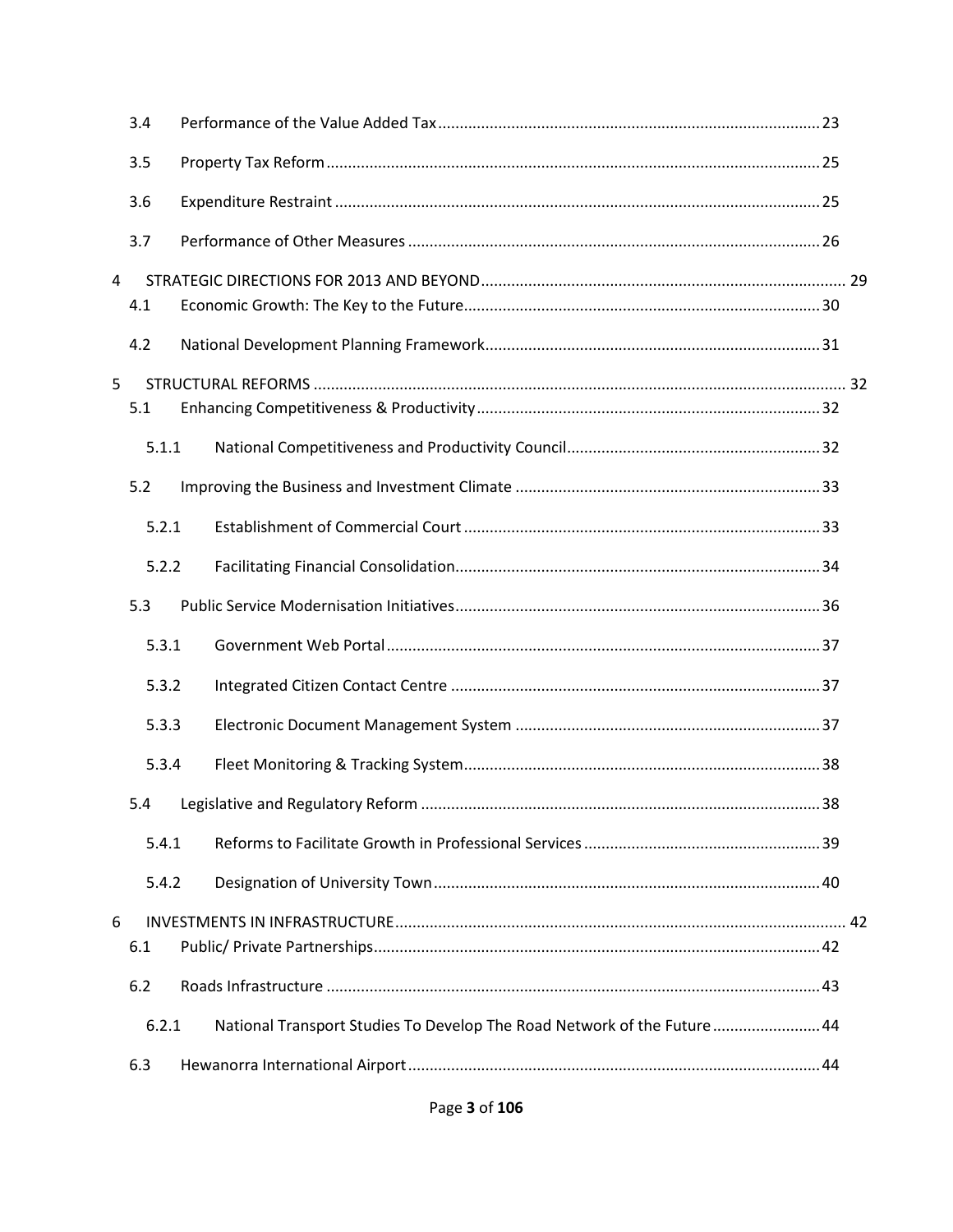| | | |
|---|---|---|
| 3.4 | Performance of the Value Added Tax | 23 |
| 3.5 | Property Tax Reform | 25 |
| 3.6 | Expenditure Restraint | 25 |
| 3.7 | Performance of Other Measures | 26 |
| 4 | STRATEGIC DIRECTIONS FOR 2013 AND BEYOND | 29 |
| 4.1 | Economic Growth: The Key to the Future | 30 |
| 4.2 | National Development Planning Framework | 31 |
| 5 | STRUCTURAL REFORMS | 32 |
| 5.1 | Enhancing Competitiveness & Productivity | 32 |
| 5.1.1 | National Competitiveness and Productivity Council | 32 |
| 5.2 | Improving the Business and Investment Climate | 33 |
| 5.2.1 | Establishment of Commercial Court | 33 |
| 5.2.2 | Facilitating Financial Consolidation | 34 |
| 5.3 | Public Service Modernisation Initiatives | 36 |
| 5.3.1 | Government Web Portal | 37 |
| 5.3.2 | Integrated Citizen Contact Centre | 37 |
| 5.3.3 | Electronic Document Management System | 37 |
| 5.3.4 | Fleet Monitoring & Tracking System | 38 |
| 5.4 | Legislative and Regulatory Reform | 38 |
| 5.4.1 | Reforms to Facilitate Growth in Professional Services | 39 |
| 5.4.2 | Designation of University Town | 40 |
| 6 | INVESTMENTS IN INFRASTRUCTURE | 42 |
| 6.1 | Public/ Private Partnerships | 42 |
| 6.2 | Roads Infrastructure | 43 |
| 6.2.1 | National Transport Studies To Develop The Road Network of the Future | 44 |
| 6.3 | Hewanorra International Airport | 44 |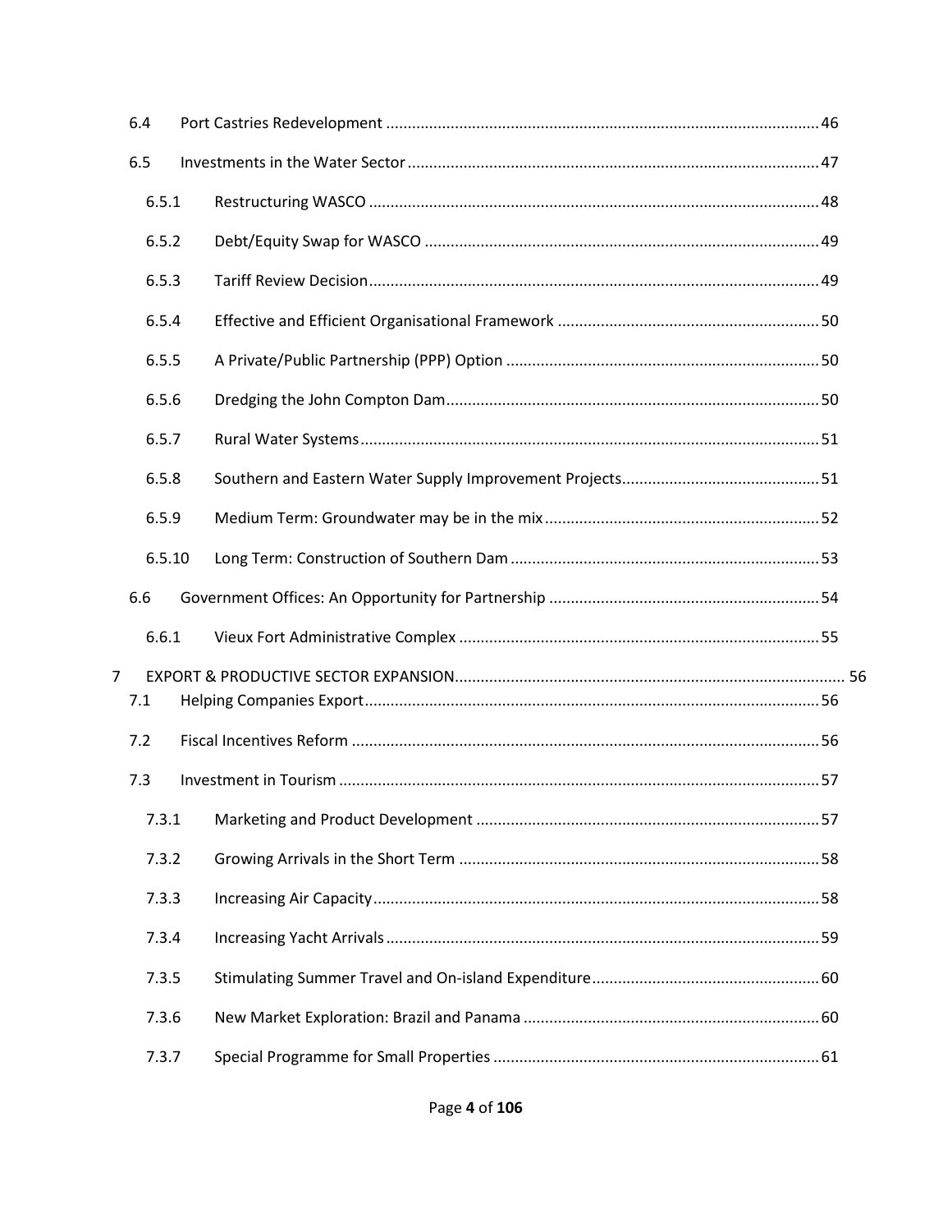6.4 Port Castries Redevelopment ..... 46

6.5 Investments in the Water Sector ..... 47

6.5.1 Restructuring WASCO ..... 48

6.5.2 Debt/Equity Swap for WASCO ..... 49

6.5.3 Tariff Review Decision ..... 49

6.5.4 Effective and Efficient Organisational Framework ..... 50

6.5.5 A Private/Public Partnership (PPP) Option ..... 50

6.5.6 Dredging the John Compton Dam ..... 50

6.5.7 Rural Water Systems ..... 51

6.5.8 Southern and Eastern Water Supply Improvement Projects ..... 51

6.5.9 Medium Term: Groundwater may be in the mix ..... 52

6.5.10 Long Term: Construction of Southern Dam ..... 53

6.6 Government Offices: An Opportunity for Partnership ..... 54

6.6.1 Vieux Fort Administrative Complex ..... 55

7 EXPORT & PRODUCTIVE SECTOR EXPANSION ..... 56

7.1 Helping Companies Export ..... 56

7.2 Fiscal Incentives Reform ..... 56

7.3 Investment in Tourism ..... 57

7.3.1 Marketing and Product Development ..... 57

7.3.2 Growing Arrivals in the Short Term ..... 58

7.3.3 Increasing Air Capacity ..... 58

7.3.4 Increasing Yacht Arrivals ..... 59

7.3.5 Stimulating Summer Travel and On-island Expenditure ..... 60

7.3.6 New Market Exploration: Brazil and Panama ..... 60

7.3.7 Special Programme for Small Properties ..... 61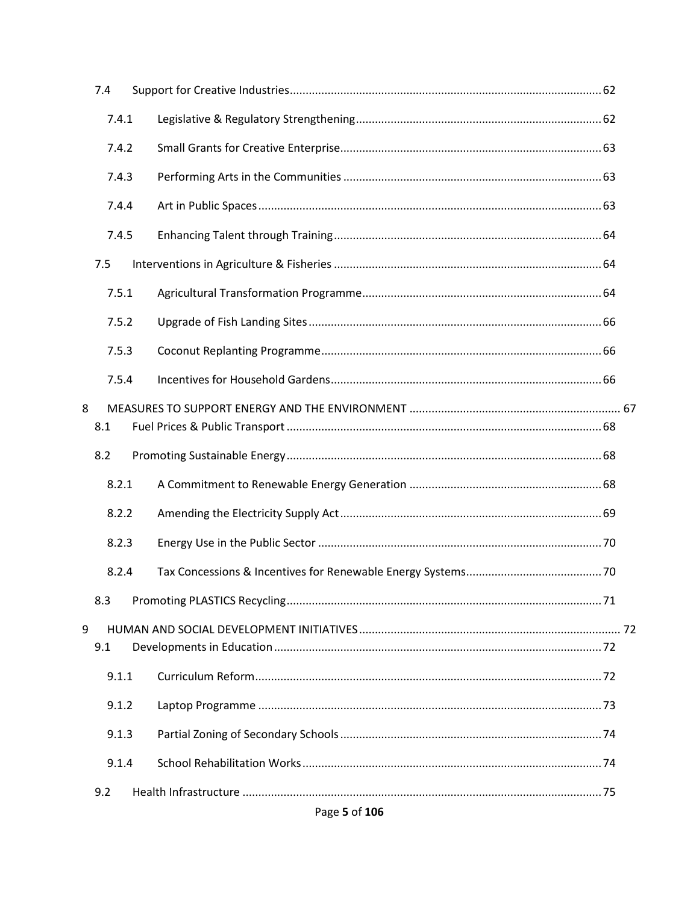7.4 Support for Creative Industries .......... 62

7.4.1 Legislative & Regulatory Strengthening .......... 62

7.4.2 Small Grants for Creative Enterprise .......... 63

7.4.3 Performing Arts in the Communities .......... 63

7.4.4 Art in Public Spaces .......... 63

7.4.5 Enhancing Talent through Training .......... 64

7.5 Interventions in Agriculture & Fisheries .......... 64

7.5.1 Agricultural Transformation Programme .......... 64

7.5.2 Upgrade of Fish Landing Sites .......... 66

7.5.3 Coconut Replanting Programme .......... 66

7.5.4 Incentives for Household Gardens .......... 66

8 MEASURES TO SUPPORT ENERGY AND THE ENVIRONMENT .......... 67

8.1 Fuel Prices & Public Transport .......... 68

8.2 Promoting Sustainable Energy .......... 68

8.2.1 A Commitment to Renewable Energy Generation .......... 68

8.2.2 Amending the Electricity Supply Act .......... 69

8.2.3 Energy Use in the Public Sector .......... 70

8.2.4 Tax Concessions & Incentives for Renewable Energy Systems .......... 70

8.3 Promoting PLASTICS Recycling .......... 71

9 HUMAN AND SOCIAL DEVELOPMENT INITIATIVES .......... 72

9.1 Developments in Education .......... 72

9.1.1 Curriculum Reform .......... 72

9.1.2 Laptop Programme .......... 73

9.1.3 Partial Zoning of Secondary Schools .......... 74

9.1.4 School Rehabilitation Works .......... 74

9.2 Health Infrastructure .......... 75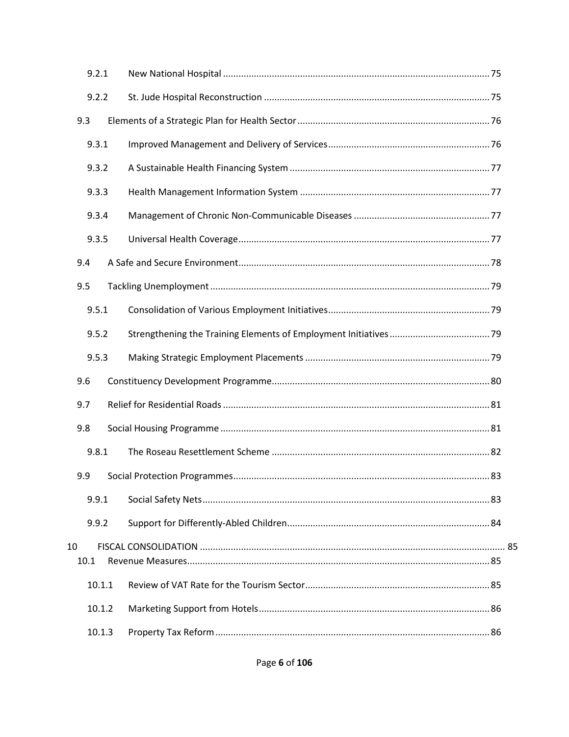- 9.2.1 New National Hospital ..... 75
- 9.2.2 St. Jude Hospital Reconstruction ..... 75
- 9.3 Elements of a Strategic Plan for Health Sector ..... 76
  - 9.3.1 Improved Management and Delivery of Services ..... 76
  - 9.3.2 A Sustainable Health Financing System ..... 77
  - 9.3.3 Health Management Information System ..... 77
  - 9.3.4 Management of Chronic Non-Communicable Diseases ..... 77
  - 9.3.5 Universal Health Coverage ..... 77
- 9.4 A Safe and Secure Environment ..... 78
- 9.5 Tackling Unemployment ..... 79
  - 9.5.1 Consolidation of Various Employment Initiatives ..... 79
  - 9.5.2 Strengthening the Training Elements of Employment Initiatives ..... 79
  - 9.5.3 Making Strategic Employment Placements ..... 79
- 9.6 Constituency Development Programme ..... 80
- 9.7 Relief for Residential Roads ..... 81
- 9.8 Social Housing Programme ..... 81
  - 9.8.1 The Roseau Resettlement Scheme ..... 82
- 9.9 Social Protection Programmes ..... 83
  - 9.9.1 Social Safety Nets ..... 83
  - 9.9.2 Support for Differently-Abled Children ..... 84

10 FISCAL CONSOLIDATION ..... 85

- 10.1 Revenue Measures ..... 85
  - 10.1.1 Review of VAT Rate for the Tourism Sector ..... 85
  - 10.1.2 Marketing Support from Hotels ..... 86
  - 10.1.3 Property Tax Reform ..... 86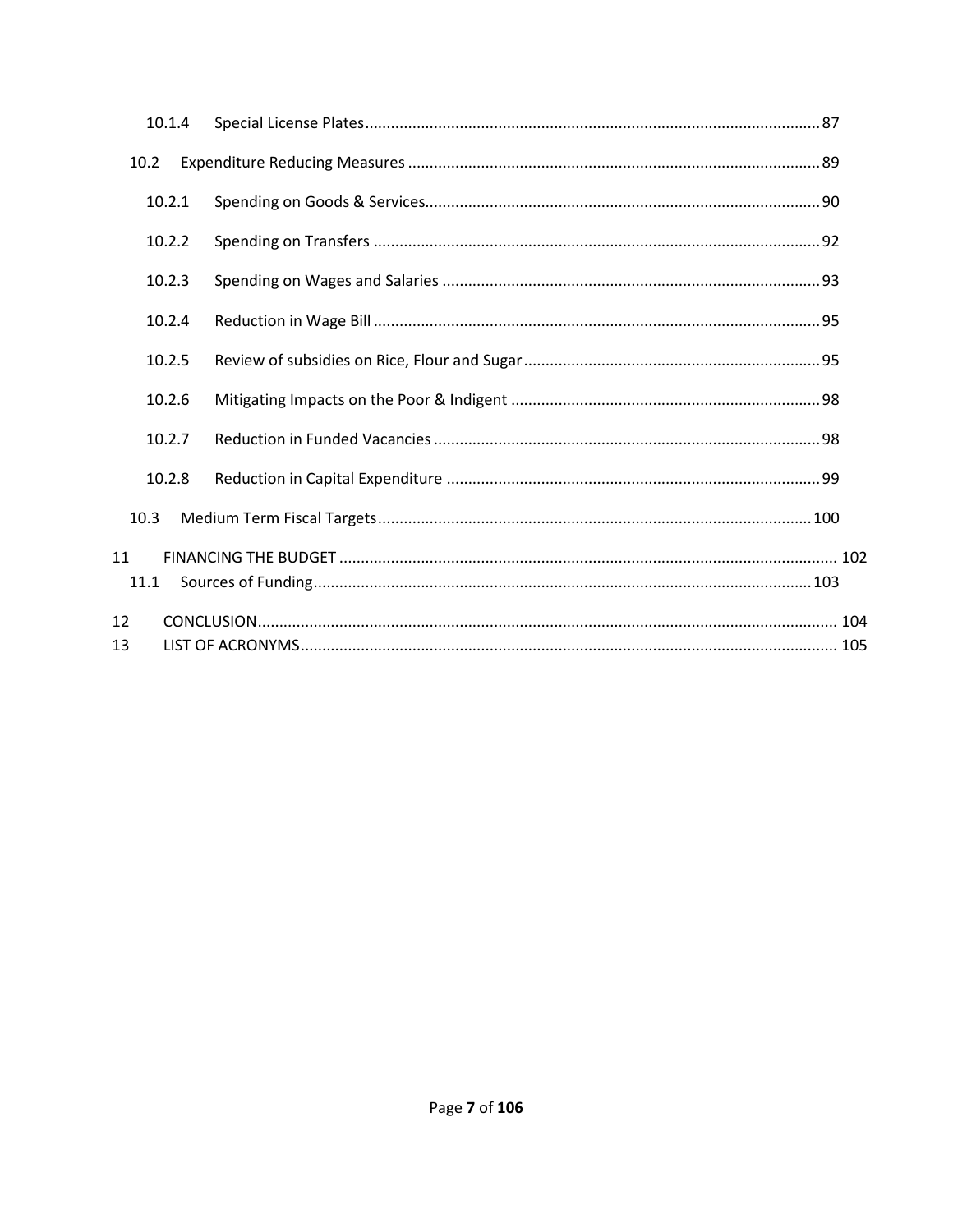10.1.4 Special License Plates ........................................................................................................ 87

10.2 Expenditure Reducing Measures ............................................................................................... 89

10.2.1 Spending on Goods & Services............................................................................................ 90

10.2.2 Spending on Transfers ........................................................................................................ 92

10.2.3 Spending on Wages and Salaries ........................................................................................ 93

10.2.4 Reduction in Wage Bill ........................................................................................................ 95

10.2.5 Review of subsidies on Rice, Flour and Sugar ..................................................................... 95

10.2.6 Mitigating Impacts on the Poor & Indigent ........................................................................ 98

10.2.7 Reduction in Funded Vacancies .......................................................................................... 98

10.2.8 Reduction in Capital Expenditure ....................................................................................... 99

10.3 Medium Term Fiscal Targets .................................................................................................... 100

11 FINANCING THE BUDGET ................................................................................................................... 102

11.1 Sources of Funding .................................................................................................................... 103

12 CONCLUSION ...................................................................................................................................... 104

13 LIST OF ACRONYMS ............................................................................................................................ 105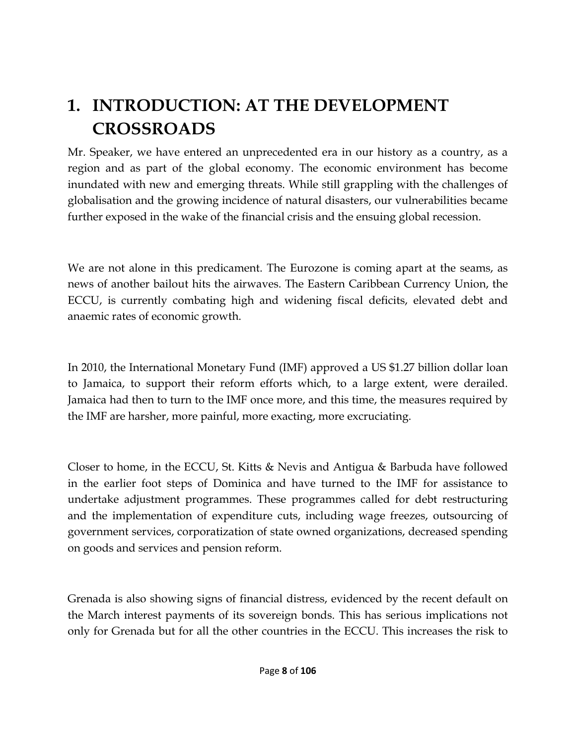# 1. INTRODUCTION: AT THE DEVELOPMENT CROSSROADS

Mr. Speaker, we have entered an unprecedented era in our history as a country, as a region and as part of the global economy. The economic environment has become inundated with new and emerging threats. While still grappling with the challenges of globalisation and the growing incidence of natural disasters, our vulnerabilities became further exposed in the wake of the financial crisis and the ensuing global recession.

We are not alone in this predicament. The Eurozone is coming apart at the seams, as news of another bailout hits the airwaves. The Eastern Caribbean Currency Union, the ECCU, is currently combating high and widening fiscal deficits, elevated debt and anaemic rates of economic growth.

In 2010, the International Monetary Fund (IMF) approved a US $1.27 billion dollar loan to Jamaica, to support their reform efforts which, to a large extent, were derailed. Jamaica had then to turn to the IMF once more, and this time, the measures required by the IMF are harsher, more painful, more exacting, more excruciating.

Closer to home, in the ECCU, St. Kitts & Nevis and Antigua & Barbuda have followed in the earlier foot steps of Dominica and have turned to the IMF for assistance to undertake adjustment programmes. These programmes called for debt restructuring and the implementation of expenditure cuts, including wage freezes, outsourcing of government services, corporatization of state owned organizations, decreased spending on goods and services and pension reform.

Grenada is also showing signs of financial distress, evidenced by the recent default on the March interest payments of its sovereign bonds. This has serious implications not only for Grenada but for all the other countries in the ECCU. This increases the risk to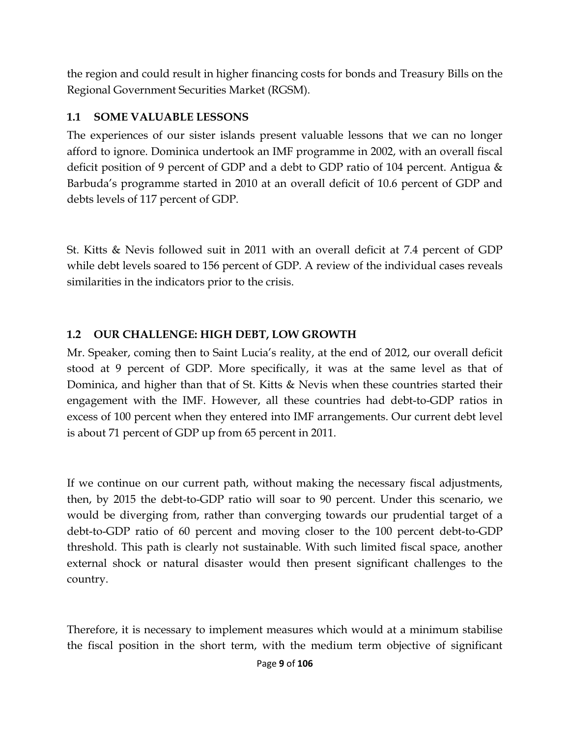the region and could result in higher financing costs for bonds and Treasury Bills on the Regional Government Securities Market (RGSM).

### 1.1 SOME VALUABLE LESSONS

The experiences of our sister islands present valuable lessons that we can no longer afford to ignore. Dominica undertook an IMF programme in 2002, with an overall fiscal deficit position of 9 percent of GDP and a debt to GDP ratio of 104 percent. Antigua & Barbuda's programme started in 2010 at an overall deficit of 10.6 percent of GDP and debts levels of 117 percent of GDP.

St. Kitts & Nevis followed suit in 2011 with an overall deficit at 7.4 percent of GDP while debt levels soared to 156 percent of GDP. A review of the individual cases reveals similarities in the indicators prior to the crisis.

### 1.2 OUR CHALLENGE: HIGH DEBT, LOW GROWTH

Mr. Speaker, coming then to Saint Lucia's reality, at the end of 2012, our overall deficit stood at 9 percent of GDP. More specifically, it was at the same level as that of Dominica, and higher than that of St. Kitts & Nevis when these countries started their engagement with the IMF. However, all these countries had debt-to-GDP ratios in excess of 100 percent when they entered into IMF arrangements. Our current debt level is about 71 percent of GDP up from 65 percent in 2011.

If we continue on our current path, without making the necessary fiscal adjustments, then, by 2015 the debt-to-GDP ratio will soar to 90 percent. Under this scenario, we would be diverging from, rather than converging towards our prudential target of a debt-to-GDP ratio of 60 percent and moving closer to the 100 percent debt-to-GDP threshold. This path is clearly not sustainable. With such limited fiscal space, another external shock or natural disaster would then present significant challenges to the country.

Therefore, it is necessary to implement measures which would at a minimum stabilise the fiscal position in the short term, with the medium term objective of significant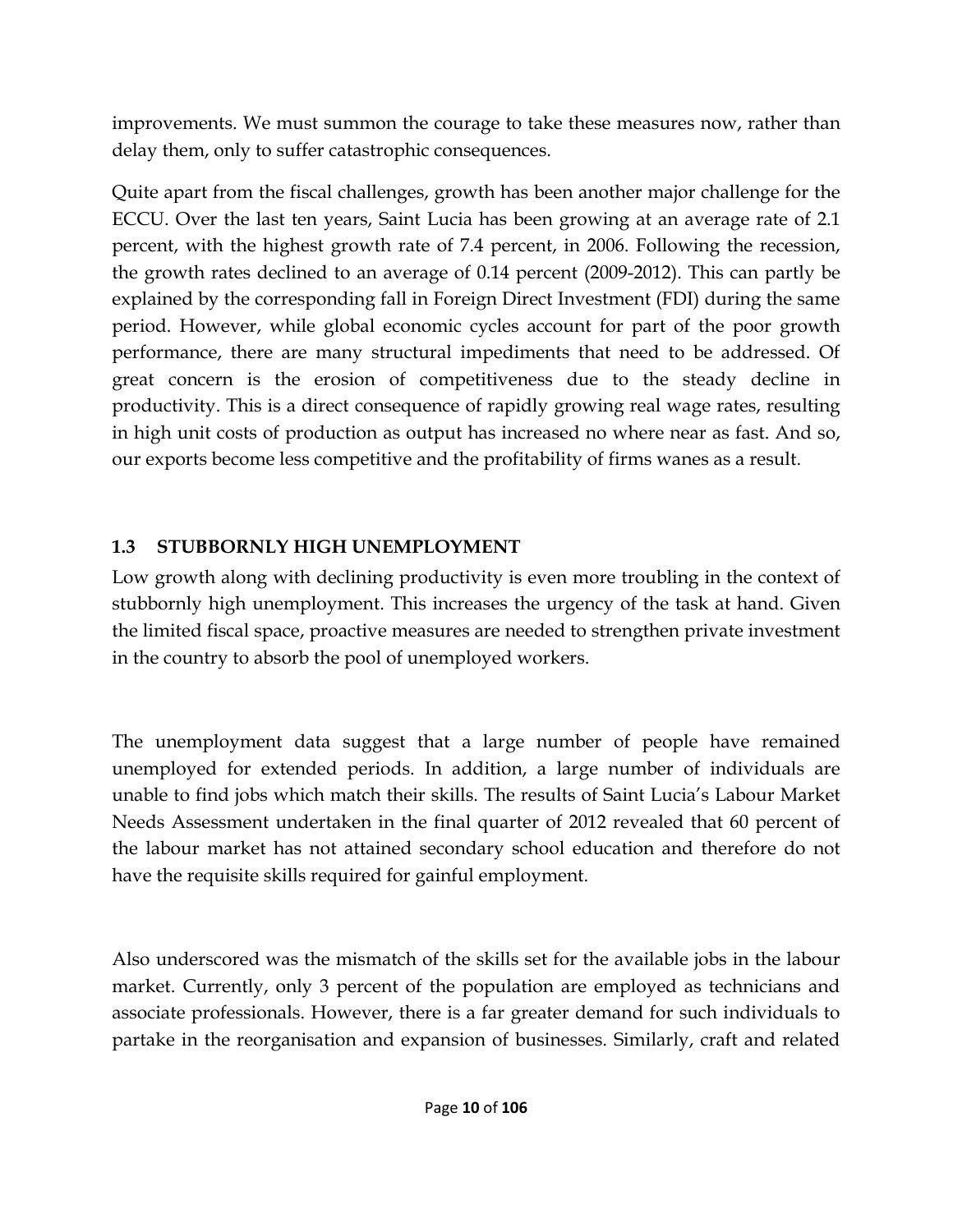improvements. We must summon the courage to take these measures now, rather than delay them, only to suffer catastrophic consequences.

Quite apart from the fiscal challenges, growth has been another major challenge for the ECCU. Over the last ten years, Saint Lucia has been growing at an average rate of 2.1 percent, with the highest growth rate of 7.4 percent, in 2006. Following the recession, the growth rates declined to an average of 0.14 percent (2009-2012). This can partly be explained by the corresponding fall in Foreign Direct Investment (FDI) during the same period. However, while global economic cycles account for part of the poor growth performance, there are many structural impediments that need to be addressed. Of great concern is the erosion of competitiveness due to the steady decline in productivity. This is a direct consequence of rapidly growing real wage rates, resulting in high unit costs of production as output has increased no where near as fast. And so, our exports become less competitive and the profitability of firms wanes as a result.

### 1.3 STUBBORNLY HIGH UNEMPLOYMENT

Low growth along with declining productivity is even more troubling in the context of stubbornly high unemployment. This increases the urgency of the task at hand. Given the limited fiscal space, proactive measures are needed to strengthen private investment in the country to absorb the pool of unemployed workers.

The unemployment data suggest that a large number of people have remained unemployed for extended periods. In addition, a large number of individuals are unable to find jobs which match their skills. The results of Saint Lucia's Labour Market Needs Assessment undertaken in the final quarter of 2012 revealed that 60 percent of the labour market has not attained secondary school education and therefore do not have the requisite skills required for gainful employment.

Also underscored was the mismatch of the skills set for the available jobs in the labour market. Currently, only 3 percent of the population are employed as technicians and associate professionals. However, there is a far greater demand for such individuals to partake in the reorganisation and expansion of businesses. Similarly, craft and related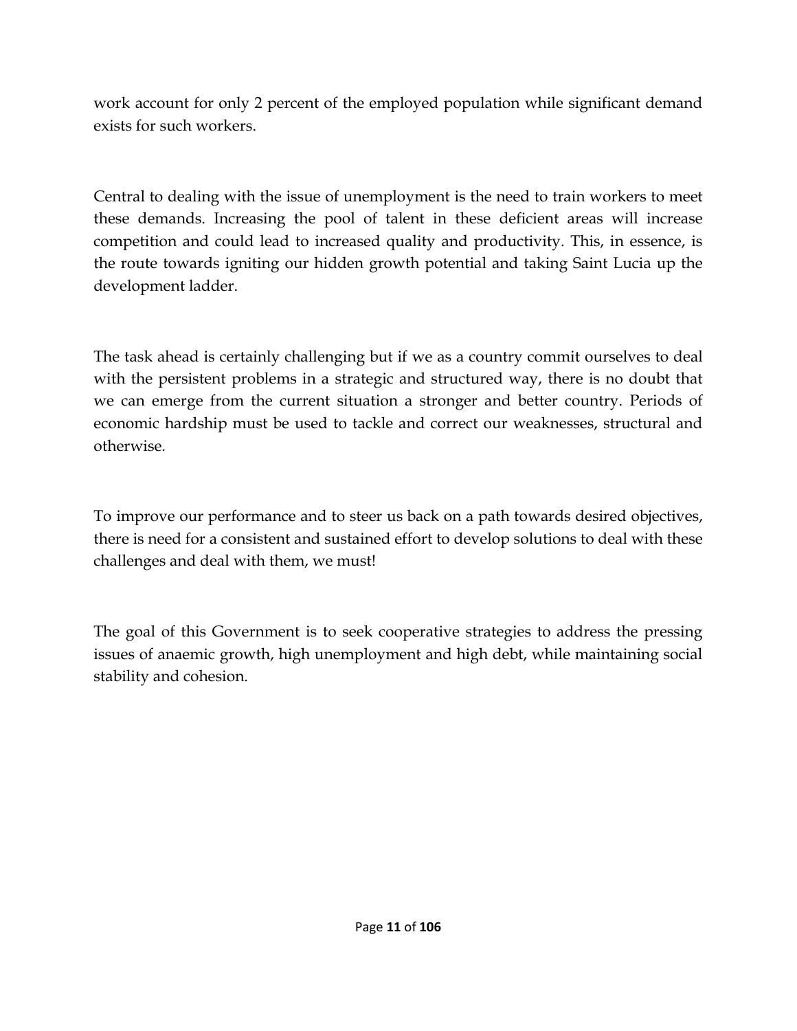work account for only 2 percent of the employed population while significant demand exists for such workers.

Central to dealing with the issue of unemployment is the need to train workers to meet these demands. Increasing the pool of talent in these deficient areas will increase competition and could lead to increased quality and productivity. This, in essence, is the route towards igniting our hidden growth potential and taking Saint Lucia up the development ladder.

The task ahead is certainly challenging but if we as a country commit ourselves to deal with the persistent problems in a strategic and structured way, there is no doubt that we can emerge from the current situation a stronger and better country. Periods of economic hardship must be used to tackle and correct our weaknesses, structural and otherwise.

To improve our performance and to steer us back on a path towards desired objectives, there is need for a consistent and sustained effort to develop solutions to deal with these challenges and deal with them, we must!

The goal of this Government is to seek cooperative strategies to address the pressing issues of anaemic growth, high unemployment and high debt, while maintaining social stability and cohesion.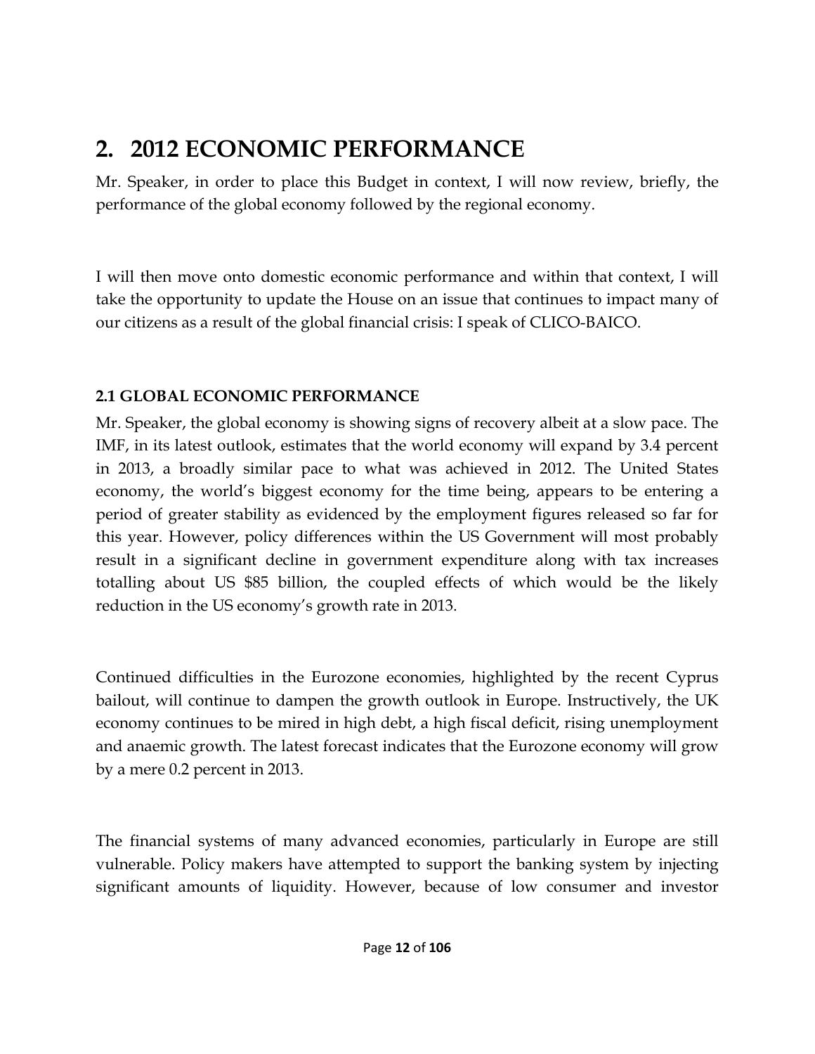# 2. 2012 ECONOMIC PERFORMANCE

Mr. Speaker, in order to place this Budget in context, I will now review, briefly, the performance of the global economy followed by the regional economy.

I will then move onto domestic economic performance and within that context, I will take the opportunity to update the House on an issue that continues to impact many of our citizens as a result of the global financial crisis: I speak of CLICO-BAICO.

## 2.1 GLOBAL ECONOMIC PERFORMANCE

Mr. Speaker, the global economy is showing signs of recovery albeit at a slow pace. The IMF, in its latest outlook, estimates that the world economy will expand by 3.4 percent in 2013, a broadly similar pace to what was achieved in 2012. The United States economy, the world's biggest economy for the time being, appears to be entering a period of greater stability as evidenced by the employment figures released so far for this year. However, policy differences within the US Government will most probably result in a significant decline in government expenditure along with tax increases totalling about US $85 billion, the coupled effects of which would be the likely reduction in the US economy's growth rate in 2013.

Continued difficulties in the Eurozone economies, highlighted by the recent Cyprus bailout, will continue to dampen the growth outlook in Europe. Instructively, the UK economy continues to be mired in high debt, a high fiscal deficit, rising unemployment and anaemic growth. The latest forecast indicates that the Eurozone economy will grow by a mere 0.2 percent in 2013.

The financial systems of many advanced economies, particularly in Europe are still vulnerable. Policy makers have attempted to support the banking system by injecting significant amounts of liquidity. However, because of low consumer and investor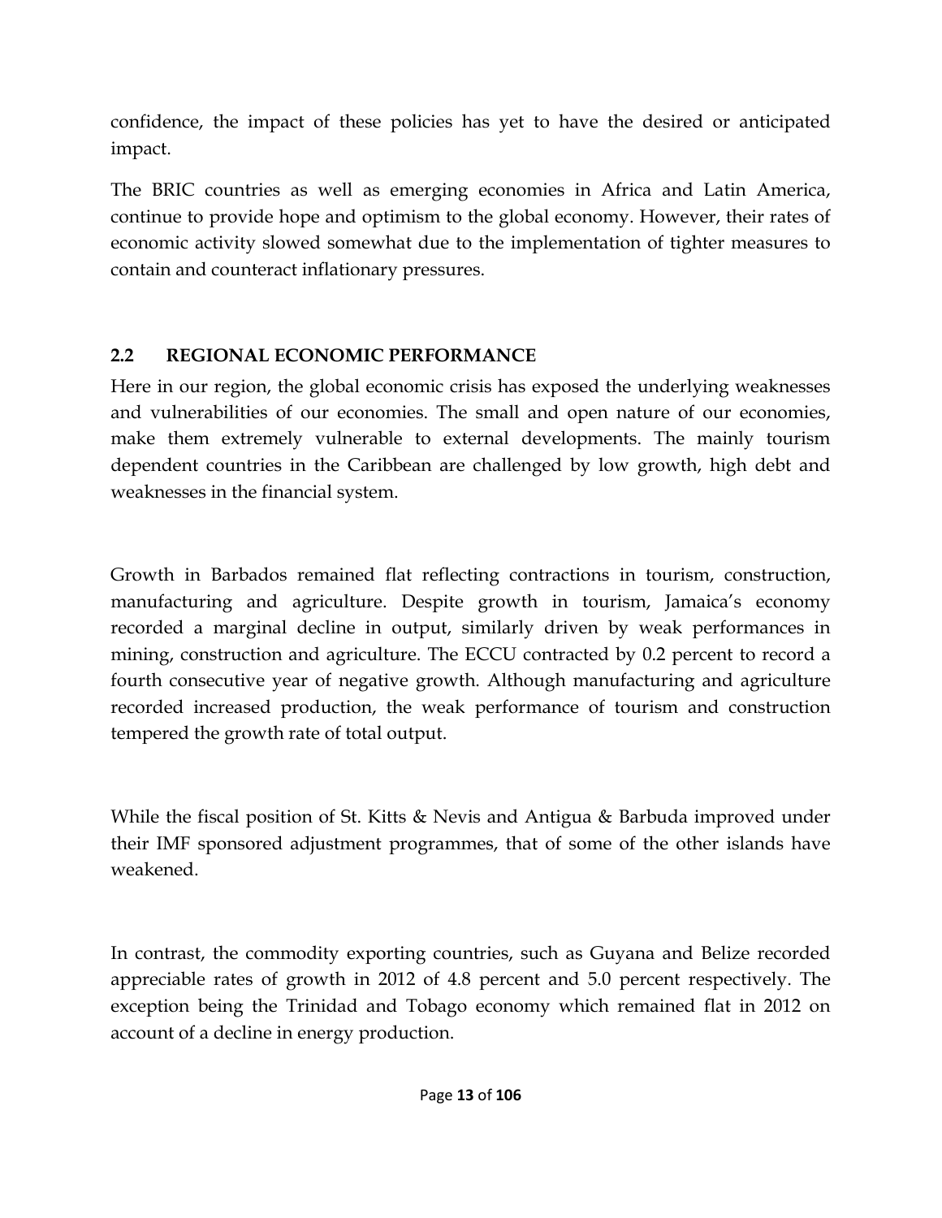confidence, the impact of these policies has yet to have the desired or anticipated impact.

The BRIC countries as well as emerging economies in Africa and Latin America, continue to provide hope and optimism to the global economy. However, their rates of economic activity slowed somewhat due to the implementation of tighter measures to contain and counteract inflationary pressures.

## 2.2 REGIONAL ECONOMIC PERFORMANCE

Here in our region, the global economic crisis has exposed the underlying weaknesses and vulnerabilities of our economies. The small and open nature of our economies, make them extremely vulnerable to external developments. The mainly tourism dependent countries in the Caribbean are challenged by low growth, high debt and weaknesses in the financial system.

Growth in Barbados remained flat reflecting contractions in tourism, construction, manufacturing and agriculture. Despite growth in tourism, Jamaica's economy recorded a marginal decline in output, similarly driven by weak performances in mining, construction and agriculture. The ECCU contracted by 0.2 percent to record a fourth consecutive year of negative growth. Although manufacturing and agriculture recorded increased production, the weak performance of tourism and construction tempered the growth rate of total output.

While the fiscal position of St. Kitts & Nevis and Antigua & Barbuda improved under their IMF sponsored adjustment programmes, that of some of the other islands have weakened.

In contrast, the commodity exporting countries, such as Guyana and Belize recorded appreciable rates of growth in 2012 of 4.8 percent and 5.0 percent respectively. The exception being the Trinidad and Tobago economy which remained flat in 2012 on account of a decline in energy production.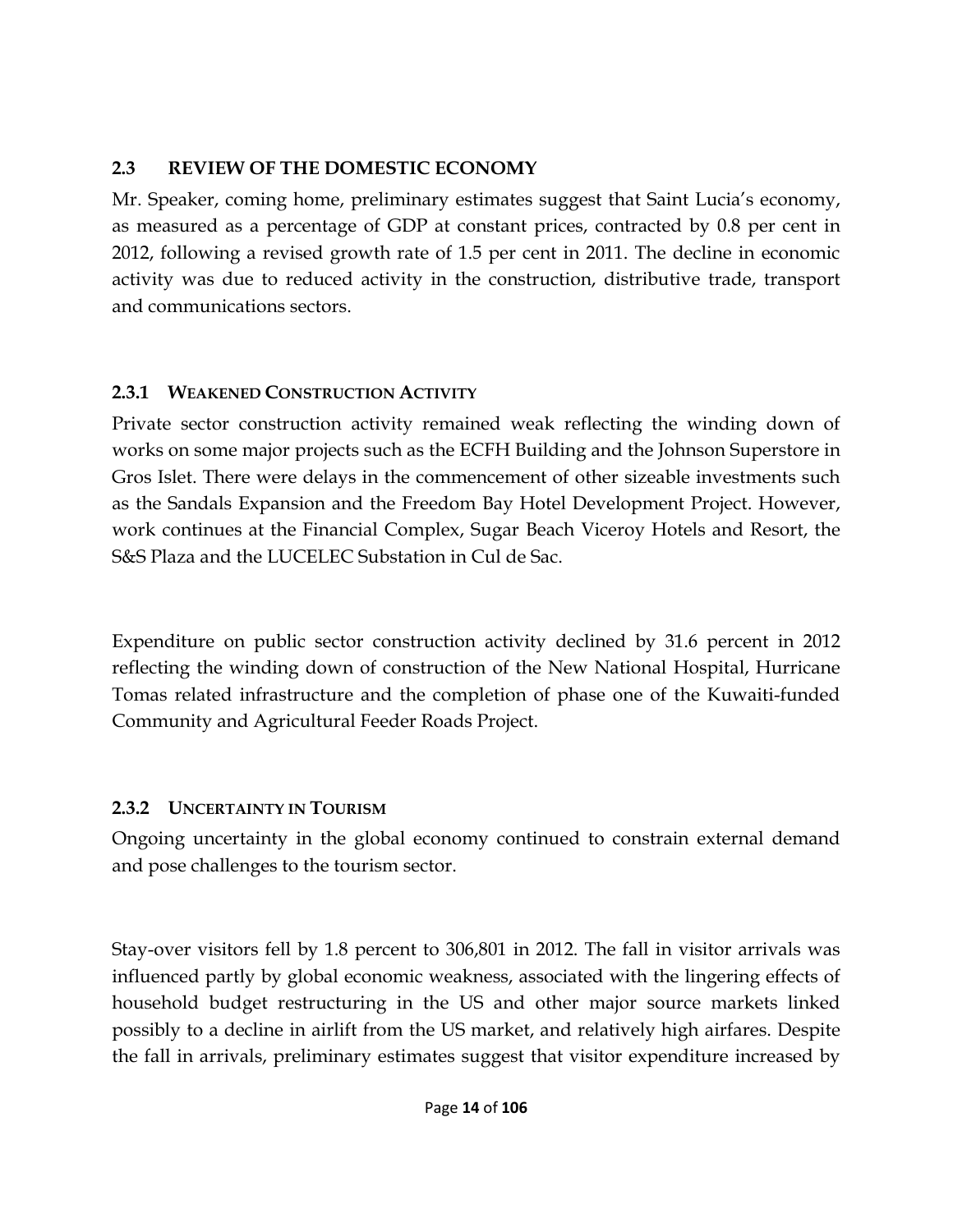## 2.3 REVIEW OF THE DOMESTIC ECONOMY

Mr. Speaker, coming home, preliminary estimates suggest that Saint Lucia's economy, as measured as a percentage of GDP at constant prices, contracted by 0.8 per cent in 2012, following a revised growth rate of 1.5 per cent in 2011. The decline in economic activity was due to reduced activity in the construction, distributive trade, transport and communications sectors.

### 2.3.1 WEAKENED CONSTRUCTION ACTIVITY

Private sector construction activity remained weak reflecting the winding down of works on some major projects such as the ECFH Building and the Johnson Superstore in Gros Islet. There were delays in the commencement of other sizeable investments such as the Sandals Expansion and the Freedom Bay Hotel Development Project. However, work continues at the Financial Complex, Sugar Beach Viceroy Hotels and Resort, the S&S Plaza and the LUCELEC Substation in Cul de Sac.

Expenditure on public sector construction activity declined by 31.6 percent in 2012 reflecting the winding down of construction of the New National Hospital, Hurricane Tomas related infrastructure and the completion of phase one of the Kuwaiti-funded Community and Agricultural Feeder Roads Project.

### 2.3.2 UNCERTAINTY IN TOURISM

Ongoing uncertainty in the global economy continued to constrain external demand and pose challenges to the tourism sector.

Stay-over visitors fell by 1.8 percent to 306,801 in 2012. The fall in visitor arrivals was influenced partly by global economic weakness, associated with the lingering effects of household budget restructuring in the US and other major source markets linked possibly to a decline in airlift from the US market, and relatively high airfares. Despite the fall in arrivals, preliminary estimates suggest that visitor expenditure increased by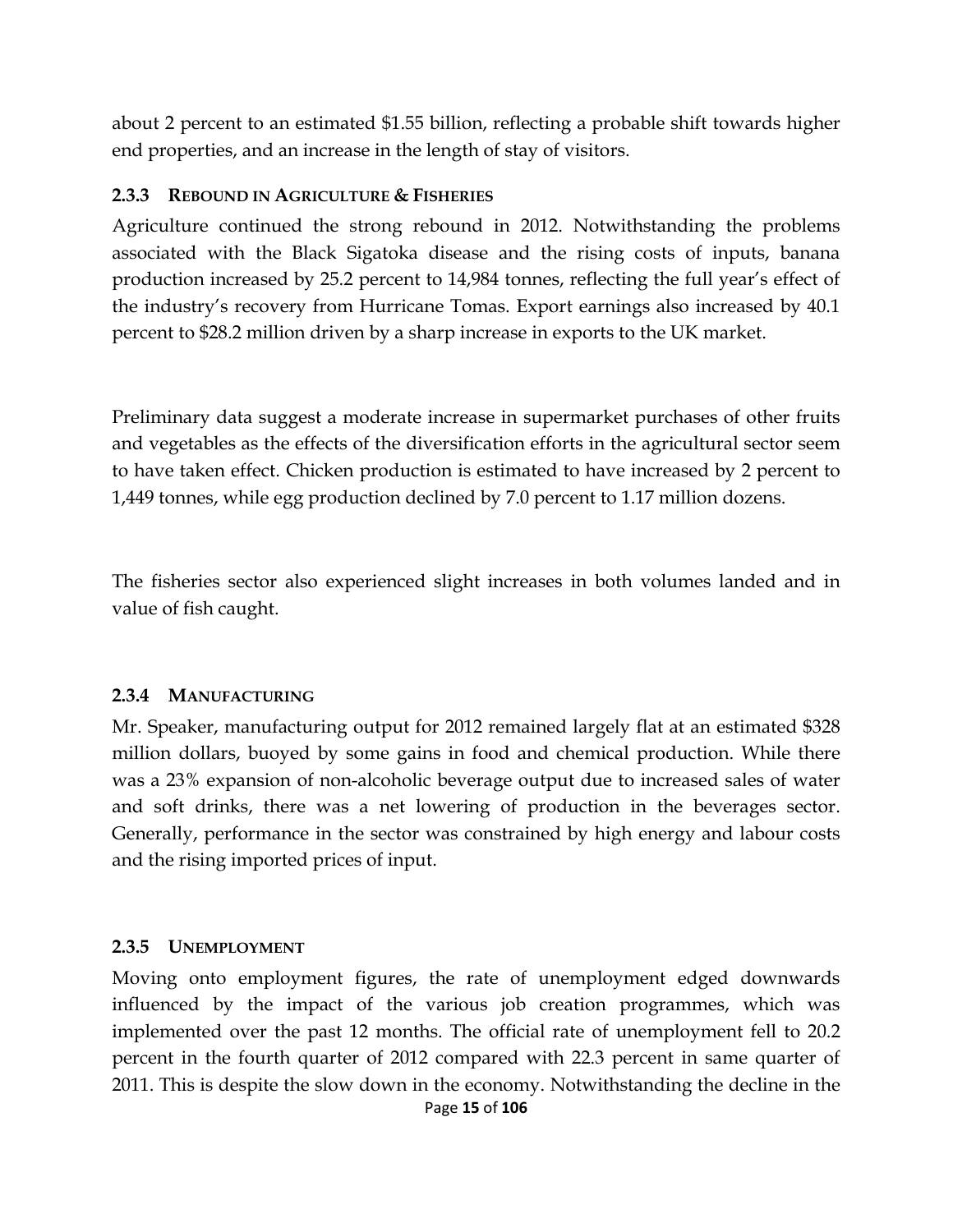about 2 percent to an estimated $1.55 billion, reflecting a probable shift towards higher end properties, and an increase in the length of stay of visitors.

### 2.3.3 Rebound in Agriculture & Fisheries

Agriculture continued the strong rebound in 2012. Notwithstanding the problems associated with the Black Sigatoka disease and the rising costs of inputs, banana production increased by 25.2 percent to 14,984 tonnes, reflecting the full year's effect of the industry's recovery from Hurricane Tomas. Export earnings also increased by 40.1 percent to $28.2 million driven by a sharp increase in exports to the UK market.

Preliminary data suggest a moderate increase in supermarket purchases of other fruits and vegetables as the effects of the diversification efforts in the agricultural sector seem to have taken effect. Chicken production is estimated to have increased by 2 percent to 1,449 tonnes, while egg production declined by 7.0 percent to 1.17 million dozens.

The fisheries sector also experienced slight increases in both volumes landed and in value of fish caught.

### 2.3.4 Manufacturing

Mr. Speaker, manufacturing output for 2012 remained largely flat at an estimated $328 million dollars, buoyed by some gains in food and chemical production. While there was a 23% expansion of non-alcoholic beverage output due to increased sales of water and soft drinks, there was a net lowering of production in the beverages sector. Generally, performance in the sector was constrained by high energy and labour costs and the rising imported prices of input.

### 2.3.5 Unemployment

Moving onto employment figures, the rate of unemployment edged downwards influenced by the impact of the various job creation programmes, which was implemented over the past 12 months. The official rate of unemployment fell to 20.2 percent in the fourth quarter of 2012 compared with 22.3 percent in same quarter of 2011. This is despite the slow down in the economy. Notwithstanding the decline in the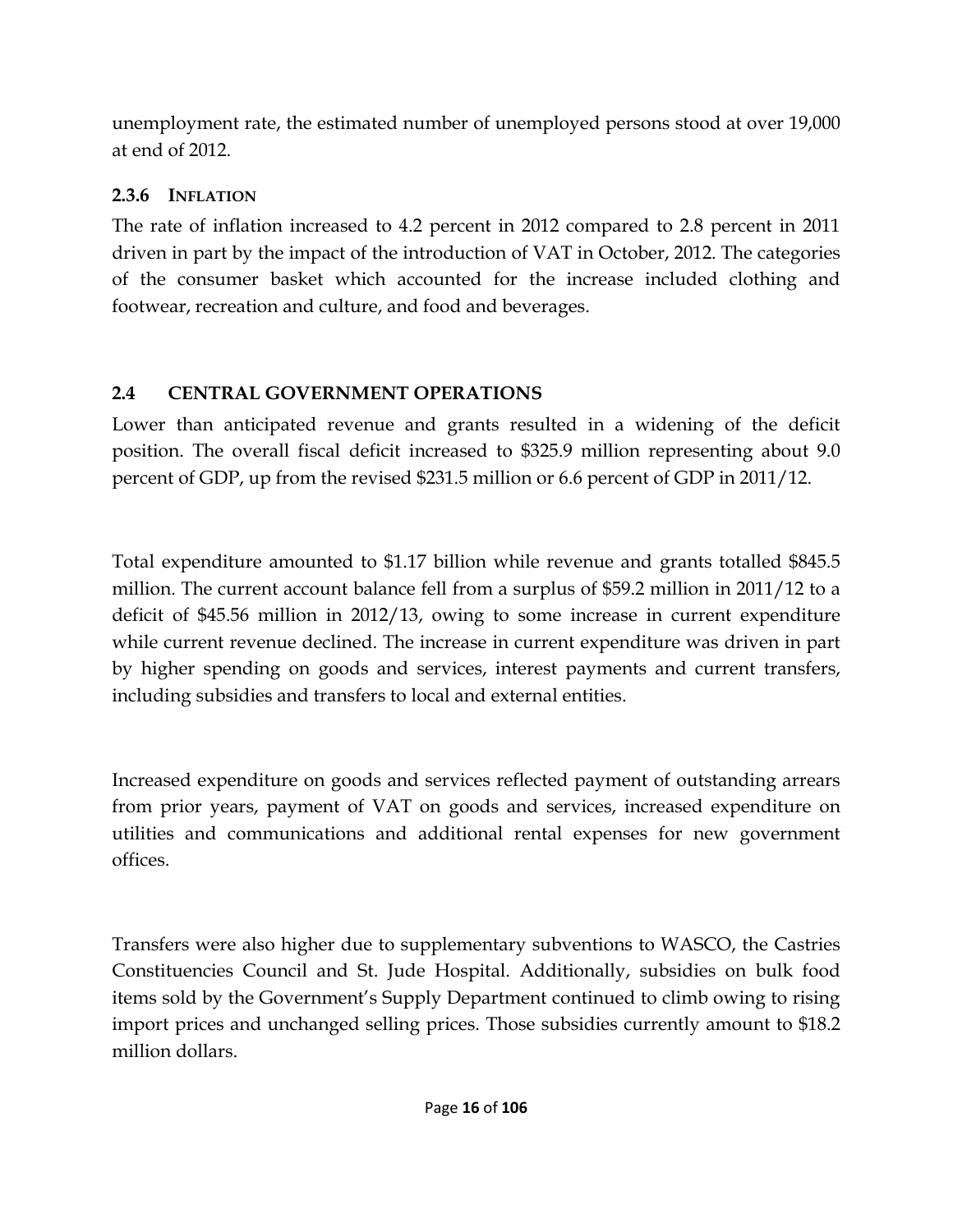unemployment rate, the estimated number of unemployed persons stood at over 19,000 at end of 2012.

### 2.3.6 INFLATION

The rate of inflation increased to 4.2 percent in 2012 compared to 2.8 percent in 2011 driven in part by the impact of the introduction of VAT in October, 2012. The categories of the consumer basket which accounted for the increase included clothing and footwear, recreation and culture, and food and beverages.

## 2.4 CENTRAL GOVERNMENT OPERATIONS

Lower than anticipated revenue and grants resulted in a widening of the deficit position. The overall fiscal deficit increased to $325.9 million representing about 9.0 percent of GDP, up from the revised $231.5 million or 6.6 percent of GDP in 2011/12.

Total expenditure amounted to $1.17 billion while revenue and grants totalled $845.5 million. The current account balance fell from a surplus of $59.2 million in 2011/12 to a deficit of $45.56 million in 2012/13, owing to some increase in current expenditure while current revenue declined. The increase in current expenditure was driven in part by higher spending on goods and services, interest payments and current transfers, including subsidies and transfers to local and external entities.

Increased expenditure on goods and services reflected payment of outstanding arrears from prior years, payment of VAT on goods and services, increased expenditure on utilities and communications and additional rental expenses for new government offices.

Transfers were also higher due to supplementary subventions to WASCO, the Castries Constituencies Council and St. Jude Hospital. Additionally, subsidies on bulk food items sold by the Government's Supply Department continued to climb owing to rising import prices and unchanged selling prices. Those subsidies currently amount to $18.2 million dollars.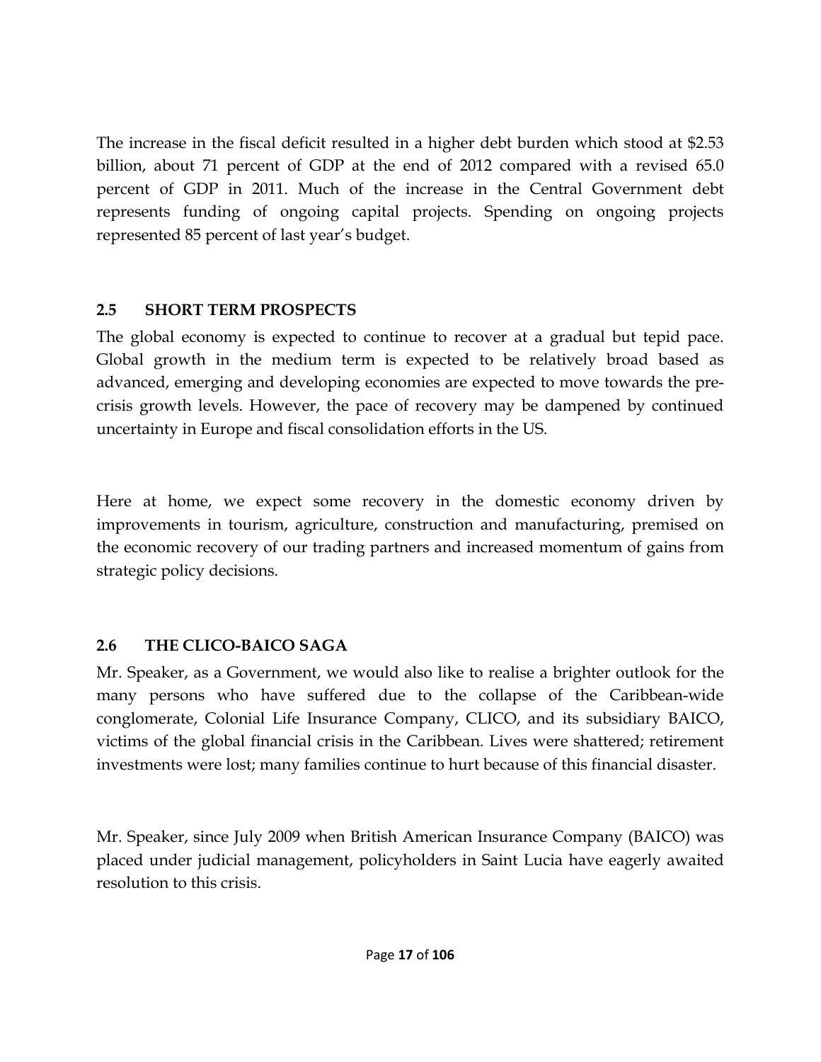The increase in the fiscal deficit resulted in a higher debt burden which stood at $2.53 billion, about 71 percent of GDP at the end of 2012 compared with a revised 65.0 percent of GDP in 2011. Much of the increase in the Central Government debt represents funding of ongoing capital projects. Spending on ongoing projects represented 85 percent of last year's budget.

## 2.5 SHORT TERM PROSPECTS

The global economy is expected to continue to recover at a gradual but tepid pace. Global growth in the medium term is expected to be relatively broad based as advanced, emerging and developing economies are expected to move towards the pre-crisis growth levels. However, the pace of recovery may be dampened by continued uncertainty in Europe and fiscal consolidation efforts in the US.

Here at home, we expect some recovery in the domestic economy driven by improvements in tourism, agriculture, construction and manufacturing, premised on the economic recovery of our trading partners and increased momentum of gains from strategic policy decisions.

## 2.6 THE CLICO-BAICO SAGA

Mr. Speaker, as a Government, we would also like to realise a brighter outlook for the many persons who have suffered due to the collapse of the Caribbean-wide conglomerate, Colonial Life Insurance Company, CLICO, and its subsidiary BAICO, victims of the global financial crisis in the Caribbean. Lives were shattered; retirement investments were lost; many families continue to hurt because of this financial disaster.

Mr. Speaker, since July 2009 when British American Insurance Company (BAICO) was placed under judicial management, policyholders in Saint Lucia have eagerly awaited resolution to this crisis.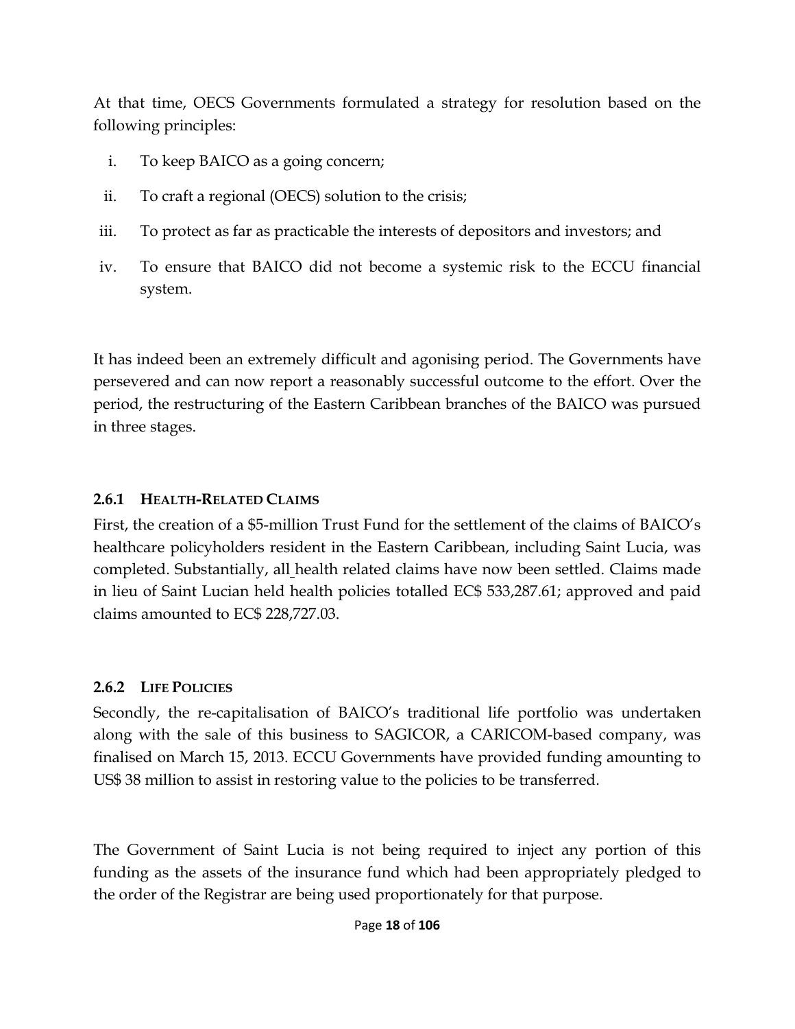At that time, OECS Governments formulated a strategy for resolution based on the following principles:

i. To keep BAICO as a going concern;
ii. To craft a regional (OECS) solution to the crisis;
iii. To protect as far as practicable the interests of depositors and investors; and
iv. To ensure that BAICO did not become a systemic risk to the ECCU financial system.

It has indeed been an extremely difficult and agonising period. The Governments have persevered and can now report a reasonably successful outcome to the effort. Over the period, the restructuring of the Eastern Caribbean branches of the BAICO was pursued in three stages.

### 2.6.1 HEALTH-RELATED CLAIMS

First, the creation of a $5-million Trust Fund for the settlement of the claims of BAICO's healthcare policyholders resident in the Eastern Caribbean, including Saint Lucia, was completed. Substantially, all health related claims have now been settled. Claims made in lieu of Saint Lucian held health policies totalled EC$ 533,287.61; approved and paid claims amounted to EC$ 228,727.03.

### 2.6.2 LIFE POLICIES

Secondly, the re-capitalisation of BAICO's traditional life portfolio was undertaken along with the sale of this business to SAGICOR, a CARICOM-based company, was finalised on March 15, 2013. ECCU Governments have provided funding amounting to US$ 38 million to assist in restoring value to the policies to be transferred.

The Government of Saint Lucia is not being required to inject any portion of this funding as the assets of the insurance fund which had been appropriately pledged to the order of the Registrar are being used proportionately for that purpose.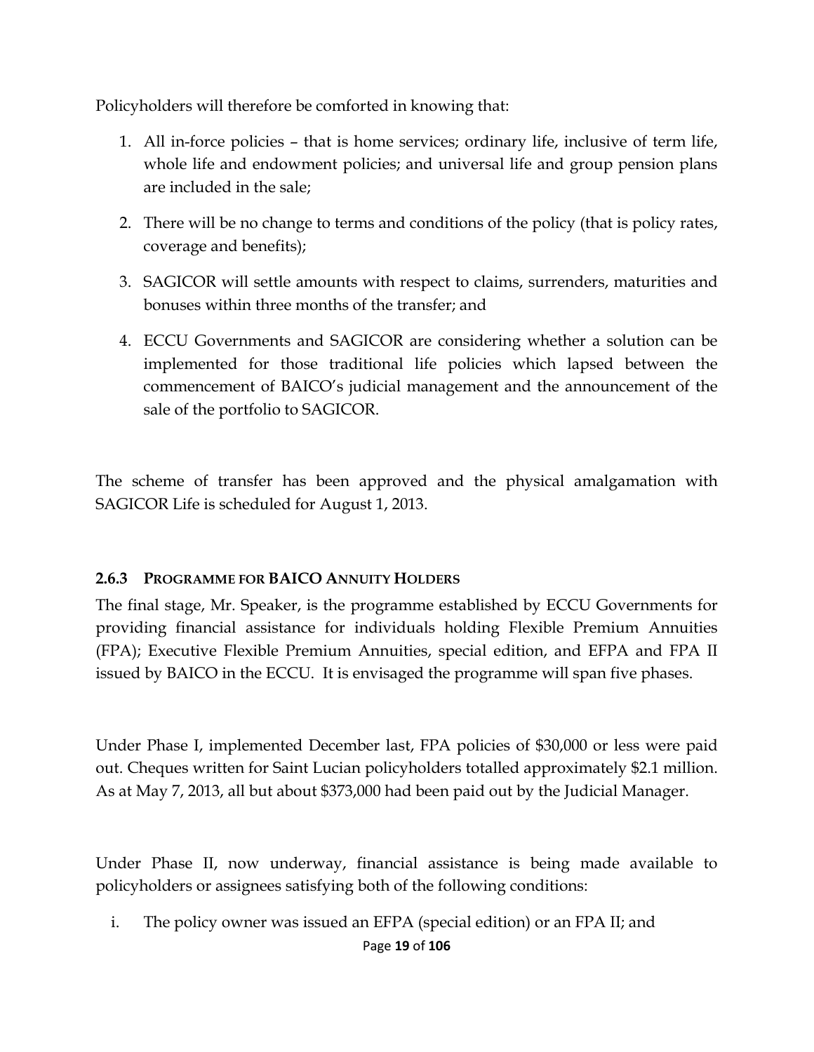Policyholders will therefore be comforted in knowing that:

1. All in-force policies – that is home services; ordinary life, inclusive of term life, whole life and endowment policies; and universal life and group pension plans are included in the sale;

2. There will be no change to terms and conditions of the policy (that is policy rates, coverage and benefits);

3. SAGICOR will settle amounts with respect to claims, surrenders, maturities and bonuses within three months of the transfer; and

4. ECCU Governments and SAGICOR are considering whether a solution can be implemented for those traditional life policies which lapsed between the commencement of BAICO's judicial management and the announcement of the sale of the portfolio to SAGICOR.

The scheme of transfer has been approved and the physical amalgamation with SAGICOR Life is scheduled for August 1, 2013.

### 2.6.3 PROGRAMME FOR BAICO ANNUITY HOLDERS

The final stage, Mr. Speaker, is the programme established by ECCU Governments for providing financial assistance for individuals holding Flexible Premium Annuities (FPA); Executive Flexible Premium Annuities, special edition, and EFPA and FPA II issued by BAICO in the ECCU. It is envisaged the programme will span five phases.

Under Phase I, implemented December last, FPA policies of $30,000 or less were paid out. Cheques written for Saint Lucian policyholders totalled approximately $2.1 million. As at May 7, 2013, all but about $373,000 had been paid out by the Judicial Manager.

Under Phase II, now underway, financial assistance is being made available to policyholders or assignees satisfying both of the following conditions:

i. The policy owner was issued an EFPA (special edition) or an FPA II; and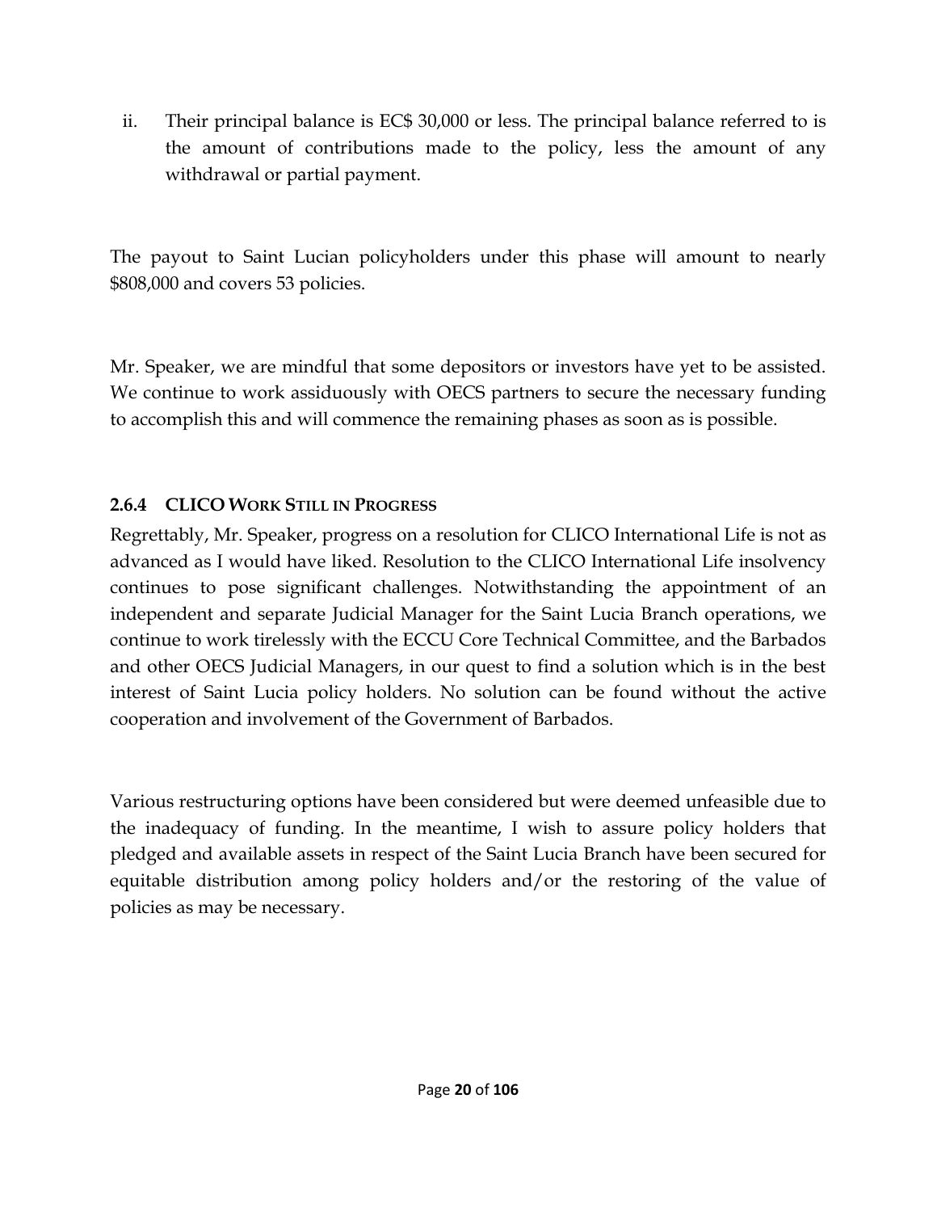ii. Their principal balance is EC$ 30,000 or less. The principal balance referred to is the amount of contributions made to the policy, less the amount of any withdrawal or partial payment.

The payout to Saint Lucian policyholders under this phase will amount to nearly $808,000 and covers 53 policies.

Mr. Speaker, we are mindful that some depositors or investors have yet to be assisted. We continue to work assiduously with OECS partners to secure the necessary funding to accomplish this and will commence the remaining phases as soon as is possible.

#### 2.6.4 CLICO Work Still in Progress

Regrettably, Mr. Speaker, progress on a resolution for CLICO International Life is not as advanced as I would have liked. Resolution to the CLICO International Life insolvency continues to pose significant challenges. Notwithstanding the appointment of an independent and separate Judicial Manager for the Saint Lucia Branch operations, we continue to work tirelessly with the ECCU Core Technical Committee, and the Barbados and other OECS Judicial Managers, in our quest to find a solution which is in the best interest of Saint Lucia policy holders. No solution can be found without the active cooperation and involvement of the Government of Barbados.

Various restructuring options have been considered but were deemed unfeasible due to the inadequacy of funding. In the meantime, I wish to assure policy holders that pledged and available assets in respect of the Saint Lucia Branch have been secured for equitable distribution among policy holders and/or the restoring of the value of policies as may be necessary.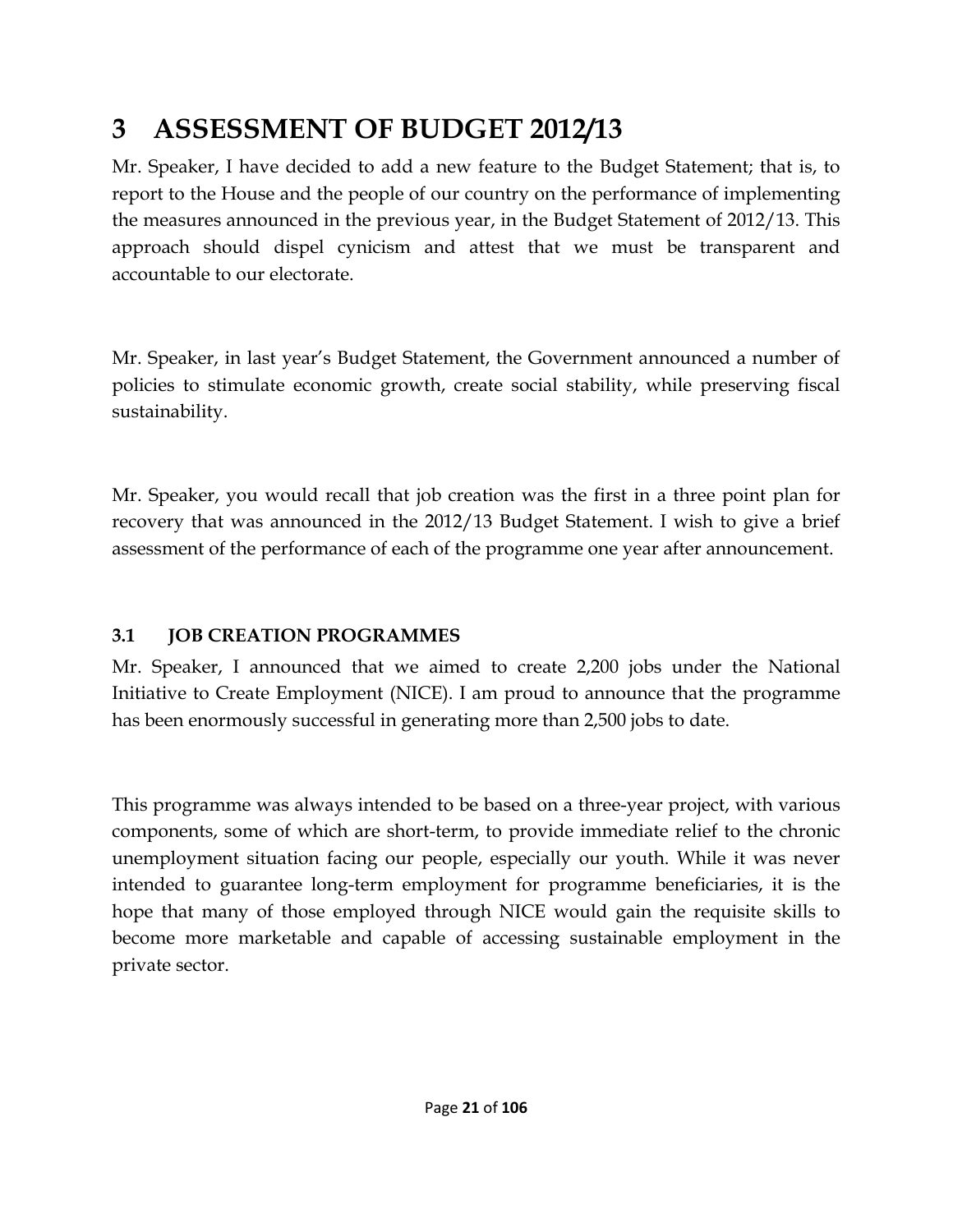# 3 ASSESSMENT OF BUDGET 2012/13

Mr. Speaker, I have decided to add a new feature to the Budget Statement; that is, to report to the House and the people of our country on the performance of implementing the measures announced in the previous year, in the Budget Statement of 2012/13. This approach should dispel cynicism and attest that we must be transparent and accountable to our electorate.

Mr. Speaker, in last year's Budget Statement, the Government announced a number of policies to stimulate economic growth, create social stability, while preserving fiscal sustainability.

Mr. Speaker, you would recall that job creation was the first in a three point plan for recovery that was announced in the 2012/13 Budget Statement. I wish to give a brief assessment of the performance of each of the programme one year after announcement.

### 3.1 JOB CREATION PROGRAMMES

Mr. Speaker, I announced that we aimed to create 2,200 jobs under the National Initiative to Create Employment (NICE). I am proud to announce that the programme has been enormously successful in generating more than 2,500 jobs to date.

This programme was always intended to be based on a three-year project, with various components, some of which are short-term, to provide immediate relief to the chronic unemployment situation facing our people, especially our youth. While it was never intended to guarantee long-term employment for programme beneficiaries, it is the hope that many of those employed through NICE would gain the requisite skills to become more marketable and capable of accessing sustainable employment in the private sector.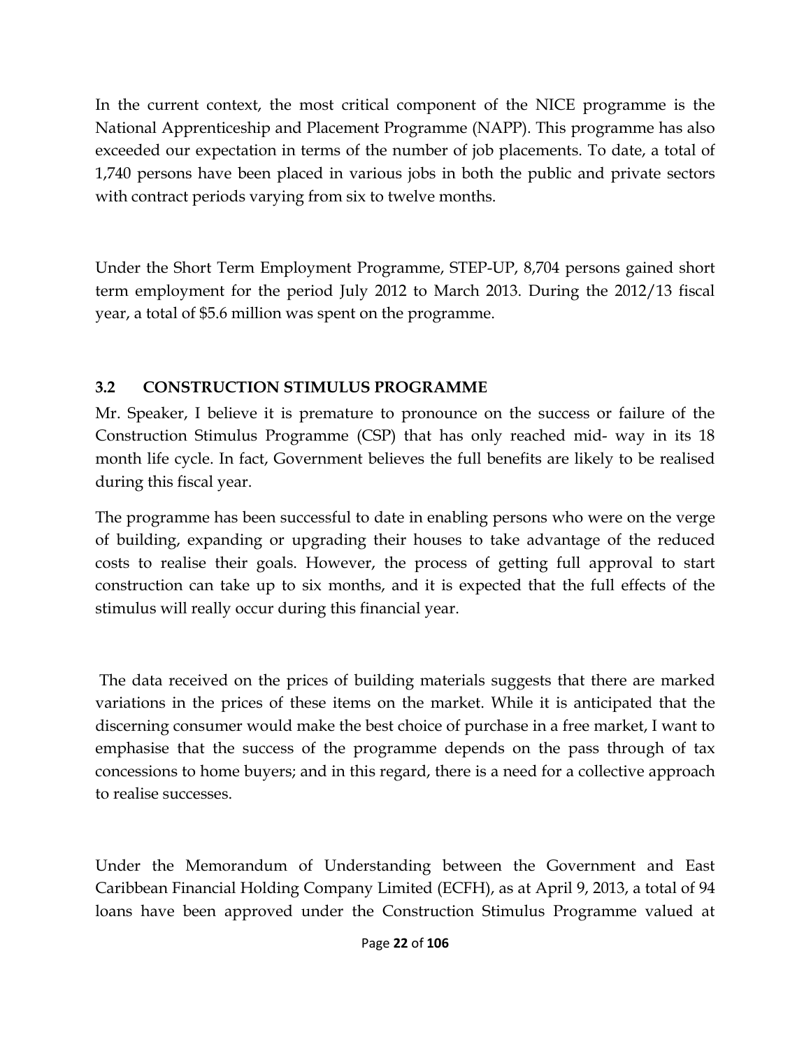In the current context, the most critical component of the NICE programme is the National Apprenticeship and Placement Programme (NAPP). This programme has also exceeded our expectation in terms of the number of job placements. To date, a total of 1,740 persons have been placed in various jobs in both the public and private sectors with contract periods varying from six to twelve months.

Under the Short Term Employment Programme, STEP-UP, 8,704 persons gained short term employment for the period July 2012 to March 2013. During the 2012/13 fiscal year, a total of $5.6 million was spent on the programme.

### 3.2 CONSTRUCTION STIMULUS PROGRAMME

Mr. Speaker, I believe it is premature to pronounce on the success or failure of the Construction Stimulus Programme (CSP) that has only reached mid- way in its 18 month life cycle. In fact, Government believes the full benefits are likely to be realised during this fiscal year.

The programme has been successful to date in enabling persons who were on the verge of building, expanding or upgrading their houses to take advantage of the reduced costs to realise their goals. However, the process of getting full approval to start construction can take up to six months, and it is expected that the full effects of the stimulus will really occur during this financial year.

The data received on the prices of building materials suggests that there are marked variations in the prices of these items on the market. While it is anticipated that the discerning consumer would make the best choice of purchase in a free market, I want to emphasise that the success of the programme depends on the pass through of tax concessions to home buyers; and in this regard, there is a need for a collective approach to realise successes.

Under the Memorandum of Understanding between the Government and East Caribbean Financial Holding Company Limited (ECFH), as at April 9, 2013, a total of 94 loans have been approved under the Construction Stimulus Programme valued at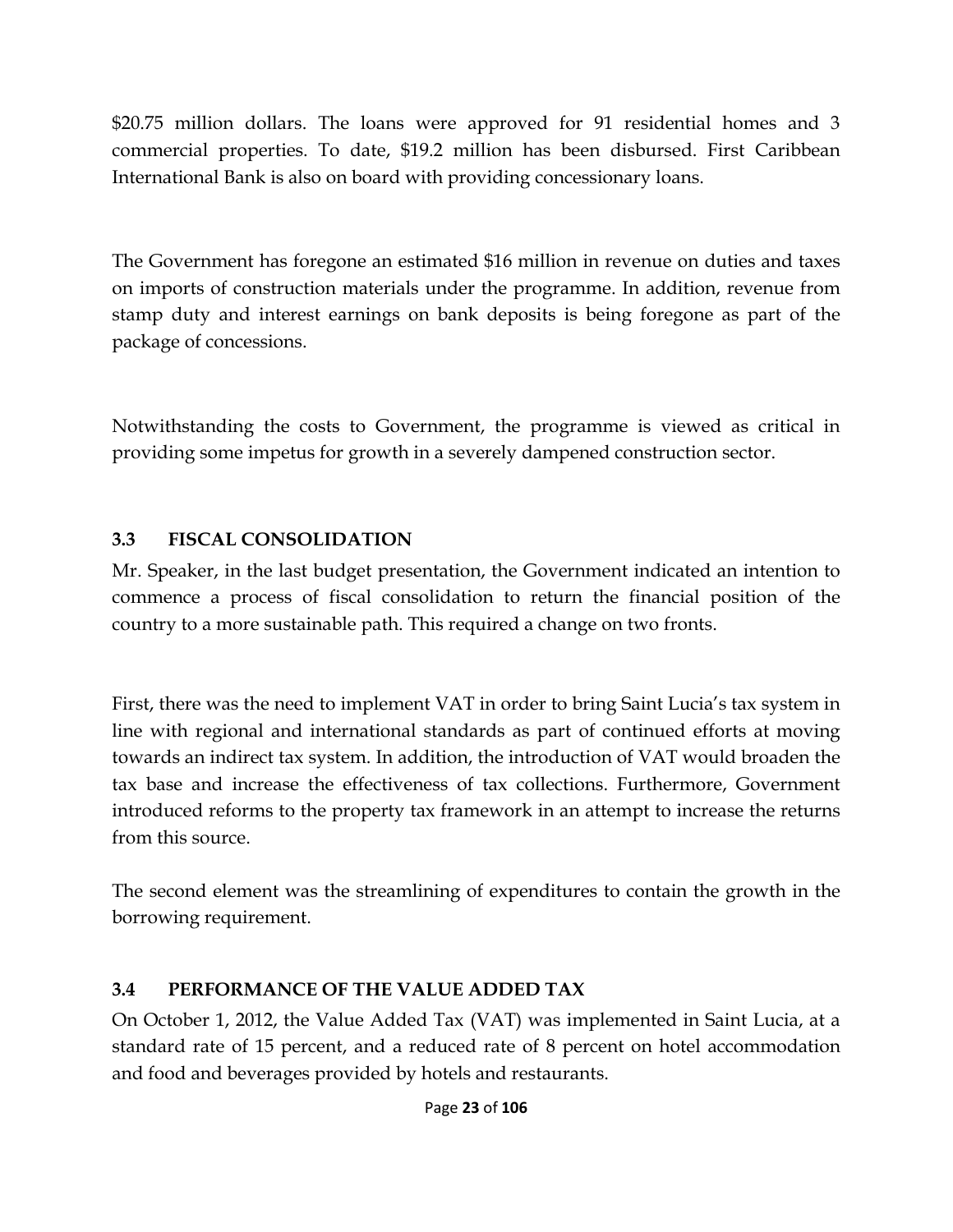$20.75 million dollars. The loans were approved for 91 residential homes and 3 commercial properties. To date, $19.2 million has been disbursed. First Caribbean International Bank is also on board with providing concessionary loans.

The Government has foregone an estimated $16 million in revenue on duties and taxes on imports of construction materials under the programme. In addition, revenue from stamp duty and interest earnings on bank deposits is being foregone as part of the package of concessions.

Notwithstanding the costs to Government, the programme is viewed as critical in providing some impetus for growth in a severely dampened construction sector.

### 3.3 FISCAL CONSOLIDATION

Mr. Speaker, in the last budget presentation, the Government indicated an intention to commence a process of fiscal consolidation to return the financial position of the country to a more sustainable path. This required a change on two fronts.

First, there was the need to implement VAT in order to bring Saint Lucia's tax system in line with regional and international standards as part of continued efforts at moving towards an indirect tax system. In addition, the introduction of VAT would broaden the tax base and increase the effectiveness of tax collections. Furthermore, Government introduced reforms to the property tax framework in an attempt to increase the returns from this source.

The second element was the streamlining of expenditures to contain the growth in the borrowing requirement.

### 3.4 PERFORMANCE OF THE VALUE ADDED TAX

On October 1, 2012, the Value Added Tax (VAT) was implemented in Saint Lucia, at a standard rate of 15 percent, and a reduced rate of 8 percent on hotel accommodation and food and beverages provided by hotels and restaurants.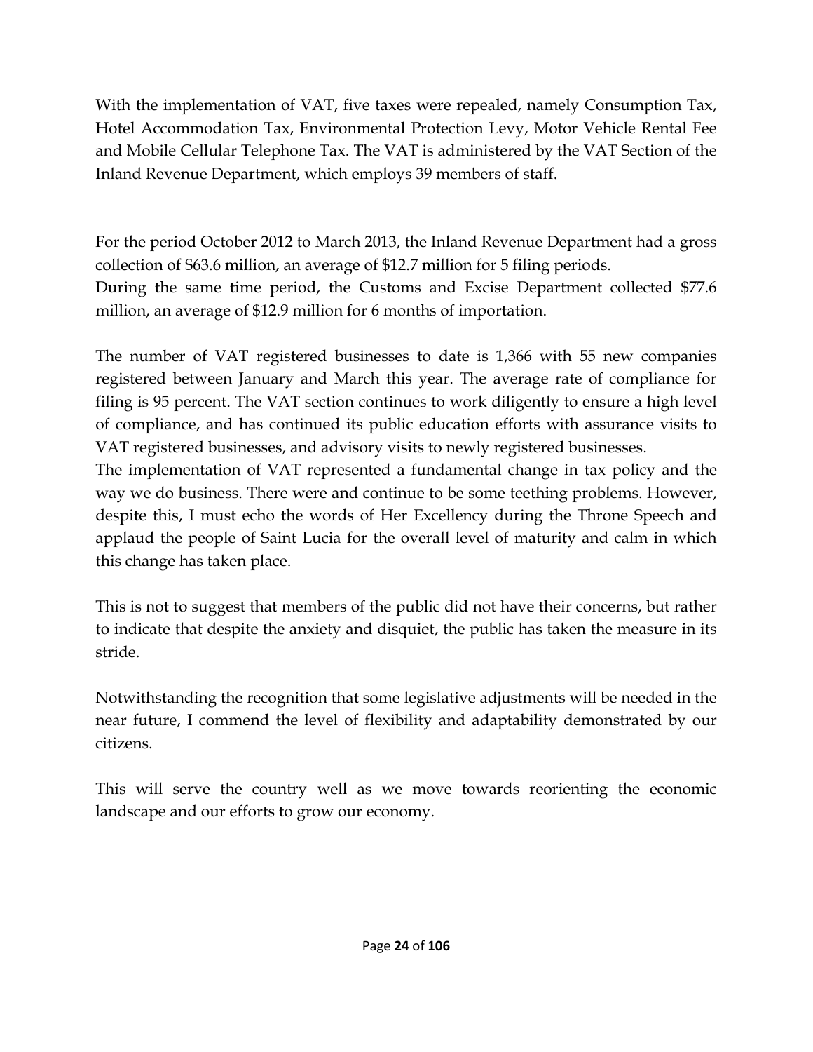With the implementation of VAT, five taxes were repealed, namely Consumption Tax, Hotel Accommodation Tax, Environmental Protection Levy, Motor Vehicle Rental Fee and Mobile Cellular Telephone Tax. The VAT is administered by the VAT Section of the Inland Revenue Department, which employs 39 members of staff.

For the period October 2012 to March 2013, the Inland Revenue Department had a gross collection of $63.6 million, an average of $12.7 million for 5 filing periods.
During the same time period, the Customs and Excise Department collected $77.6 million, an average of $12.9 million for 6 months of importation.

The number of VAT registered businesses to date is 1,366 with 55 new companies registered between January and March this year. The average rate of compliance for filing is 95 percent. The VAT section continues to work diligently to ensure a high level of compliance, and has continued its public education efforts with assurance visits to VAT registered businesses, and advisory visits to newly registered businesses.
The implementation of VAT represented a fundamental change in tax policy and the way we do business. There were and continue to be some teething problems. However, despite this, I must echo the words of Her Excellency during the Throne Speech and applaud the people of Saint Lucia for the overall level of maturity and calm in which this change has taken place.

This is not to suggest that members of the public did not have their concerns, but rather to indicate that despite the anxiety and disquiet, the public has taken the measure in its stride.

Notwithstanding the recognition that some legislative adjustments will be needed in the near future, I commend the level of flexibility and adaptability demonstrated by our citizens.

This will serve the country well as we move towards reorienting the economic landscape and our efforts to grow our economy.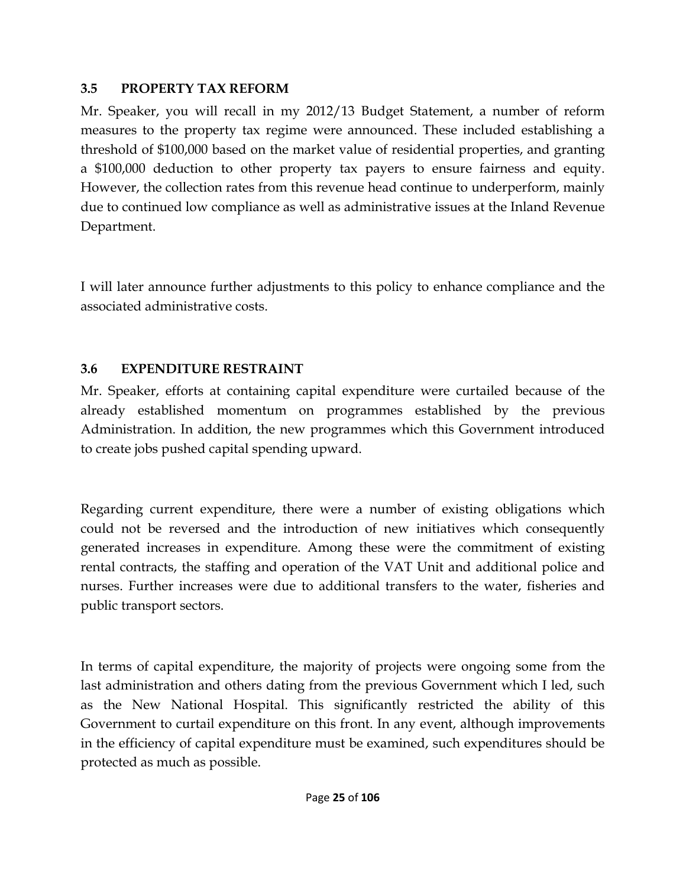### 3.5 PROPERTY TAX REFORM

Mr. Speaker, you will recall in my 2012/13 Budget Statement, a number of reform measures to the property tax regime were announced. These included establishing a threshold of $100,000 based on the market value of residential properties, and granting a $100,000 deduction to other property tax payers to ensure fairness and equity. However, the collection rates from this revenue head continue to underperform, mainly due to continued low compliance as well as administrative issues at the Inland Revenue Department.

I will later announce further adjustments to this policy to enhance compliance and the associated administrative costs.

### 3.6 EXPENDITURE RESTRAINT

Mr. Speaker, efforts at containing capital expenditure were curtailed because of the already established momentum on programmes established by the previous Administration. In addition, the new programmes which this Government introduced to create jobs pushed capital spending upward.

Regarding current expenditure, there were a number of existing obligations which could not be reversed and the introduction of new initiatives which consequently generated increases in expenditure. Among these were the commitment of existing rental contracts, the staffing and operation of the VAT Unit and additional police and nurses. Further increases were due to additional transfers to the water, fisheries and public transport sectors.

In terms of capital expenditure, the majority of projects were ongoing some from the last administration and others dating from the previous Government which I led, such as the New National Hospital. This significantly restricted the ability of this Government to curtail expenditure on this front. In any event, although improvements in the efficiency of capital expenditure must be examined, such expenditures should be protected as much as possible.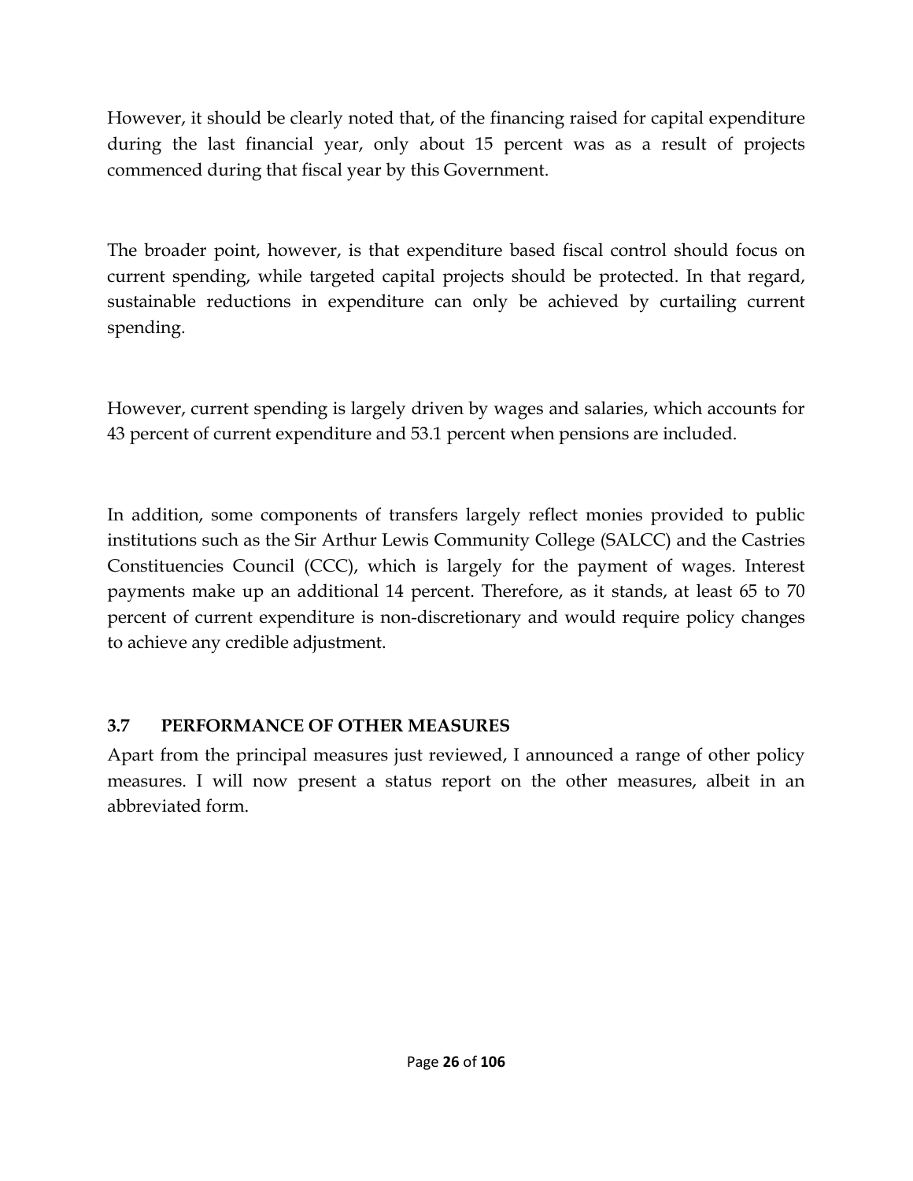However, it should be clearly noted that, of the financing raised for capital expenditure during the last financial year, only about 15 percent was as a result of projects commenced during that fiscal year by this Government.

The broader point, however, is that expenditure based fiscal control should focus on current spending, while targeted capital projects should be protected. In that regard, sustainable reductions in expenditure can only be achieved by curtailing current spending.

However, current spending is largely driven by wages and salaries, which accounts for 43 percent of current expenditure and 53.1 percent when pensions are included.

In addition, some components of transfers largely reflect monies provided to public institutions such as the Sir Arthur Lewis Community College (SALCC) and the Castries Constituencies Council (CCC), which is largely for the payment of wages. Interest payments make up an additional 14 percent. Therefore, as it stands, at least 65 to 70 percent of current expenditure is non-discretionary and would require policy changes to achieve any credible adjustment.

### 3.7 PERFORMANCE OF OTHER MEASURES

Apart from the principal measures just reviewed, I announced a range of other policy measures. I will now present a status report on the other measures, albeit in an abbreviated form.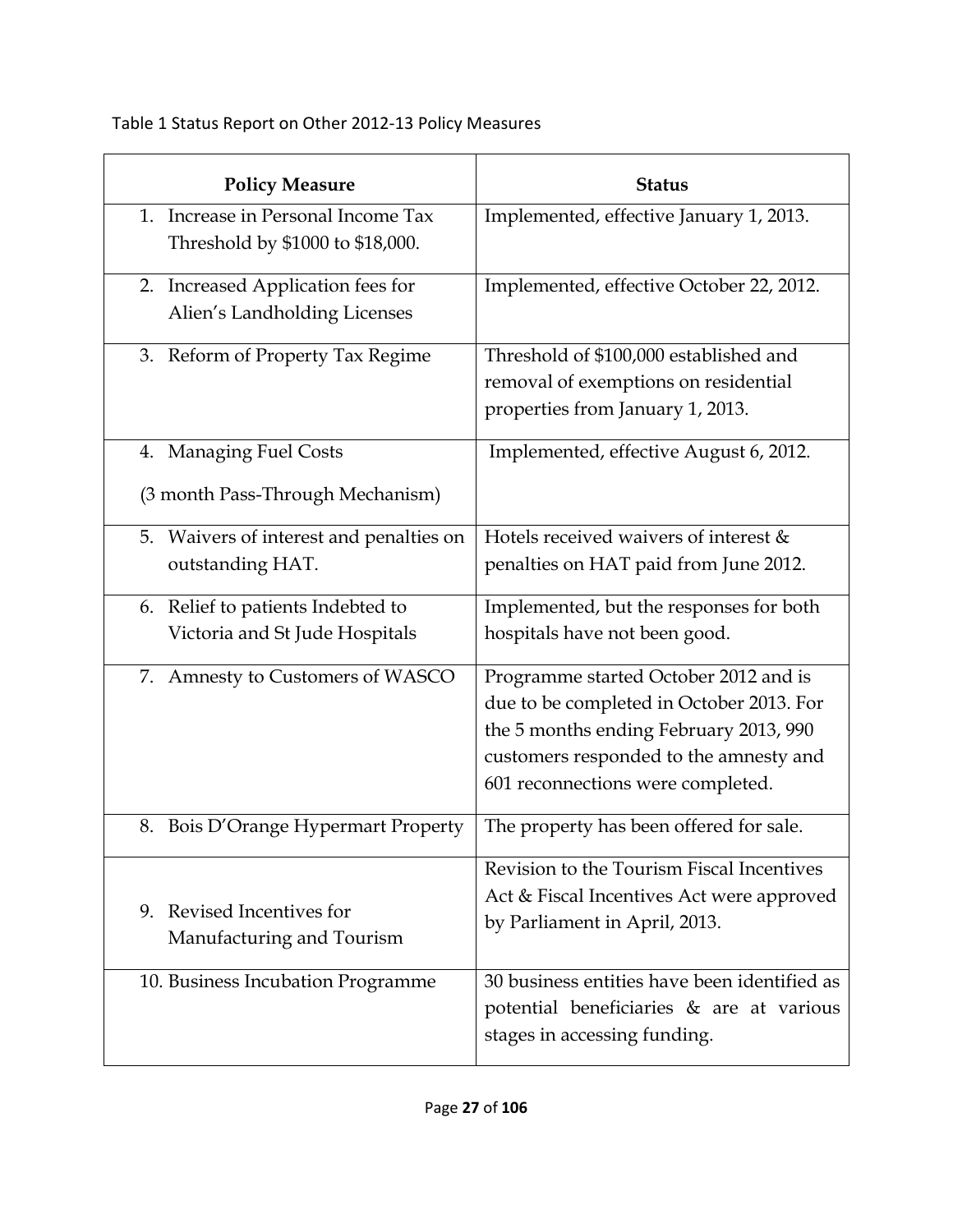Table 1 Status Report on Other 2012-13 Policy Measures

| Policy Measure | Status |
|---|---|
| 1. Increase in Personal Income Tax Threshold by $1000 to $18,000. | Implemented, effective January 1, 2013. |
| 2. Increased Application fees for Alien's Landholding Licenses | Implemented, effective October 22, 2012. |
| 3. Reform of Property Tax Regime | Threshold of $100,000 established and removal of exemptions on residential properties from January 1, 2013. |
| 4. Managing Fuel Costs (3 month Pass-Through Mechanism) | Implemented, effective August 6, 2012. |
| 5. Waivers of interest and penalties on outstanding HAT. | Hotels received waivers of interest & penalties on HAT paid from June 2012. |
| 6. Relief to patients Indebted to Victoria and St Jude Hospitals | Implemented, but the responses for both hospitals have not been good. |
| 7. Amnesty to Customers of WASCO | Programme started October 2012 and is due to be completed in October 2013. For the 5 months ending February 2013, 990 customers responded to the amnesty and 601 reconnections were completed. |
| 8. Bois D'Orange Hypermart Property | The property has been offered for sale. |
| 9. Revised Incentives for Manufacturing and Tourism | Revision to the Tourism Fiscal Incentives Act & Fiscal Incentives Act were approved by Parliament in April, 2013. |
| 10. Business Incubation Programme | 30 business entities have been identified as potential beneficiaries & are at various stages in accessing funding. |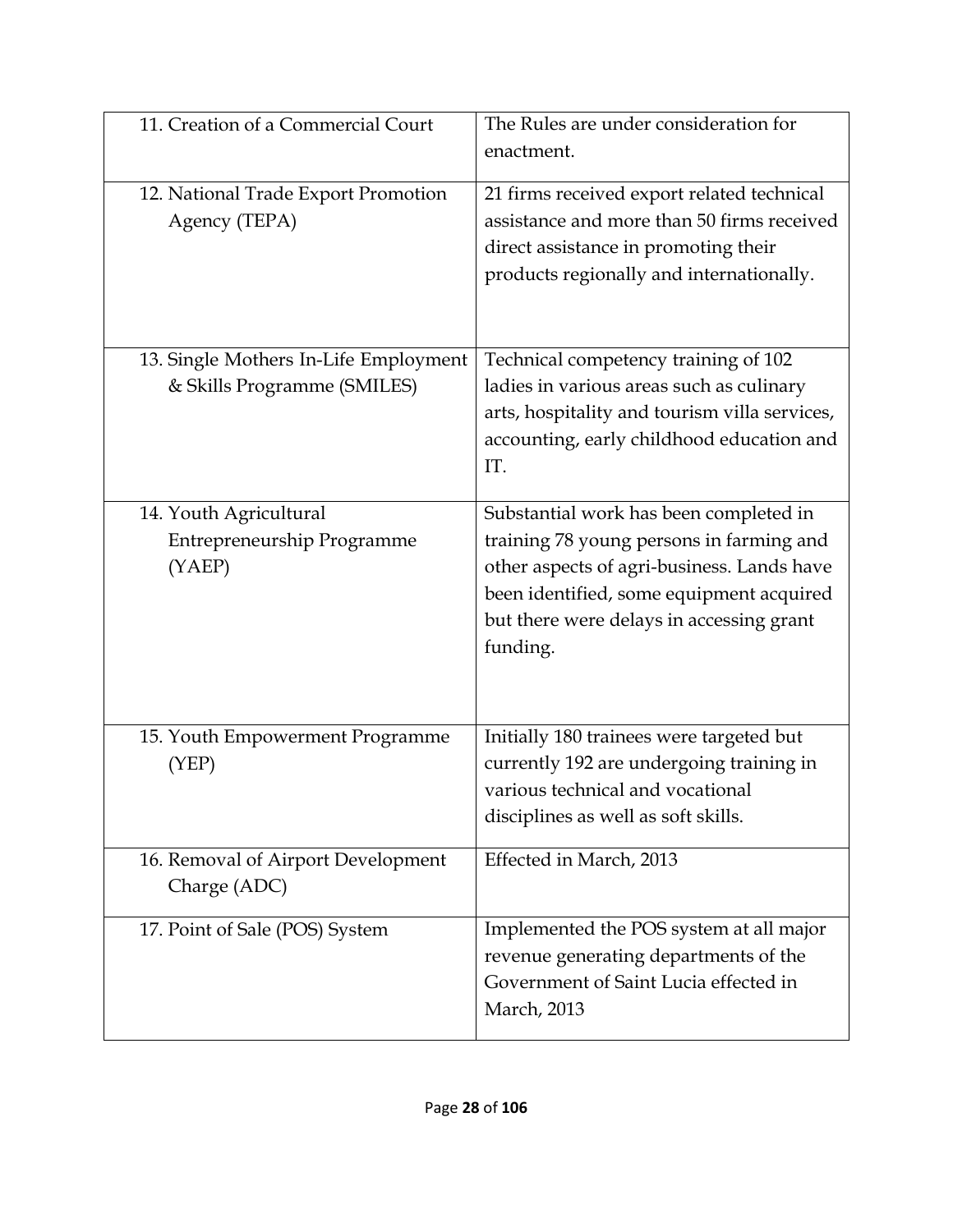| | |
|---|---|
| 11. Creation of a Commercial Court | The Rules are under consideration for enactment. |
| 12. National Trade Export Promotion Agency (TEPA) | 21 firms received export related technical assistance and more than 50 firms received direct assistance in promoting their products regionally and internationally. |
| 13. Single Mothers In-Life Employment & Skills Programme (SMILES) | Technical competency training of 102 ladies in various areas such as culinary arts, hospitality and tourism villa services, accounting, early childhood education and IT. |
| 14. Youth Agricultural Entrepreneurship Programme (YAEP) | Substantial work has been completed in training 78 young persons in farming and other aspects of agri-business. Lands have been identified, some equipment acquired but there were delays in accessing grant funding. |
| 15. Youth Empowerment Programme (YEP) | Initially 180 trainees were targeted but currently 192 are undergoing training in various technical and vocational disciplines as well as soft skills. |
| 16. Removal of Airport Development Charge (ADC) | Effected in March, 2013 |
| 17. Point of Sale (POS) System | Implemented the POS system at all major revenue generating departments of the Government of Saint Lucia effected in March, 2013 |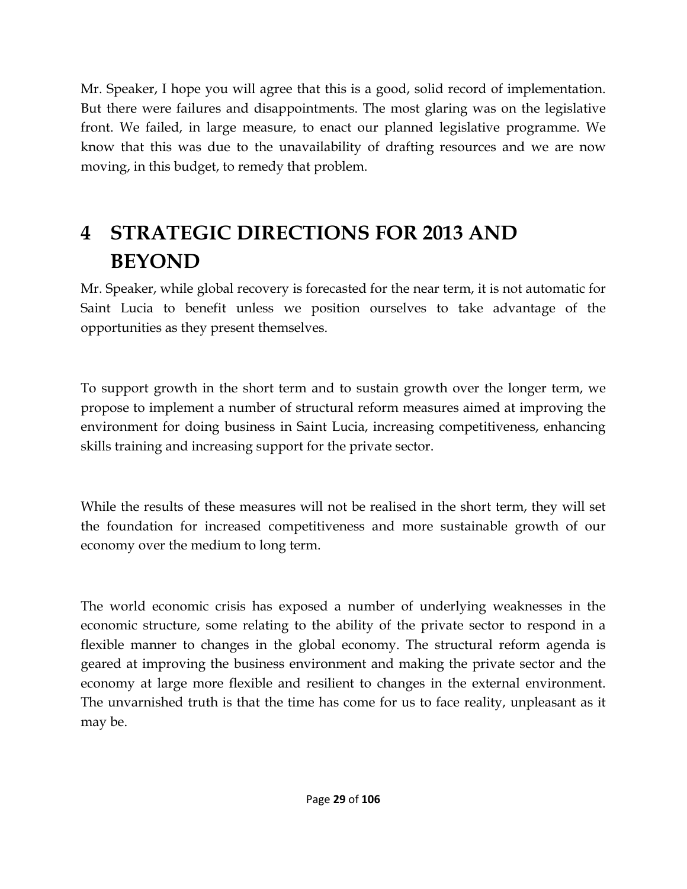Mr. Speaker, I hope you will agree that this is a good, solid record of implementation. But there were failures and disappointments. The most glaring was on the legislative front. We failed, in large measure, to enact our planned legislative programme. We know that this was due to the unavailability of drafting resources and we are now moving, in this budget, to remedy that problem.

# 4 STRATEGIC DIRECTIONS FOR 2013 AND BEYOND

Mr. Speaker, while global recovery is forecasted for the near term, it is not automatic for Saint Lucia to benefit unless we position ourselves to take advantage of the opportunities as they present themselves.

To support growth in the short term and to sustain growth over the longer term, we propose to implement a number of structural reform measures aimed at improving the environment for doing business in Saint Lucia, increasing competitiveness, enhancing skills training and increasing support for the private sector.

While the results of these measures will not be realised in the short term, they will set the foundation for increased competitiveness and more sustainable growth of our economy over the medium to long term.

The world economic crisis has exposed a number of underlying weaknesses in the economic structure, some relating to the ability of the private sector to respond in a flexible manner to changes in the global economy. The structural reform agenda is geared at improving the business environment and making the private sector and the economy at large more flexible and resilient to changes in the external environment. The unvarnished truth is that the time has come for us to face reality, unpleasant as it may be.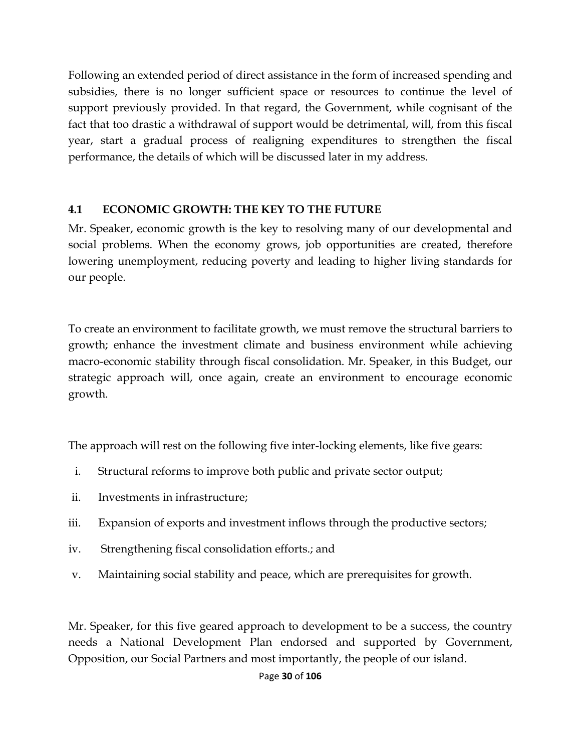Following an extended period of direct assistance in the form of increased spending and subsidies, there is no longer sufficient space or resources to continue the level of support previously provided. In that regard, the Government, while cognisant of the fact that too drastic a withdrawal of support would be detrimental, will, from this fiscal year, start a gradual process of realigning expenditures to strengthen the fiscal performance, the details of which will be discussed later in my address.

### 4.1 ECONOMIC GROWTH: THE KEY TO THE FUTURE

Mr. Speaker, economic growth is the key to resolving many of our developmental and social problems. When the economy grows, job opportunities are created, therefore lowering unemployment, reducing poverty and leading to higher living standards for our people.

To create an environment to facilitate growth, we must remove the structural barriers to growth; enhance the investment climate and business environment while achieving macro-economic stability through fiscal consolidation. Mr. Speaker, in this Budget, our strategic approach will, once again, create an environment to encourage economic growth.

The approach will rest on the following five inter-locking elements, like five gears:

i. Structural reforms to improve both public and private sector output;

ii. Investments in infrastructure;

iii. Expansion of exports and investment inflows through the productive sectors;

iv. Strengthening fiscal consolidation efforts.; and

v. Maintaining social stability and peace, which are prerequisites for growth.

Mr. Speaker, for this five geared approach to development to be a success, the country needs a National Development Plan endorsed and supported by Government, Opposition, our Social Partners and most importantly, the people of our island.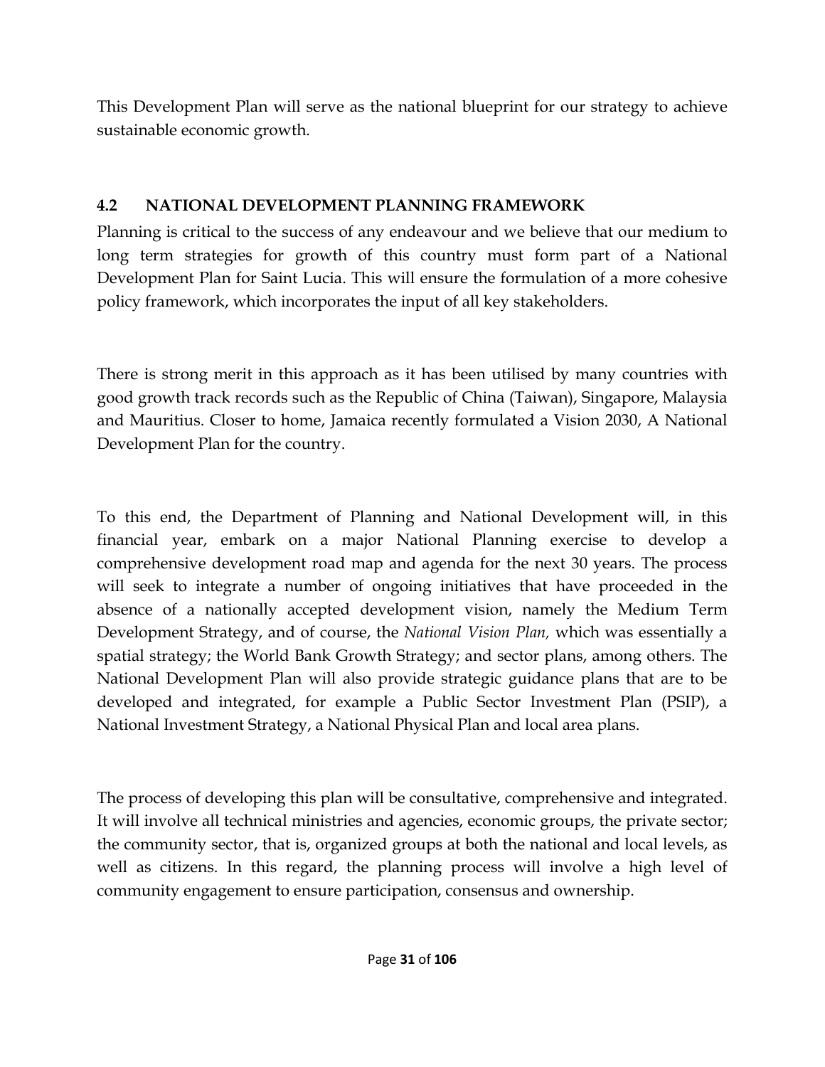This Development Plan will serve as the national blueprint for our strategy to achieve sustainable economic growth.

## 4.2 NATIONAL DEVELOPMENT PLANNING FRAMEWORK

Planning is critical to the success of any endeavour and we believe that our medium to long term strategies for growth of this country must form part of a National Development Plan for Saint Lucia. This will ensure the formulation of a more cohesive policy framework, which incorporates the input of all key stakeholders.

There is strong merit in this approach as it has been utilised by many countries with good growth track records such as the Republic of China (Taiwan), Singapore, Malaysia and Mauritius. Closer to home, Jamaica recently formulated a Vision 2030, A National Development Plan for the country.

To this end, the Department of Planning and National Development will, in this financial year, embark on a major National Planning exercise to develop a comprehensive development road map and agenda for the next 30 years. The process will seek to integrate a number of ongoing initiatives that have proceeded in the absence of a nationally accepted development vision, namely the Medium Term Development Strategy, and of course, the *National Vision Plan,* which was essentially a spatial strategy; the World Bank Growth Strategy; and sector plans, among others. The National Development Plan will also provide strategic guidance plans that are to be developed and integrated, for example a Public Sector Investment Plan (PSIP), a National Investment Strategy, a National Physical Plan and local area plans.

The process of developing this plan will be consultative, comprehensive and integrated. It will involve all technical ministries and agencies, economic groups, the private sector; the community sector, that is, organized groups at both the national and local levels, as well as citizens. In this regard, the planning process will involve a high level of community engagement to ensure participation, consensus and ownership.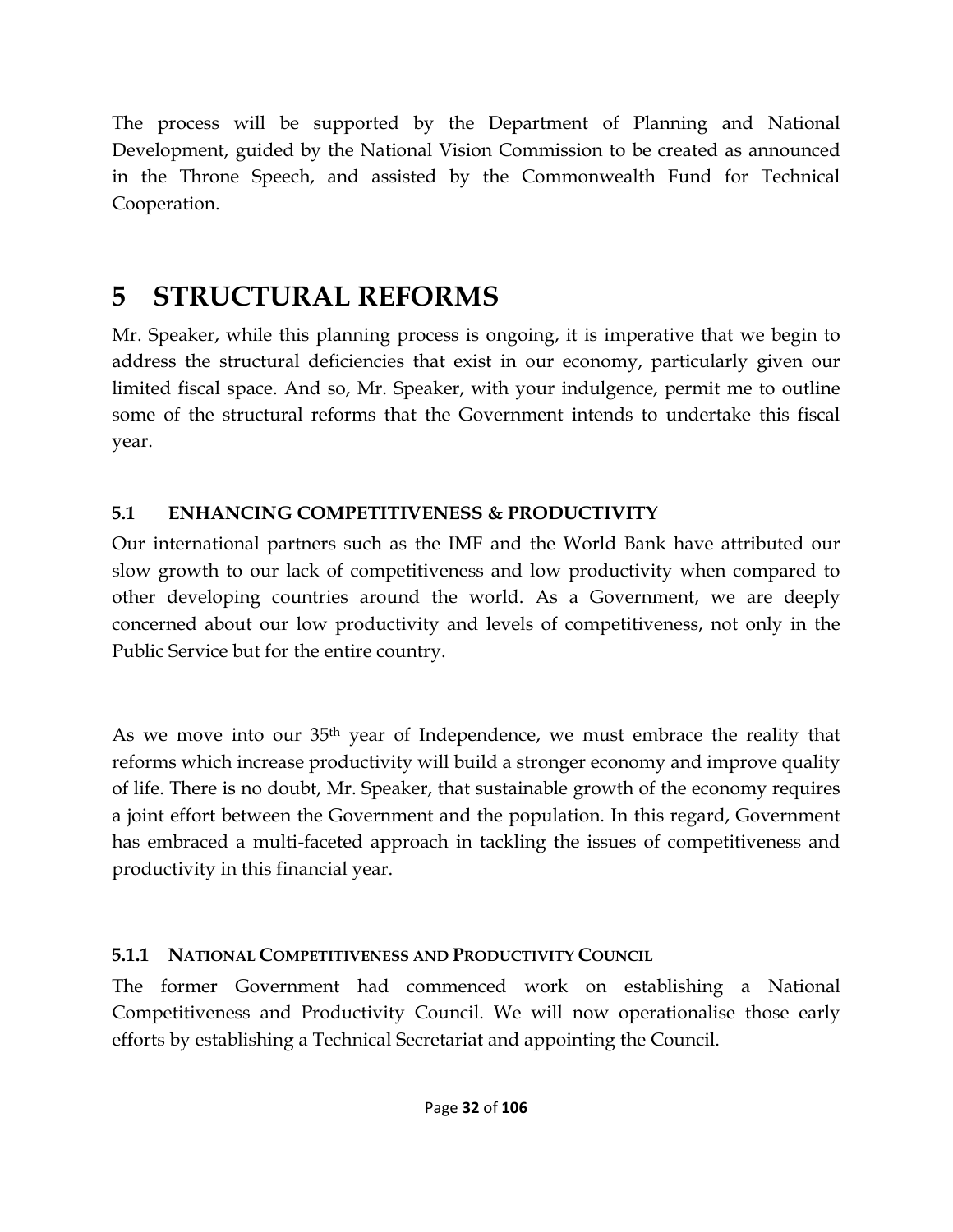The process will be supported by the Department of Planning and National Development, guided by the National Vision Commission to be created as announced in the Throne Speech, and assisted by the Commonwealth Fund for Technical Cooperation.

# 5 STRUCTURAL REFORMS

Mr. Speaker, while this planning process is ongoing, it is imperative that we begin to address the structural deficiencies that exist in our economy, particularly given our limited fiscal space. And so, Mr. Speaker, with your indulgence, permit me to outline some of the structural reforms that the Government intends to undertake this fiscal year.

## 5.1 ENHANCING COMPETITIVENESS & PRODUCTIVITY

Our international partners such as the IMF and the World Bank have attributed our slow growth to our lack of competitiveness and low productivity when compared to other developing countries around the world. As a Government, we are deeply concerned about our low productivity and levels of competitiveness, not only in the Public Service but for the entire country.

As we move into our 35th year of Independence, we must embrace the reality that reforms which increase productivity will build a stronger economy and improve quality of life. There is no doubt, Mr. Speaker, that sustainable growth of the economy requires a joint effort between the Government and the population. In this regard, Government has embraced a multi-faceted approach in tackling the issues of competitiveness and productivity in this financial year.

### 5.1.1 NATIONAL COMPETITIVENESS AND PRODUCTIVITY COUNCIL

The former Government had commenced work on establishing a National Competitiveness and Productivity Council. We will now operationalise those early efforts by establishing a Technical Secretariat and appointing the Council.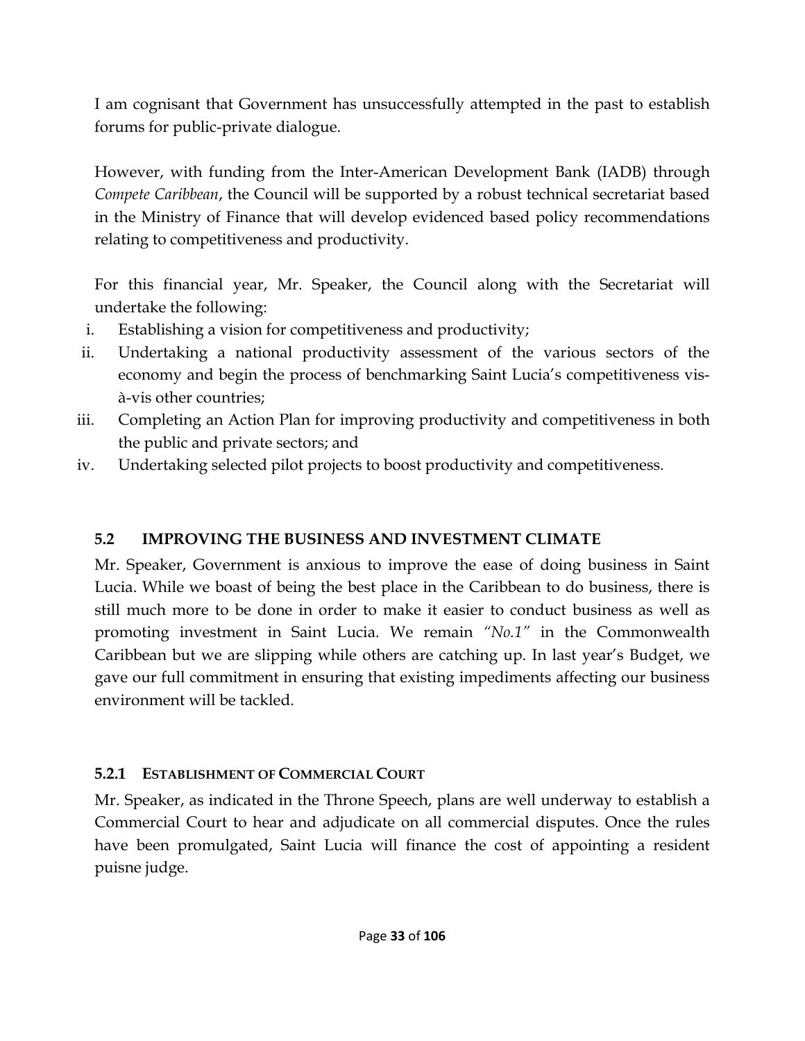I am cognisant that Government has unsuccessfully attempted in the past to establish forums for public-private dialogue.

However, with funding from the Inter-American Development Bank (IADB) through *Compete Caribbean*, the Council will be supported by a robust technical secretariat based in the Ministry of Finance that will develop evidenced based policy recommendations relating to competitiveness and productivity.

For this financial year, Mr. Speaker, the Council along with the Secretariat will undertake the following:

i. Establishing a vision for competitiveness and productivity;
ii. Undertaking a national productivity assessment of the various sectors of the economy and begin the process of benchmarking Saint Lucia's competitiveness vis-à-vis other countries;
iii. Completing an Action Plan for improving productivity and competitiveness in both the public and private sectors; and
iv. Undertaking selected pilot projects to boost productivity and competitiveness.

## 5.2 IMPROVING THE BUSINESS AND INVESTMENT CLIMATE

Mr. Speaker, Government is anxious to improve the ease of doing business in Saint Lucia. While we boast of being the best place in the Caribbean to do business, there is still much more to be done in order to make it easier to conduct business as well as promoting investment in Saint Lucia. We remain *"No.1"* in the Commonwealth Caribbean but we are slipping while others are catching up. In last year's Budget, we gave our full commitment in ensuring that existing impediments affecting our business environment will be tackled.

### 5.2.1 ESTABLISHMENT OF COMMERCIAL COURT

Mr. Speaker, as indicated in the Throne Speech, plans are well underway to establish a Commercial Court to hear and adjudicate on all commercial disputes. Once the rules have been promulgated, Saint Lucia will finance the cost of appointing a resident puisne judge.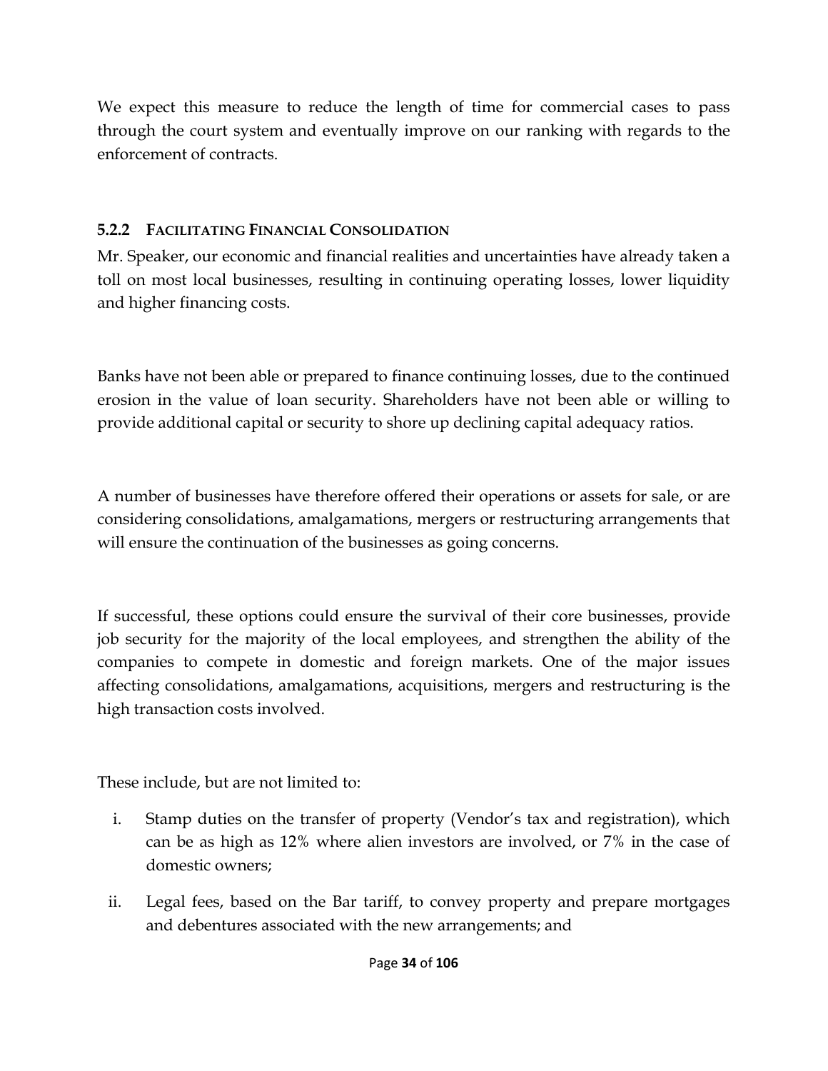We expect this measure to reduce the length of time for commercial cases to pass through the court system and eventually improve on our ranking with regards to the enforcement of contracts.

### 5.2.2 FACILITATING FINANCIAL CONSOLIDATION

Mr. Speaker, our economic and financial realities and uncertainties have already taken a toll on most local businesses, resulting in continuing operating losses, lower liquidity and higher financing costs.

Banks have not been able or prepared to finance continuing losses, due to the continued erosion in the value of loan security. Shareholders have not been able or willing to provide additional capital or security to shore up declining capital adequacy ratios.

A number of businesses have therefore offered their operations or assets for sale, or are considering consolidations, amalgamations, mergers or restructuring arrangements that will ensure the continuation of the businesses as going concerns.

If successful, these options could ensure the survival of their core businesses, provide job security for the majority of the local employees, and strengthen the ability of the companies to compete in domestic and foreign markets. One of the major issues affecting consolidations, amalgamations, acquisitions, mergers and restructuring is the high transaction costs involved.

These include, but are not limited to:

i. Stamp duties on the transfer of property (Vendor's tax and registration), which can be as high as 12% where alien investors are involved, or 7% in the case of domestic owners;

ii. Legal fees, based on the Bar tariff, to convey property and prepare mortgages and debentures associated with the new arrangements; and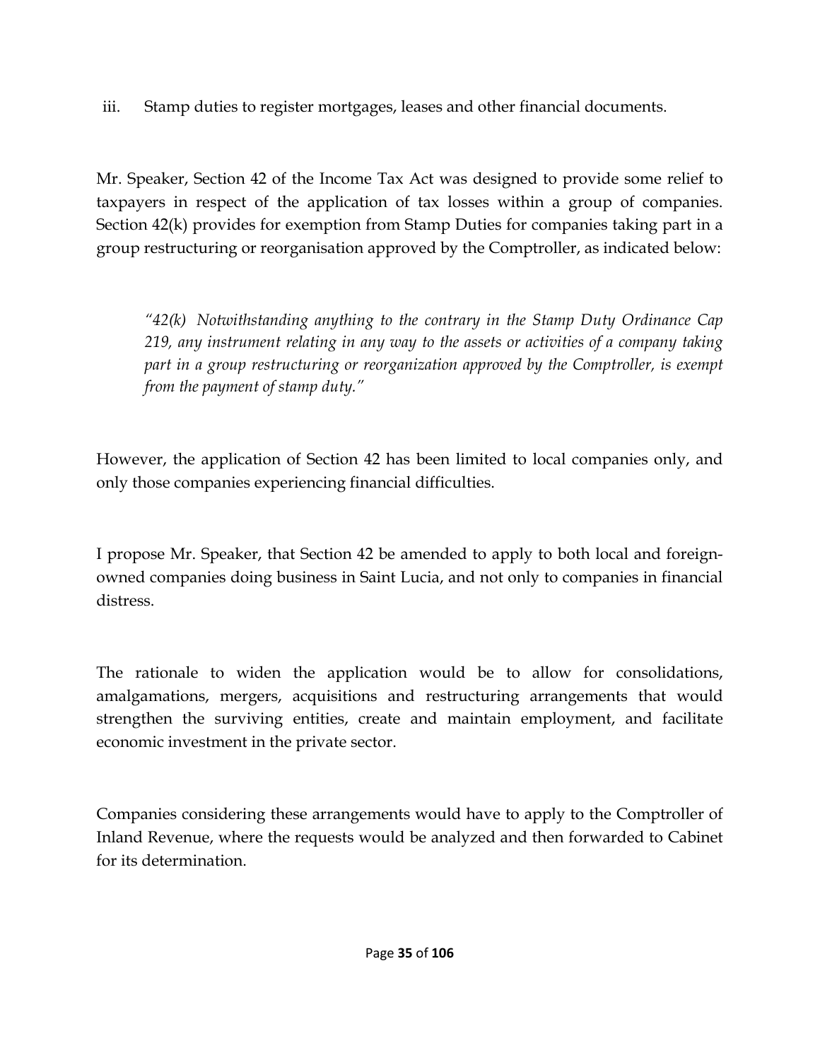iii. Stamp duties to register mortgages, leases and other financial documents.

Mr. Speaker, Section 42 of the Income Tax Act was designed to provide some relief to taxpayers in respect of the application of tax losses within a group of companies. Section 42(k) provides for exemption from Stamp Duties for companies taking part in a group restructuring or reorganisation approved by the Comptroller, as indicated below:

> *"42(k) Notwithstanding anything to the contrary in the Stamp Duty Ordinance Cap 219, any instrument relating in any way to the assets or activities of a company taking part in a group restructuring or reorganization approved by the Comptroller, is exempt from the payment of stamp duty."*

However, the application of Section 42 has been limited to local companies only, and only those companies experiencing financial difficulties.

I propose Mr. Speaker, that Section 42 be amended to apply to both local and foreign-owned companies doing business in Saint Lucia, and not only to companies in financial distress.

The rationale to widen the application would be to allow for consolidations, amalgamations, mergers, acquisitions and restructuring arrangements that would strengthen the surviving entities, create and maintain employment, and facilitate economic investment in the private sector.

Companies considering these arrangements would have to apply to the Comptroller of Inland Revenue, where the requests would be analyzed and then forwarded to Cabinet for its determination.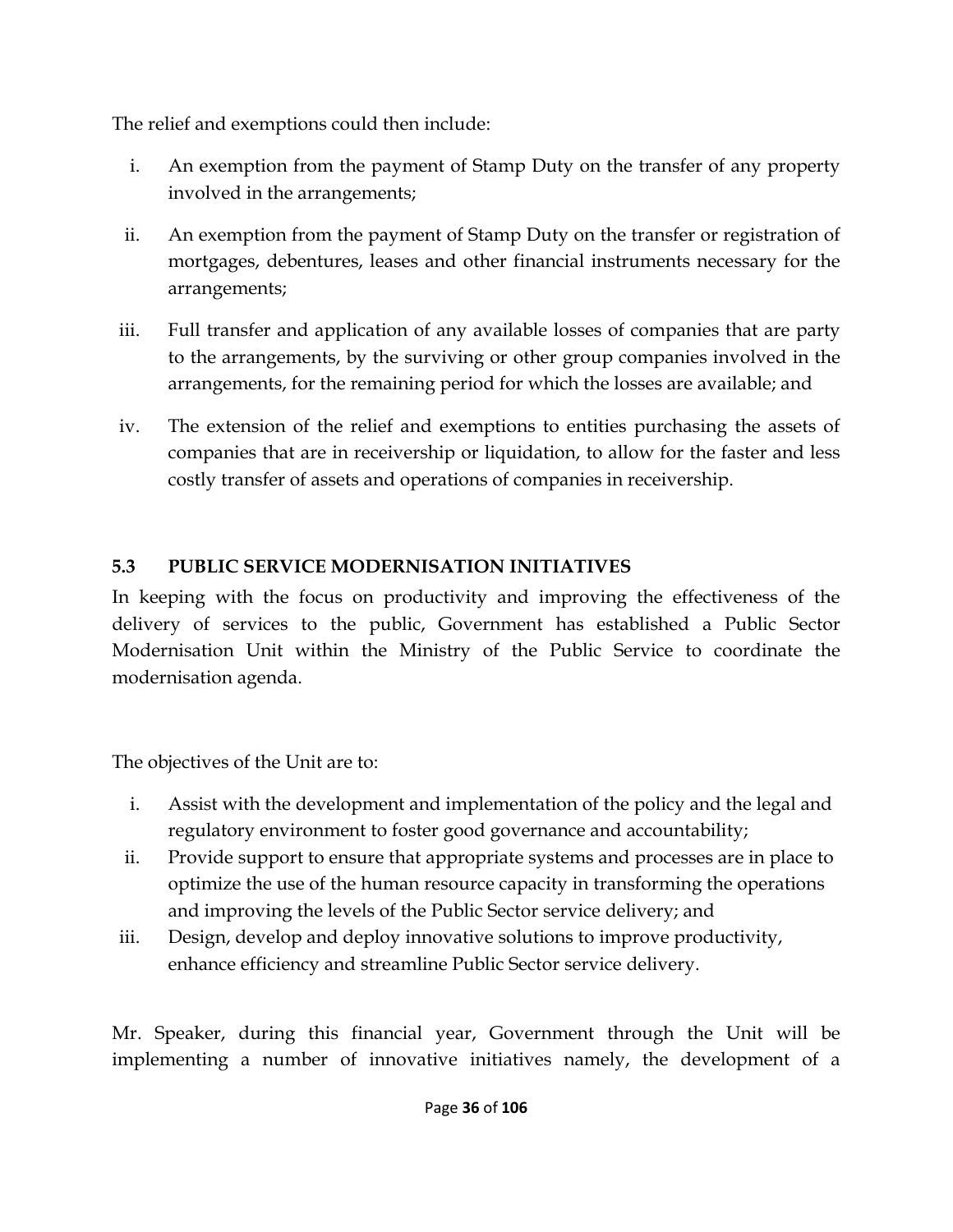The relief and exemptions could then include:

i. An exemption from the payment of Stamp Duty on the transfer of any property involved in the arrangements;

ii. An exemption from the payment of Stamp Duty on the transfer or registration of mortgages, debentures, leases and other financial instruments necessary for the arrangements;

iii. Full transfer and application of any available losses of companies that are party to the arrangements, by the surviving or other group companies involved in the arrangements, for the remaining period for which the losses are available; and

iv. The extension of the relief and exemptions to entities purchasing the assets of companies that are in receivership or liquidation, to allow for the faster and less costly transfer of assets and operations of companies in receivership.

## 5.3 PUBLIC SERVICE MODERNISATION INITIATIVES

In keeping with the focus on productivity and improving the effectiveness of the delivery of services to the public, Government has established a Public Sector Modernisation Unit within the Ministry of the Public Service to coordinate the modernisation agenda.

The objectives of the Unit are to:

i. Assist with the development and implementation of the policy and the legal and regulatory environment to foster good governance and accountability;
ii. Provide support to ensure that appropriate systems and processes are in place to optimize the use of the human resource capacity in transforming the operations and improving the levels of the Public Sector service delivery; and
iii. Design, develop and deploy innovative solutions to improve productivity, enhance efficiency and streamline Public Sector service delivery.

Mr. Speaker, during this financial year, Government through the Unit will be implementing a number of innovative initiatives namely, the development of a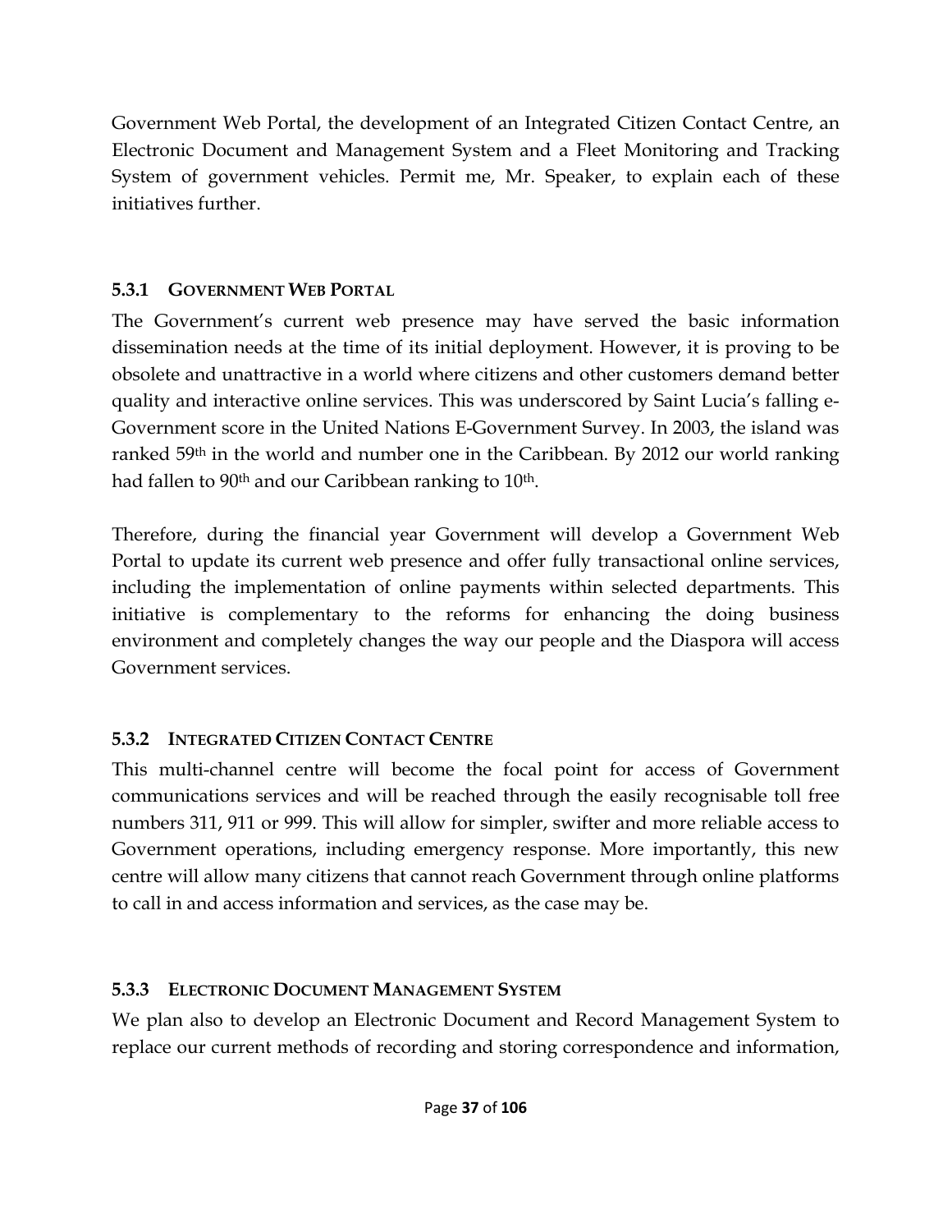Government Web Portal, the development of an Integrated Citizen Contact Centre, an Electronic Document and Management System and a Fleet Monitoring and Tracking System of government vehicles. Permit me, Mr. Speaker, to explain each of these initiatives further.

### 5.3.1 GOVERNMENT WEB PORTAL

The Government's current web presence may have served the basic information dissemination needs at the time of its initial deployment. However, it is proving to be obsolete and unattractive in a world where citizens and other customers demand better quality and interactive online services. This was underscored by Saint Lucia's falling e-Government score in the United Nations E-Government Survey. In 2003, the island was ranked 59th in the world and number one in the Caribbean. By 2012 our world ranking had fallen to 90th and our Caribbean ranking to 10th.

Therefore, during the financial year Government will develop a Government Web Portal to update its current web presence and offer fully transactional online services, including the implementation of online payments within selected departments. This initiative is complementary to the reforms for enhancing the doing business environment and completely changes the way our people and the Diaspora will access Government services.

### 5.3.2 INTEGRATED CITIZEN CONTACT CENTRE

This multi-channel centre will become the focal point for access of Government communications services and will be reached through the easily recognisable toll free numbers 311, 911 or 999. This will allow for simpler, swifter and more reliable access to Government operations, including emergency response. More importantly, this new centre will allow many citizens that cannot reach Government through online platforms to call in and access information and services, as the case may be.

### 5.3.3 ELECTRONIC DOCUMENT MANAGEMENT SYSTEM

We plan also to develop an Electronic Document and Record Management System to replace our current methods of recording and storing correspondence and information,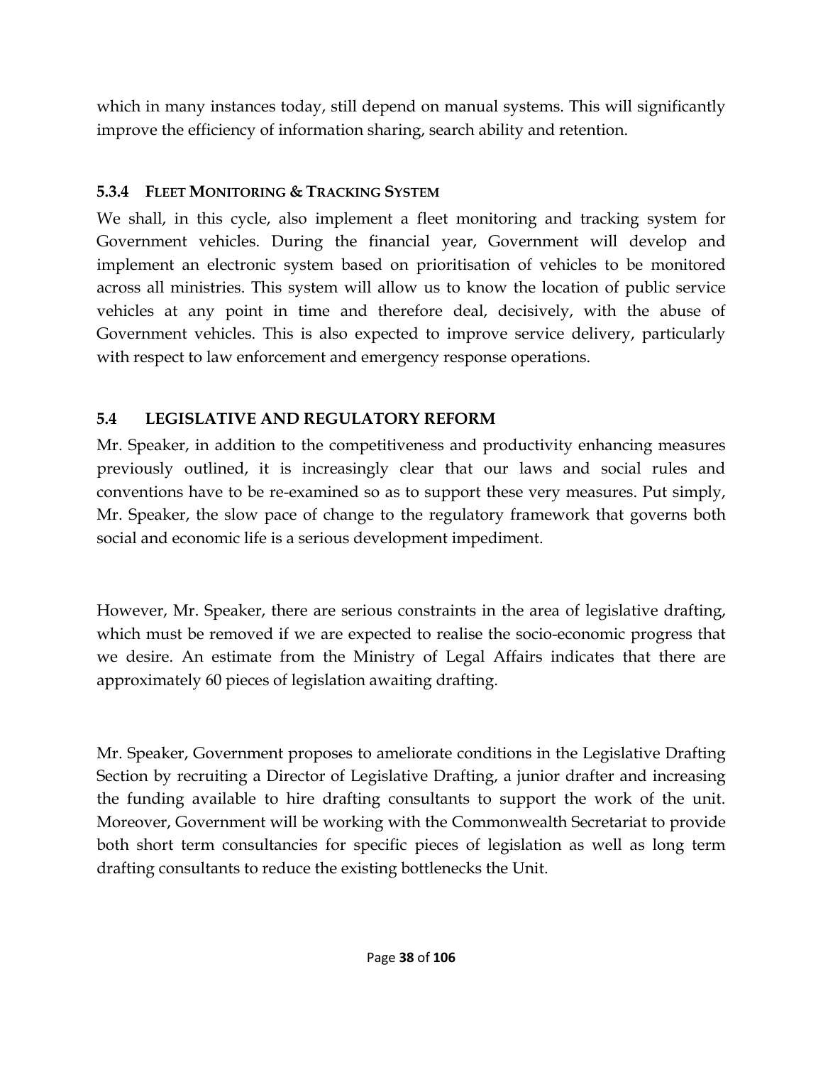which in many instances today, still depend on manual systems. This will significantly improve the efficiency of information sharing, search ability and retention.

#### 5.3.4 FLEET MONITORING & TRACKING SYSTEM

We shall, in this cycle, also implement a fleet monitoring and tracking system for Government vehicles. During the financial year, Government will develop and implement an electronic system based on prioritisation of vehicles to be monitored across all ministries. This system will allow us to know the location of public service vehicles at any point in time and therefore deal, decisively, with the abuse of Government vehicles. This is also expected to improve service delivery, particularly with respect to law enforcement and emergency response operations.

### 5.4 LEGISLATIVE AND REGULATORY REFORM

Mr. Speaker, in addition to the competitiveness and productivity enhancing measures previously outlined, it is increasingly clear that our laws and social rules and conventions have to be re-examined so as to support these very measures. Put simply, Mr. Speaker, the slow pace of change to the regulatory framework that governs both social and economic life is a serious development impediment.

However, Mr. Speaker, there are serious constraints in the area of legislative drafting, which must be removed if we are expected to realise the socio-economic progress that we desire. An estimate from the Ministry of Legal Affairs indicates that there are approximately 60 pieces of legislation awaiting drafting.

Mr. Speaker, Government proposes to ameliorate conditions in the Legislative Drafting Section by recruiting a Director of Legislative Drafting, a junior drafter and increasing the funding available to hire drafting consultants to support the work of the unit. Moreover, Government will be working with the Commonwealth Secretariat to provide both short term consultancies for specific pieces of legislation as well as long term drafting consultants to reduce the existing bottlenecks the Unit.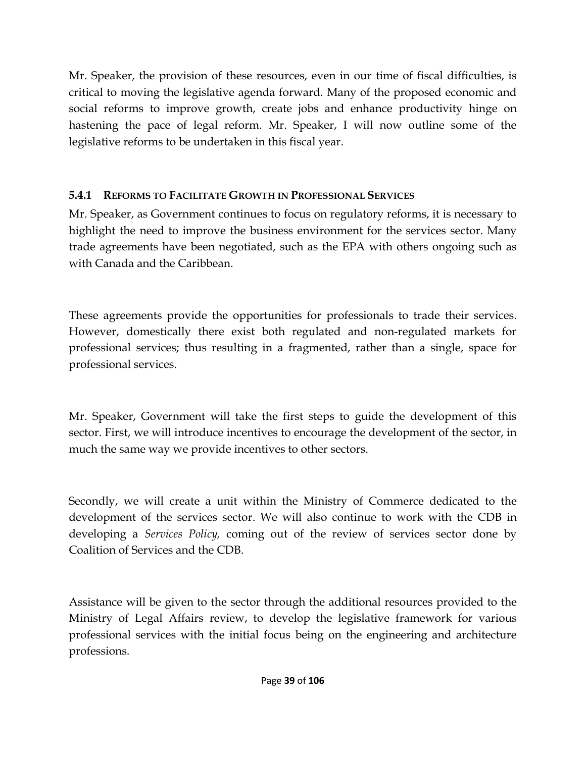Mr. Speaker, the provision of these resources, even in our time of fiscal difficulties, is critical to moving the legislative agenda forward. Many of the proposed economic and social reforms to improve growth, create jobs and enhance productivity hinge on hastening the pace of legal reform. Mr. Speaker, I will now outline some of the legislative reforms to be undertaken in this fiscal year.

### 5.4.1 Reforms to Facilitate Growth in Professional Services

Mr. Speaker, as Government continues to focus on regulatory reforms, it is necessary to highlight the need to improve the business environment for the services sector. Many trade agreements have been negotiated, such as the EPA with others ongoing such as with Canada and the Caribbean.

These agreements provide the opportunities for professionals to trade their services. However, domestically there exist both regulated and non-regulated markets for professional services; thus resulting in a fragmented, rather than a single, space for professional services.

Mr. Speaker, Government will take the first steps to guide the development of this sector. First, we will introduce incentives to encourage the development of the sector, in much the same way we provide incentives to other sectors.

Secondly, we will create a unit within the Ministry of Commerce dedicated to the development of the services sector. We will also continue to work with the CDB in developing a *Services Policy,* coming out of the review of services sector done by Coalition of Services and the CDB.

Assistance will be given to the sector through the additional resources provided to the Ministry of Legal Affairs review, to develop the legislative framework for various professional services with the initial focus being on the engineering and architecture professions.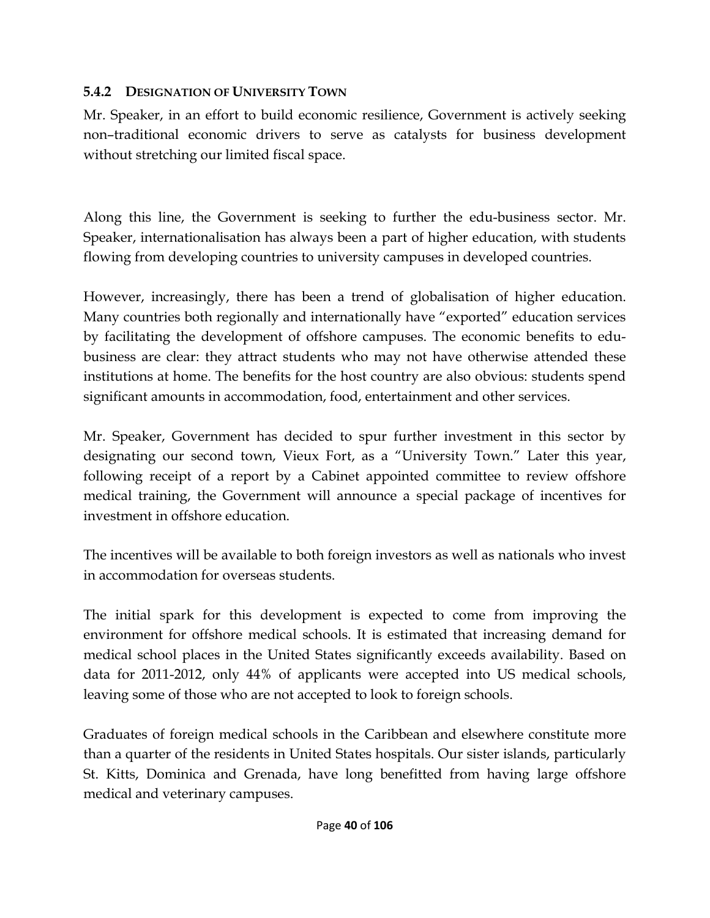#### 5.4.2 DESIGNATION OF UNIVERSITY TOWN

Mr. Speaker, in an effort to build economic resilience, Government is actively seeking non–traditional economic drivers to serve as catalysts for business development without stretching our limited fiscal space.

Along this line, the Government is seeking to further the edu-business sector. Mr. Speaker, internationalisation has always been a part of higher education, with students flowing from developing countries to university campuses in developed countries.

However, increasingly, there has been a trend of globalisation of higher education. Many countries both regionally and internationally have "exported" education services by facilitating the development of offshore campuses. The economic benefits to edu-business are clear: they attract students who may not have otherwise attended these institutions at home. The benefits for the host country are also obvious: students spend significant amounts in accommodation, food, entertainment and other services.

Mr. Speaker, Government has decided to spur further investment in this sector by designating our second town, Vieux Fort, as a "University Town." Later this year, following receipt of a report by a Cabinet appointed committee to review offshore medical training, the Government will announce a special package of incentives for investment in offshore education.

The incentives will be available to both foreign investors as well as nationals who invest in accommodation for overseas students.

The initial spark for this development is expected to come from improving the environment for offshore medical schools. It is estimated that increasing demand for medical school places in the United States significantly exceeds availability. Based on data for 2011-2012, only 44% of applicants were accepted into US medical schools, leaving some of those who are not accepted to look to foreign schools.

Graduates of foreign medical schools in the Caribbean and elsewhere constitute more than a quarter of the residents in United States hospitals. Our sister islands, particularly St. Kitts, Dominica and Grenada, have long benefitted from having large offshore medical and veterinary campuses.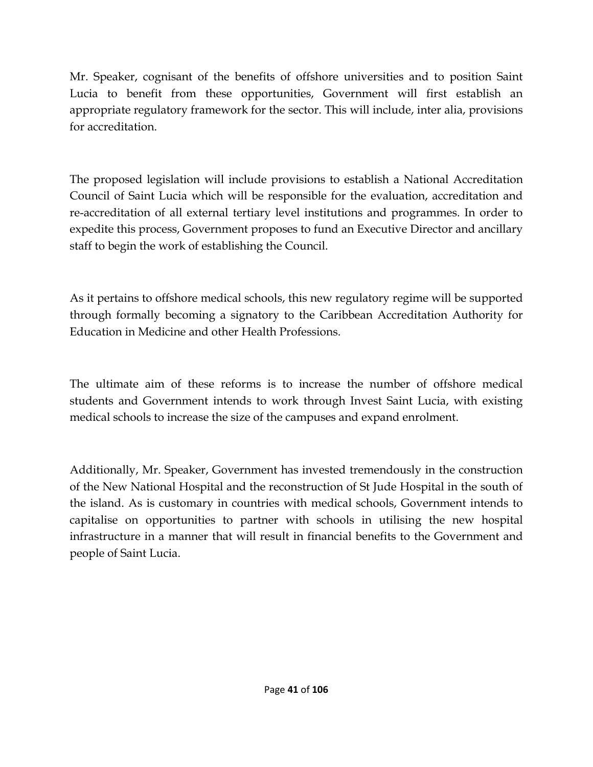Mr. Speaker, cognisant of the benefits of offshore universities and to position Saint Lucia to benefit from these opportunities, Government will first establish an appropriate regulatory framework for the sector. This will include, inter alia, provisions for accreditation.

The proposed legislation will include provisions to establish a National Accreditation Council of Saint Lucia which will be responsible for the evaluation, accreditation and re-accreditation of all external tertiary level institutions and programmes. In order to expedite this process, Government proposes to fund an Executive Director and ancillary staff to begin the work of establishing the Council.

As it pertains to offshore medical schools, this new regulatory regime will be supported through formally becoming a signatory to the Caribbean Accreditation Authority for Education in Medicine and other Health Professions.

The ultimate aim of these reforms is to increase the number of offshore medical students and Government intends to work through Invest Saint Lucia, with existing medical schools to increase the size of the campuses and expand enrolment.

Additionally, Mr. Speaker, Government has invested tremendously in the construction of the New National Hospital and the reconstruction of St Jude Hospital in the south of the island. As is customary in countries with medical schools, Government intends to capitalise on opportunities to partner with schools in utilising the new hospital infrastructure in a manner that will result in financial benefits to the Government and people of Saint Lucia.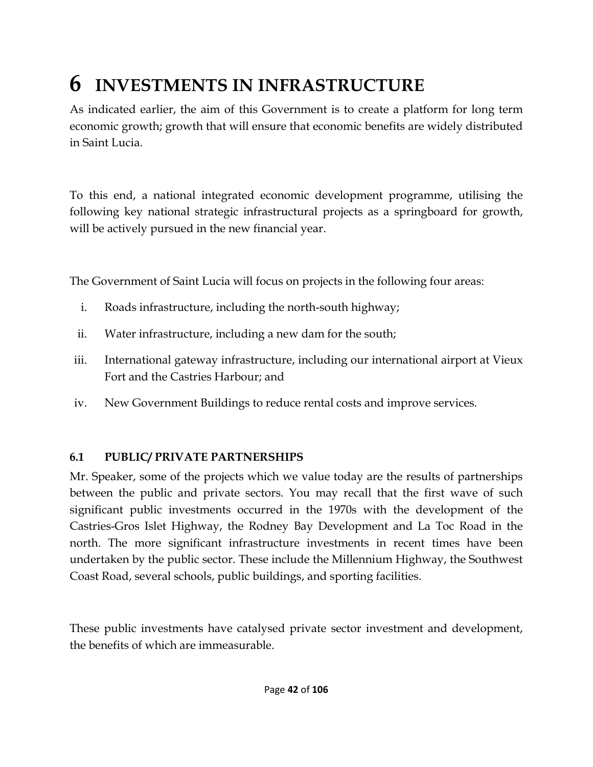# 6 INVESTMENTS IN INFRASTRUCTURE

As indicated earlier, the aim of this Government is to create a platform for long term economic growth; growth that will ensure that economic benefits are widely distributed in Saint Lucia.

To this end, a national integrated economic development programme, utilising the following key national strategic infrastructural projects as a springboard for growth, will be actively pursued in the new financial year.

The Government of Saint Lucia will focus on projects in the following four areas:

i. Roads infrastructure, including the north-south highway;

ii. Water infrastructure, including a new dam for the south;

iii. International gateway infrastructure, including our international airport at Vieux Fort and the Castries Harbour; and

iv. New Government Buildings to reduce rental costs and improve services.

## 6.1 PUBLIC/ PRIVATE PARTNERSHIPS

Mr. Speaker, some of the projects which we value today are the results of partnerships between the public and private sectors. You may recall that the first wave of such significant public investments occurred in the 1970s with the development of the Castries-Gros Islet Highway, the Rodney Bay Development and La Toc Road in the north. The more significant infrastructure investments in recent times have been undertaken by the public sector. These include the Millennium Highway, the Southwest Coast Road, several schools, public buildings, and sporting facilities.

These public investments have catalysed private sector investment and development, the benefits of which are immeasurable.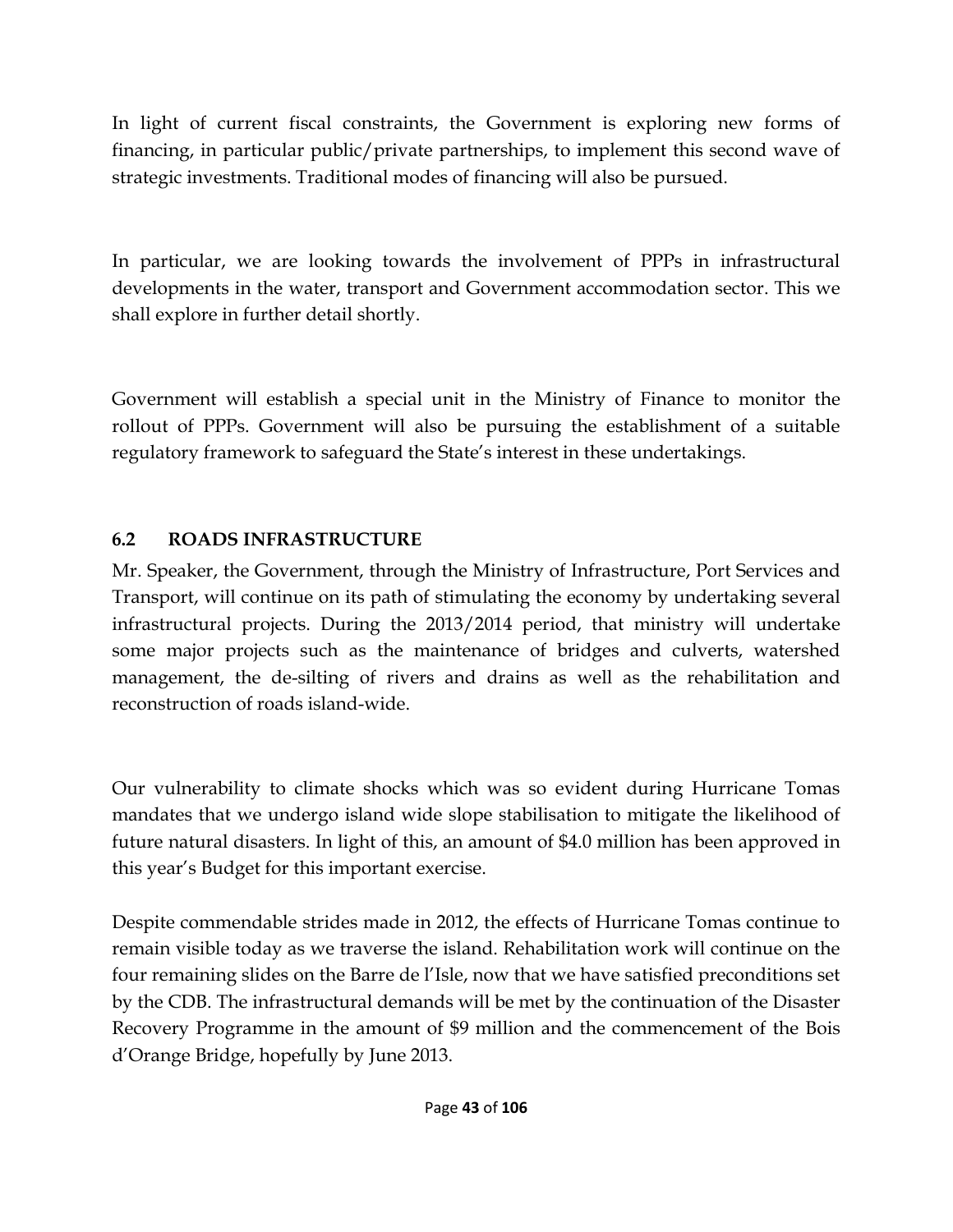In light of current fiscal constraints, the Government is exploring new forms of financing, in particular public/private partnerships, to implement this second wave of strategic investments. Traditional modes of financing will also be pursued.

In particular, we are looking towards the involvement of PPPs in infrastructural developments in the water, transport and Government accommodation sector. This we shall explore in further detail shortly.

Government will establish a special unit in the Ministry of Finance to monitor the rollout of PPPs. Government will also be pursuing the establishment of a suitable regulatory framework to safeguard the State's interest in these undertakings.

## 6.2 ROADS INFRASTRUCTURE

Mr. Speaker, the Government, through the Ministry of Infrastructure, Port Services and Transport, will continue on its path of stimulating the economy by undertaking several infrastructural projects. During the 2013/2014 period, that ministry will undertake some major projects such as the maintenance of bridges and culverts, watershed management, the de-silting of rivers and drains as well as the rehabilitation and reconstruction of roads island-wide.

Our vulnerability to climate shocks which was so evident during Hurricane Tomas mandates that we undergo island wide slope stabilisation to mitigate the likelihood of future natural disasters. In light of this, an amount of $4.0 million has been approved in this year's Budget for this important exercise.

Despite commendable strides made in 2012, the effects of Hurricane Tomas continue to remain visible today as we traverse the island. Rehabilitation work will continue on the four remaining slides on the Barre de l'Isle, now that we have satisfied preconditions set by the CDB. The infrastructural demands will be met by the continuation of the Disaster Recovery Programme in the amount of $9 million and the commencement of the Bois d'Orange Bridge, hopefully by June 2013.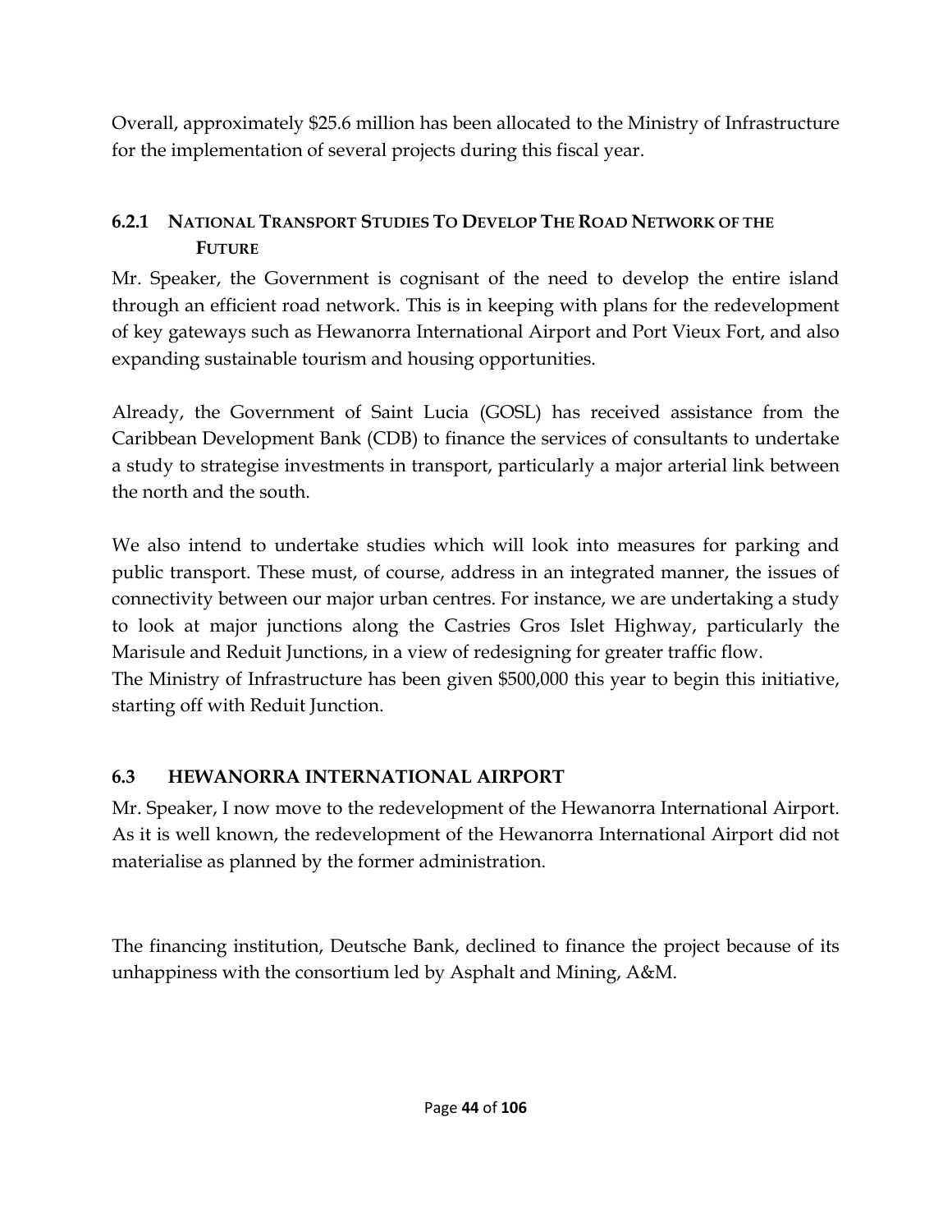Overall, approximately $25.6 million has been allocated to the Ministry of Infrastructure for the implementation of several projects during this fiscal year.

### 6.2.1 National Transport Studies To Develop The Road Network of the Future

Mr. Speaker, the Government is cognisant of the need to develop the entire island through an efficient road network. This is in keeping with plans for the redevelopment of key gateways such as Hewanorra International Airport and Port Vieux Fort, and also expanding sustainable tourism and housing opportunities.

Already, the Government of Saint Lucia (GOSL) has received assistance from the Caribbean Development Bank (CDB) to finance the services of consultants to undertake a study to strategise investments in transport, particularly a major arterial link between the north and the south.

We also intend to undertake studies which will look into measures for parking and public transport. These must, of course, address in an integrated manner, the issues of connectivity between our major urban centres. For instance, we are undertaking a study to look at major junctions along the Castries Gros Islet Highway, particularly the Marisule and Reduit Junctions, in a view of redesigning for greater traffic flow.
The Ministry of Infrastructure has been given $500,000 this year to begin this initiative, starting off with Reduit Junction.

## 6.3 HEWANORRA INTERNATIONAL AIRPORT

Mr. Speaker, I now move to the redevelopment of the Hewanorra International Airport. As it is well known, the redevelopment of the Hewanorra International Airport did not materialise as planned by the former administration.

The financing institution, Deutsche Bank, declined to finance the project because of its unhappiness with the consortium led by Asphalt and Mining, A&M.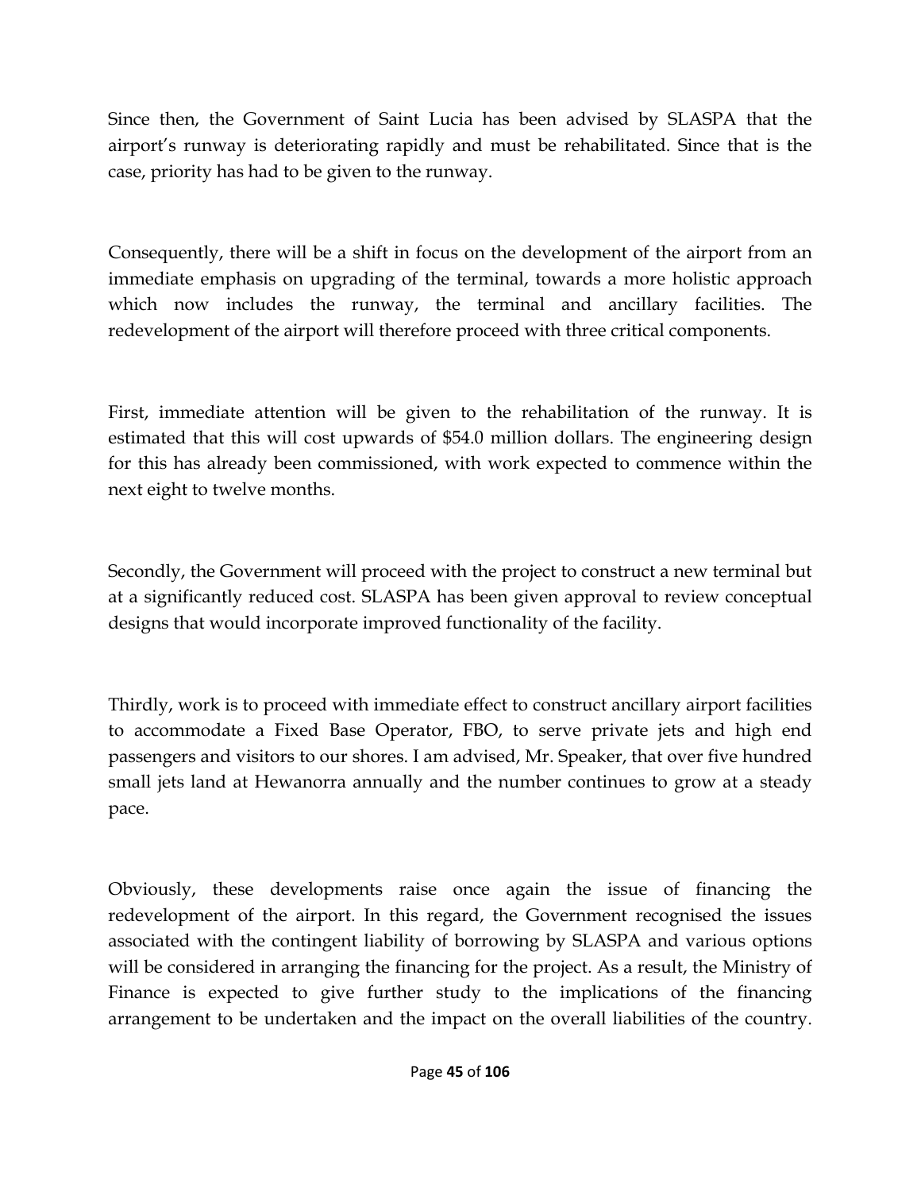Since then, the Government of Saint Lucia has been advised by SLASPA that the airport's runway is deteriorating rapidly and must be rehabilitated. Since that is the case, priority has had to be given to the runway.

Consequently, there will be a shift in focus on the development of the airport from an immediate emphasis on upgrading of the terminal, towards a more holistic approach which now includes the runway, the terminal and ancillary facilities. The redevelopment of the airport will therefore proceed with three critical components.

First, immediate attention will be given to the rehabilitation of the runway. It is estimated that this will cost upwards of $54.0 million dollars. The engineering design for this has already been commissioned, with work expected to commence within the next eight to twelve months.

Secondly, the Government will proceed with the project to construct a new terminal but at a significantly reduced cost. SLASPA has been given approval to review conceptual designs that would incorporate improved functionality of the facility.

Thirdly, work is to proceed with immediate effect to construct ancillary airport facilities to accommodate a Fixed Base Operator, FBO, to serve private jets and high end passengers and visitors to our shores. I am advised, Mr. Speaker, that over five hundred small jets land at Hewanorra annually and the number continues to grow at a steady pace.

Obviously, these developments raise once again the issue of financing the redevelopment of the airport. In this regard, the Government recognised the issues associated with the contingent liability of borrowing by SLASPA and various options will be considered in arranging the financing for the project. As a result, the Ministry of Finance is expected to give further study to the implications of the financing arrangement to be undertaken and the impact on the overall liabilities of the country.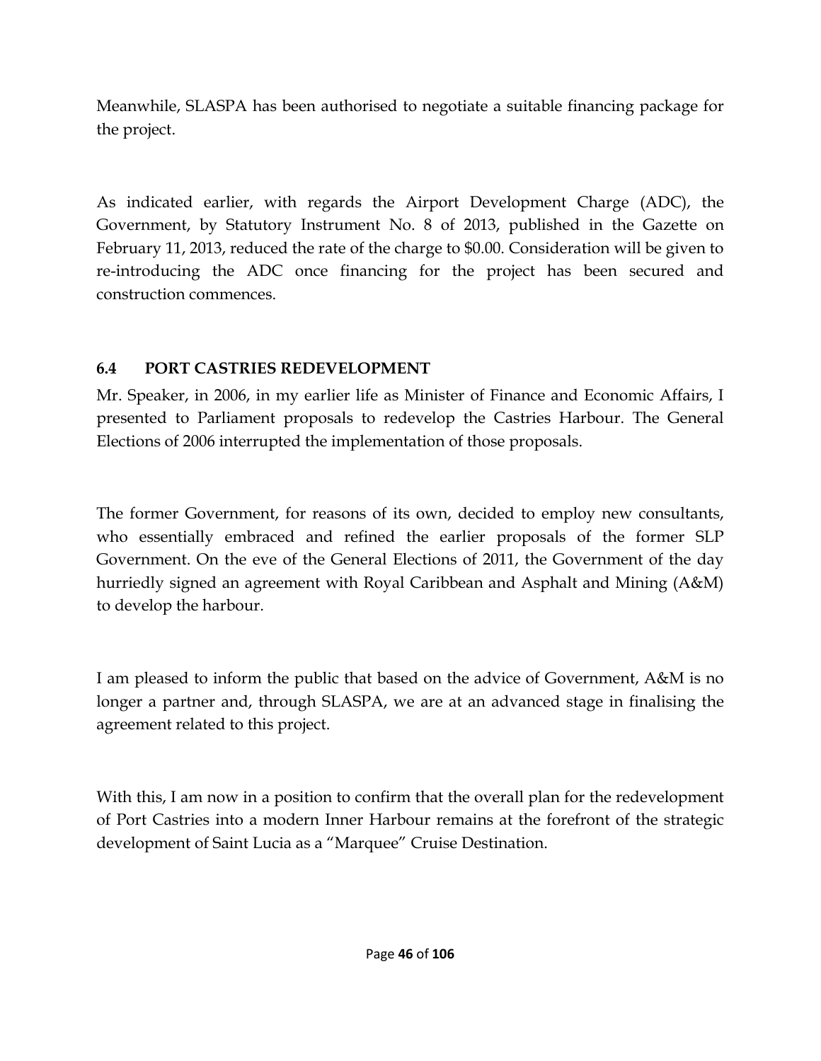Meanwhile, SLASPA has been authorised to negotiate a suitable financing package for the project.

As indicated earlier, with regards the Airport Development Charge (ADC), the Government, by Statutory Instrument No. 8 of 2013, published in the Gazette on February 11, 2013, reduced the rate of the charge to $0.00. Consideration will be given to re-introducing the ADC once financing for the project has been secured and construction commences.

### 6.4 PORT CASTRIES REDEVELOPMENT

Mr. Speaker, in 2006, in my earlier life as Minister of Finance and Economic Affairs, I presented to Parliament proposals to redevelop the Castries Harbour. The General Elections of 2006 interrupted the implementation of those proposals.

The former Government, for reasons of its own, decided to employ new consultants, who essentially embraced and refined the earlier proposals of the former SLP Government. On the eve of the General Elections of 2011, the Government of the day hurriedly signed an agreement with Royal Caribbean and Asphalt and Mining (A&M) to develop the harbour.

I am pleased to inform the public that based on the advice of Government, A&M is no longer a partner and, through SLASPA, we are at an advanced stage in finalising the agreement related to this project.

With this, I am now in a position to confirm that the overall plan for the redevelopment of Port Castries into a modern Inner Harbour remains at the forefront of the strategic development of Saint Lucia as a "Marquee" Cruise Destination.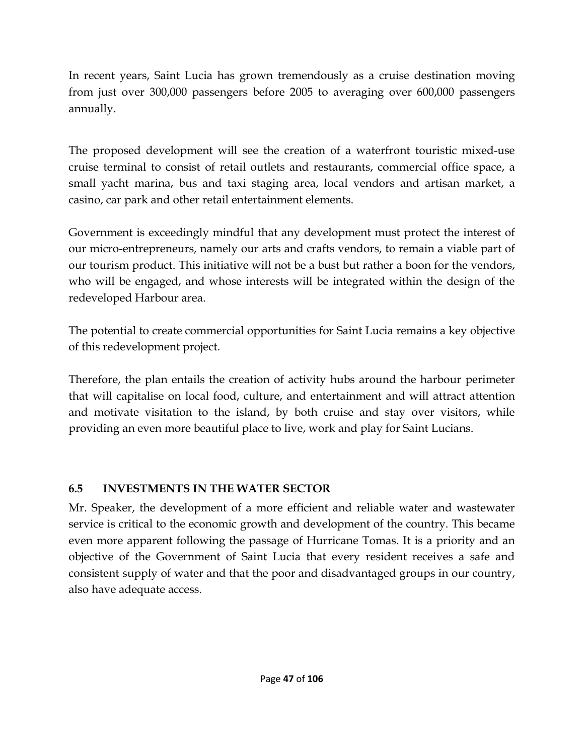In recent years, Saint Lucia has grown tremendously as a cruise destination moving from just over 300,000 passengers before 2005 to averaging over 600,000 passengers annually.

The proposed development will see the creation of a waterfront touristic mixed-use cruise terminal to consist of retail outlets and restaurants, commercial office space, a small yacht marina, bus and taxi staging area, local vendors and artisan market, a casino, car park and other retail entertainment elements.

Government is exceedingly mindful that any development must protect the interest of our micro-entrepreneurs, namely our arts and crafts vendors, to remain a viable part of our tourism product. This initiative will not be a bust but rather a boon for the vendors, who will be engaged, and whose interests will be integrated within the design of the redeveloped Harbour area.

The potential to create commercial opportunities for Saint Lucia remains a key objective of this redevelopment project.

Therefore, the plan entails the creation of activity hubs around the harbour perimeter that will capitalise on local food, culture, and entertainment and will attract attention and motivate visitation to the island, by both cruise and stay over visitors, while providing an even more beautiful place to live, work and play for Saint Lucians.

## 6.5 INVESTMENTS IN THE WATER SECTOR

Mr. Speaker, the development of a more efficient and reliable water and wastewater service is critical to the economic growth and development of the country. This became even more apparent following the passage of Hurricane Tomas. It is a priority and an objective of the Government of Saint Lucia that every resident receives a safe and consistent supply of water and that the poor and disadvantaged groups in our country, also have adequate access.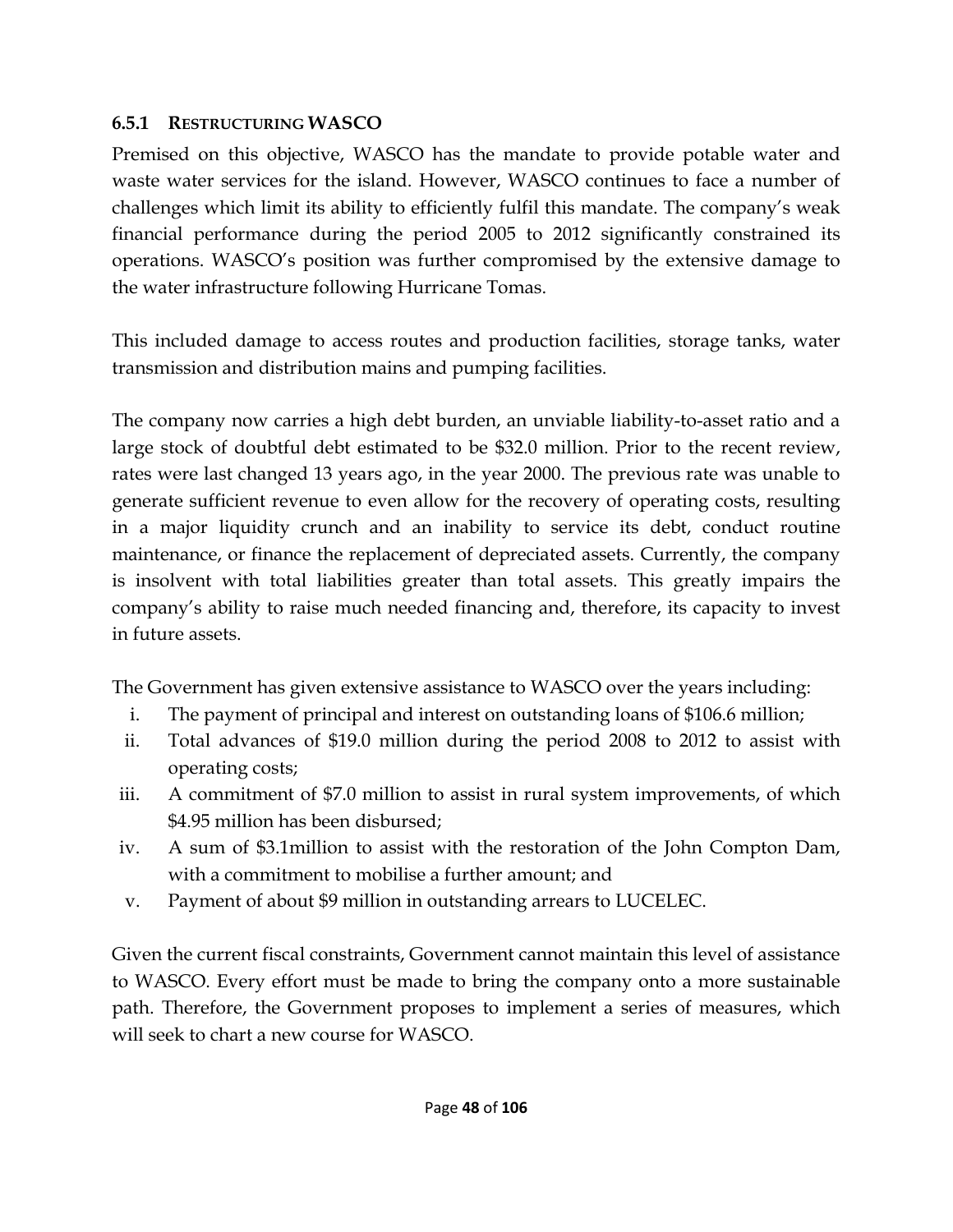### 6.5.1 RESTRUCTURING WASCO

Premised on this objective, WASCO has the mandate to provide potable water and waste water services for the island. However, WASCO continues to face a number of challenges which limit its ability to efficiently fulfil this mandate. The company's weak financial performance during the period 2005 to 2012 significantly constrained its operations. WASCO's position was further compromised by the extensive damage to the water infrastructure following Hurricane Tomas.

This included damage to access routes and production facilities, storage tanks, water transmission and distribution mains and pumping facilities.

The company now carries a high debt burden, an unviable liability-to-asset ratio and a large stock of doubtful debt estimated to be $32.0 million. Prior to the recent review, rates were last changed 13 years ago, in the year 2000. The previous rate was unable to generate sufficient revenue to even allow for the recovery of operating costs, resulting in a major liquidity crunch and an inability to service its debt, conduct routine maintenance, or finance the replacement of depreciated assets. Currently, the company is insolvent with total liabilities greater than total assets. This greatly impairs the company's ability to raise much needed financing and, therefore, its capacity to invest in future assets.

The Government has given extensive assistance to WASCO over the years including:

i. The payment of principal and interest on outstanding loans of $106.6 million;
ii. Total advances of $19.0 million during the period 2008 to 2012 to assist with operating costs;
iii. A commitment of $7.0 million to assist in rural system improvements, of which $4.95 million has been disbursed;
iv. A sum of $3.1million to assist with the restoration of the John Compton Dam, with a commitment to mobilise a further amount; and
v. Payment of about $9 million in outstanding arrears to LUCELEC.

Given the current fiscal constraints, Government cannot maintain this level of assistance to WASCO. Every effort must be made to bring the company onto a more sustainable path. Therefore, the Government proposes to implement a series of measures, which will seek to chart a new course for WASCO.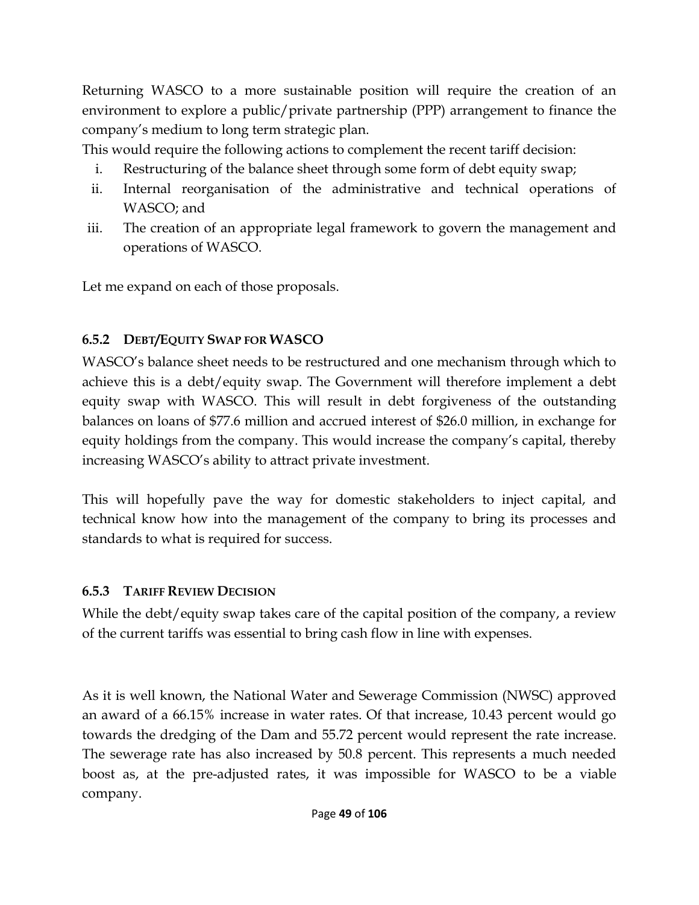Returning WASCO to a more sustainable position will require the creation of an environment to explore a public/private partnership (PPP) arrangement to finance the company's medium to long term strategic plan.

This would require the following actions to complement the recent tariff decision:

i. Restructuring of the balance sheet through some form of debt equity swap;
ii. Internal reorganisation of the administrative and technical operations of WASCO; and
iii. The creation of an appropriate legal framework to govern the management and operations of WASCO.

Let me expand on each of those proposals.

### 6.5.2 Debt/Equity Swap for WASCO

WASCO's balance sheet needs to be restructured and one mechanism through which to achieve this is a debt/equity swap. The Government will therefore implement a debt equity swap with WASCO. This will result in debt forgiveness of the outstanding balances on loans of $77.6 million and accrued interest of $26.0 million, in exchange for equity holdings from the company. This would increase the company's capital, thereby increasing WASCO's ability to attract private investment.

This will hopefully pave the way for domestic stakeholders to inject capital, and technical know how into the management of the company to bring its processes and standards to what is required for success.

### 6.5.3 Tariff Review Decision

While the debt/equity swap takes care of the capital position of the company, a review of the current tariffs was essential to bring cash flow in line with expenses.

As it is well known, the National Water and Sewerage Commission (NWSC) approved an award of a 66.15% increase in water rates. Of that increase, 10.43 percent would go towards the dredging of the Dam and 55.72 percent would represent the rate increase. The sewerage rate has also increased by 50.8 percent. This represents a much needed boost as, at the pre-adjusted rates, it was impossible for WASCO to be a viable company.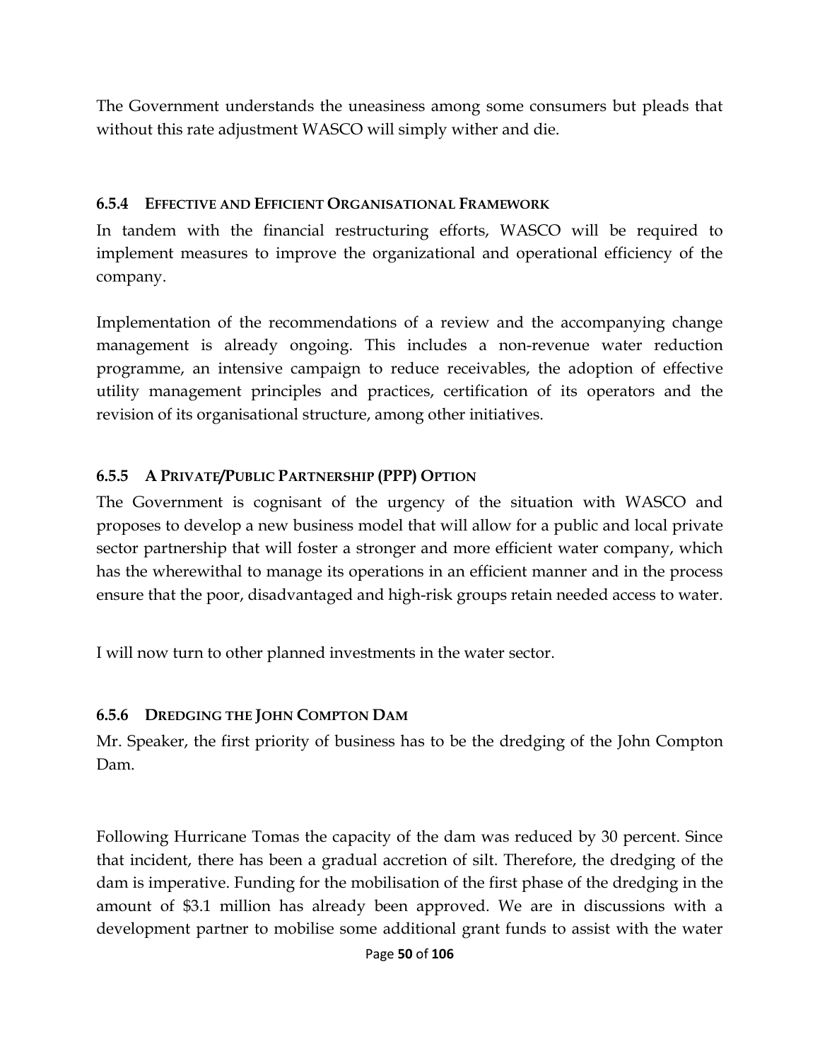The Government understands the uneasiness among some consumers but pleads that without this rate adjustment WASCO will simply wither and die.

#### 6.5.4 Effective and Efficient Organisational Framework

In tandem with the financial restructuring efforts, WASCO will be required to implement measures to improve the organizational and operational efficiency of the company.

Implementation of the recommendations of a review and the accompanying change management is already ongoing. This includes a non-revenue water reduction programme, an intensive campaign to reduce receivables, the adoption of effective utility management principles and practices, certification of its operators and the revision of its organisational structure, among other initiatives.

#### 6.5.5 A Private/Public Partnership (PPP) Option

The Government is cognisant of the urgency of the situation with WASCO and proposes to develop a new business model that will allow for a public and local private sector partnership that will foster a stronger and more efficient water company, which has the wherewithal to manage its operations in an efficient manner and in the process ensure that the poor, disadvantaged and high-risk groups retain needed access to water.

I will now turn to other planned investments in the water sector.

#### 6.5.6 Dredging the John Compton Dam

Mr. Speaker, the first priority of business has to be the dredging of the John Compton Dam.

Following Hurricane Tomas the capacity of the dam was reduced by 30 percent. Since that incident, there has been a gradual accretion of silt. Therefore, the dredging of the dam is imperative. Funding for the mobilisation of the first phase of the dredging in the amount of $3.1 million has already been approved. We are in discussions with a development partner to mobilise some additional grant funds to assist with the water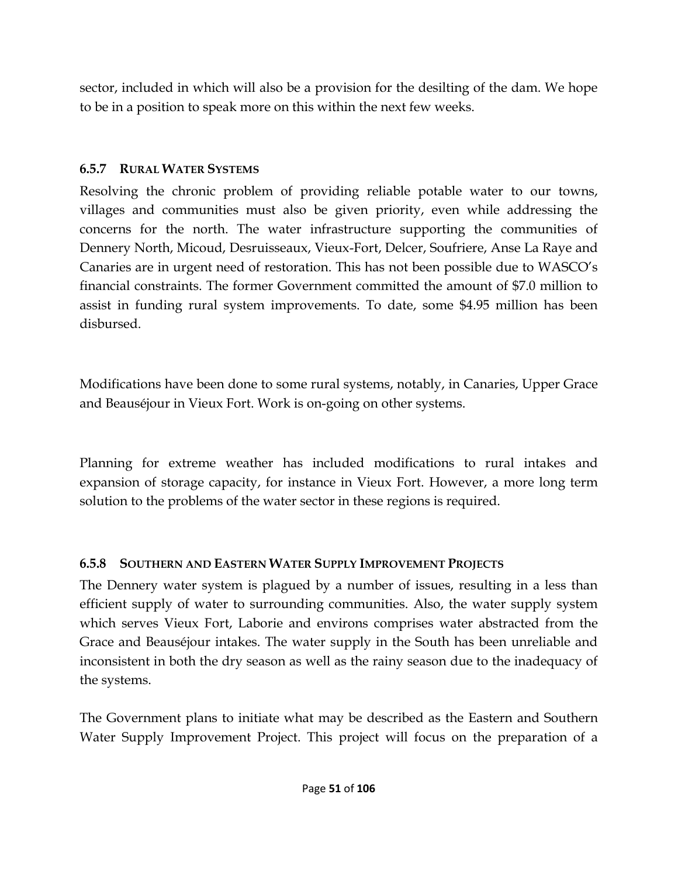sector, included in which will also be a provision for the desilting of the dam. We hope to be in a position to speak more on this within the next few weeks.

### 6.5.7 RURAL WATER SYSTEMS

Resolving the chronic problem of providing reliable potable water to our towns, villages and communities must also be given priority, even while addressing the concerns for the north. The water infrastructure supporting the communities of Dennery North, Micoud, Desruisseaux, Vieux-Fort, Delcer, Soufriere, Anse La Raye and Canaries are in urgent need of restoration. This has not been possible due to WASCO's financial constraints. The former Government committed the amount of $7.0 million to assist in funding rural system improvements. To date, some $4.95 million has been disbursed.

Modifications have been done to some rural systems, notably, in Canaries, Upper Grace and Beauséjour in Vieux Fort. Work is on-going on other systems.

Planning for extreme weather has included modifications to rural intakes and expansion of storage capacity, for instance in Vieux Fort. However, a more long term solution to the problems of the water sector in these regions is required.

### 6.5.8 SOUTHERN AND EASTERN WATER SUPPLY IMPROVEMENT PROJECTS

The Dennery water system is plagued by a number of issues, resulting in a less than efficient supply of water to surrounding communities. Also, the water supply system which serves Vieux Fort, Laborie and environs comprises water abstracted from the Grace and Beauséjour intakes. The water supply in the South has been unreliable and inconsistent in both the dry season as well as the rainy season due to the inadequacy of the systems.

The Government plans to initiate what may be described as the Eastern and Southern Water Supply Improvement Project. This project will focus on the preparation of a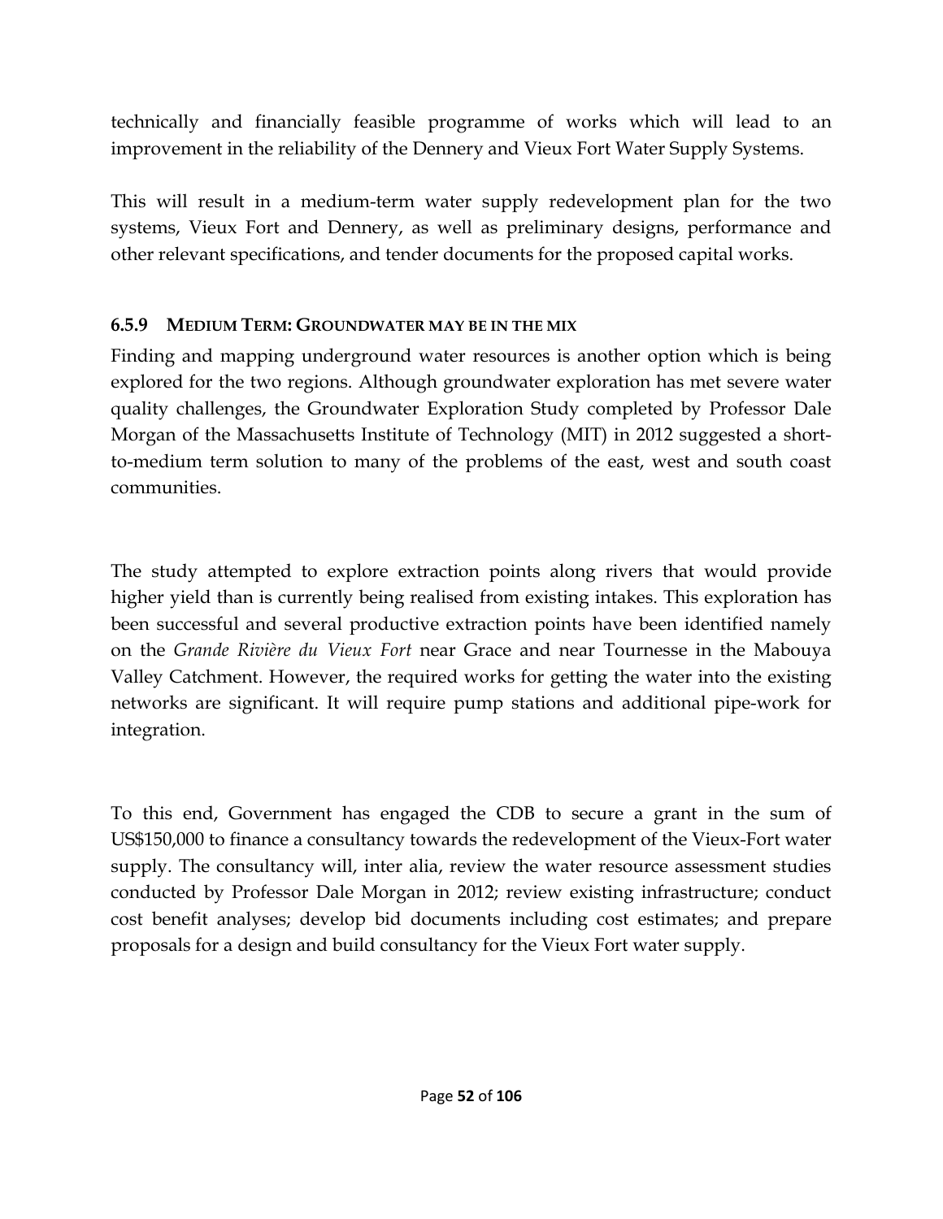technically and financially feasible programme of works which will lead to an improvement in the reliability of the Dennery and Vieux Fort Water Supply Systems.

This will result in a medium-term water supply redevelopment plan for the two systems, Vieux Fort and Dennery, as well as preliminary designs, performance and other relevant specifications, and tender documents for the proposed capital works.

### 6.5.9 MEDIUM TERM: GROUNDWATER MAY BE IN THE MIX

Finding and mapping underground water resources is another option which is being explored for the two regions. Although groundwater exploration has met severe water quality challenges, the Groundwater Exploration Study completed by Professor Dale Morgan of the Massachusetts Institute of Technology (MIT) in 2012 suggested a short-to-medium term solution to many of the problems of the east, west and south coast communities.

The study attempted to explore extraction points along rivers that would provide higher yield than is currently being realised from existing intakes. This exploration has been successful and several productive extraction points have been identified namely on the *Grande Rivière du Vieux Fort* near Grace and near Tournesse in the Mabouya Valley Catchment. However, the required works for getting the water into the existing networks are significant. It will require pump stations and additional pipe-work for integration.

To this end, Government has engaged the CDB to secure a grant in the sum of US$150,000 to finance a consultancy towards the redevelopment of the Vieux-Fort water supply. The consultancy will, inter alia, review the water resource assessment studies conducted by Professor Dale Morgan in 2012; review existing infrastructure; conduct cost benefit analyses; develop bid documents including cost estimates; and prepare proposals for a design and build consultancy for the Vieux Fort water supply.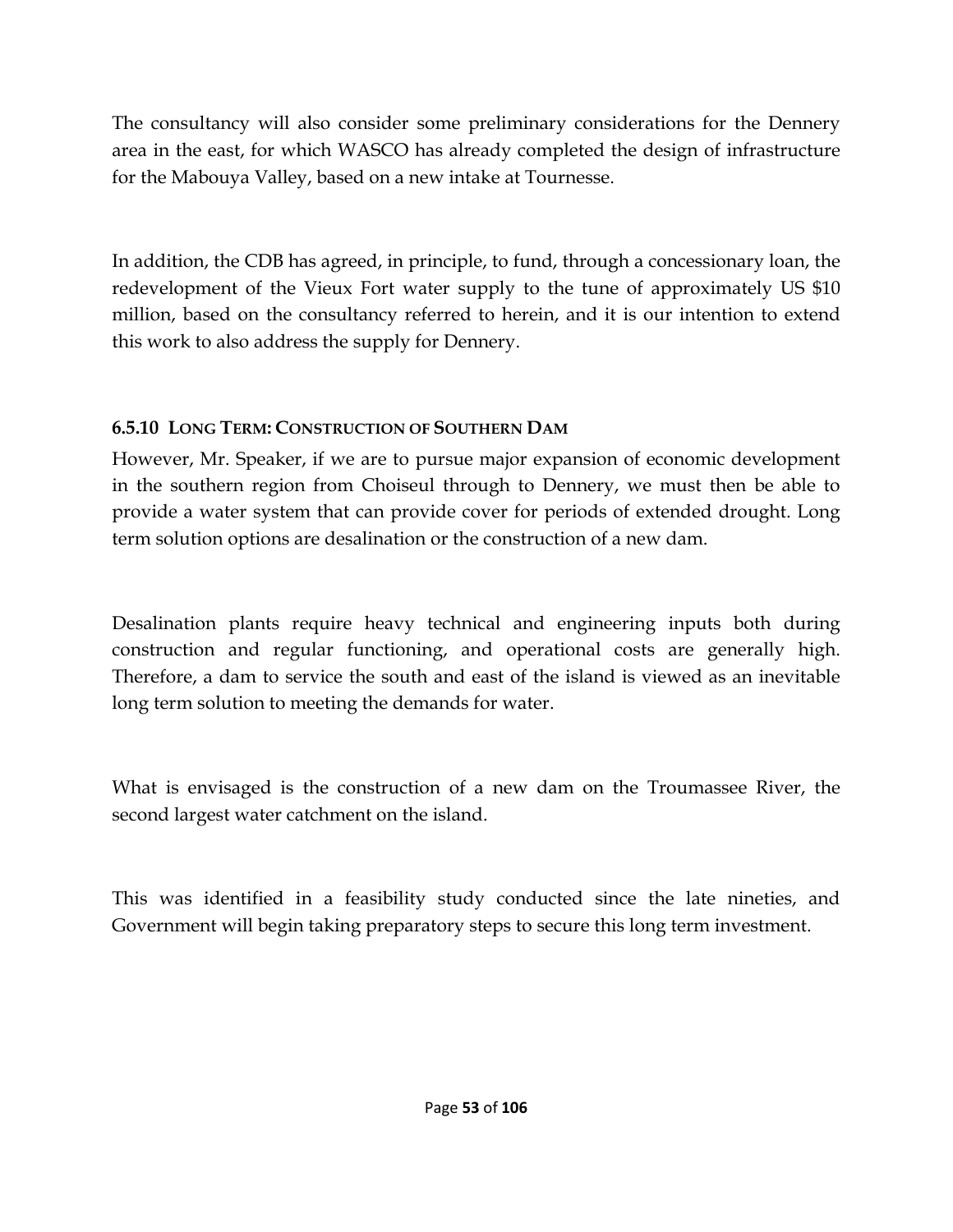The consultancy will also consider some preliminary considerations for the Dennery area in the east, for which WASCO has already completed the design of infrastructure for the Mabouya Valley, based on a new intake at Tournesse.

In addition, the CDB has agreed, in principle, to fund, through a concessionary loan, the redevelopment of the Vieux Fort water supply to the tune of approximately US $10 million, based on the consultancy referred to herein, and it is our intention to extend this work to also address the supply for Dennery.

#### 6.5.10 Long Term: Construction of Southern Dam

However, Mr. Speaker, if we are to pursue major expansion of economic development in the southern region from Choiseul through to Dennery, we must then be able to provide a water system that can provide cover for periods of extended drought. Long term solution options are desalination or the construction of a new dam.

Desalination plants require heavy technical and engineering inputs both during construction and regular functioning, and operational costs are generally high. Therefore, a dam to service the south and east of the island is viewed as an inevitable long term solution to meeting the demands for water.

What is envisaged is the construction of a new dam on the Troumassee River, the second largest water catchment on the island.

This was identified in a feasibility study conducted since the late nineties, and Government will begin taking preparatory steps to secure this long term investment.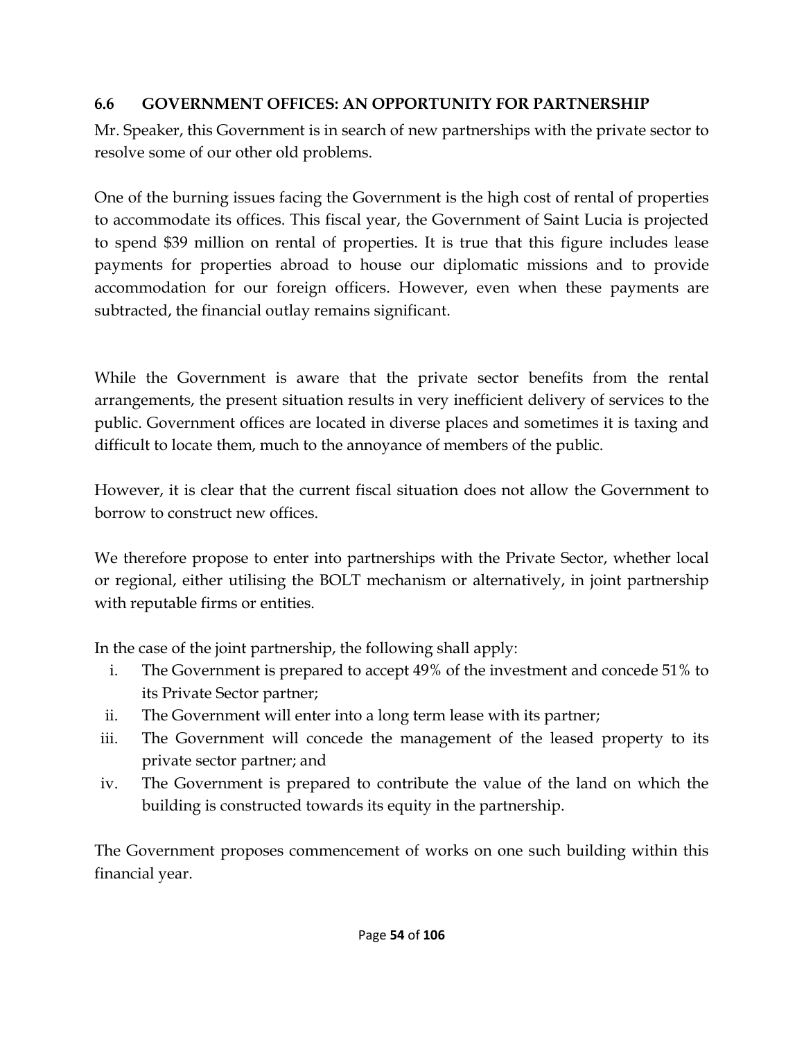### 6.6 GOVERNMENT OFFICES: AN OPPORTUNITY FOR PARTNERSHIP

Mr. Speaker, this Government is in search of new partnerships with the private sector to resolve some of our other old problems.

One of the burning issues facing the Government is the high cost of rental of properties to accommodate its offices. This fiscal year, the Government of Saint Lucia is projected to spend $39 million on rental of properties. It is true that this figure includes lease payments for properties abroad to house our diplomatic missions and to provide accommodation for our foreign officers. However, even when these payments are subtracted, the financial outlay remains significant.

While the Government is aware that the private sector benefits from the rental arrangements, the present situation results in very inefficient delivery of services to the public. Government offices are located in diverse places and sometimes it is taxing and difficult to locate them, much to the annoyance of members of the public.

However, it is clear that the current fiscal situation does not allow the Government to borrow to construct new offices.

We therefore propose to enter into partnerships with the Private Sector, whether local or regional, either utilising the BOLT mechanism or alternatively, in joint partnership with reputable firms or entities.

In the case of the joint partnership, the following shall apply:

i. The Government is prepared to accept 49% of the investment and concede 51% to its Private Sector partner;
ii. The Government will enter into a long term lease with its partner;
iii. The Government will concede the management of the leased property to its private sector partner; and
iv. The Government is prepared to contribute the value of the land on which the building is constructed towards its equity in the partnership.

The Government proposes commencement of works on one such building within this financial year.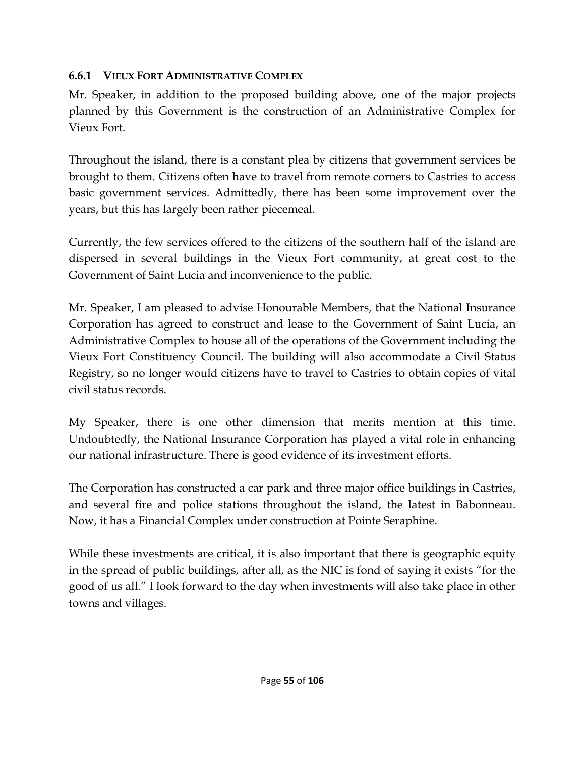### 6.6.1 VIEUX FORT ADMINISTRATIVE COMPLEX

Mr. Speaker, in addition to the proposed building above, one of the major projects planned by this Government is the construction of an Administrative Complex for Vieux Fort.

Throughout the island, there is a constant plea by citizens that government services be brought to them. Citizens often have to travel from remote corners to Castries to access basic government services. Admittedly, there has been some improvement over the years, but this has largely been rather piecemeal.

Currently, the few services offered to the citizens of the southern half of the island are dispersed in several buildings in the Vieux Fort community, at great cost to the Government of Saint Lucia and inconvenience to the public.

Mr. Speaker, I am pleased to advise Honourable Members, that the National Insurance Corporation has agreed to construct and lease to the Government of Saint Lucia, an Administrative Complex to house all of the operations of the Government including the Vieux Fort Constituency Council. The building will also accommodate a Civil Status Registry, so no longer would citizens have to travel to Castries to obtain copies of vital civil status records.

My Speaker, there is one other dimension that merits mention at this time. Undoubtedly, the National Insurance Corporation has played a vital role in enhancing our national infrastructure. There is good evidence of its investment efforts.

The Corporation has constructed a car park and three major office buildings in Castries, and several fire and police stations throughout the island, the latest in Babonneau. Now, it has a Financial Complex under construction at Pointe Seraphine.

While these investments are critical, it is also important that there is geographic equity in the spread of public buildings, after all, as the NIC is fond of saying it exists "for the good of us all." I look forward to the day when investments will also take place in other towns and villages.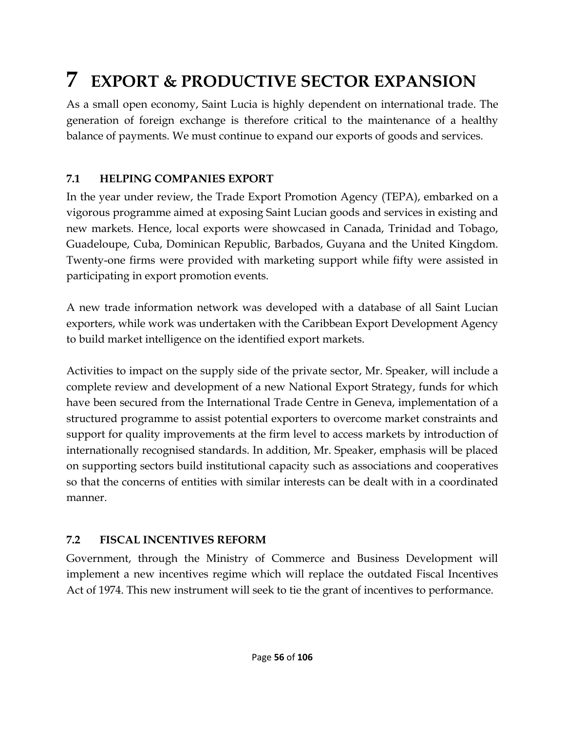# 7 EXPORT & PRODUCTIVE SECTOR EXPANSION

As a small open economy, Saint Lucia is highly dependent on international trade. The generation of foreign exchange is therefore critical to the maintenance of a healthy balance of payments. We must continue to expand our exports of goods and services.

## 7.1 HELPING COMPANIES EXPORT

In the year under review, the Trade Export Promotion Agency (TEPA), embarked on a vigorous programme aimed at exposing Saint Lucian goods and services in existing and new markets. Hence, local exports were showcased in Canada, Trinidad and Tobago, Guadeloupe, Cuba, Dominican Republic, Barbados, Guyana and the United Kingdom. Twenty-one firms were provided with marketing support while fifty were assisted in participating in export promotion events.

A new trade information network was developed with a database of all Saint Lucian exporters, while work was undertaken with the Caribbean Export Development Agency to build market intelligence on the identified export markets.

Activities to impact on the supply side of the private sector, Mr. Speaker, will include a complete review and development of a new National Export Strategy, funds for which have been secured from the International Trade Centre in Geneva, implementation of a structured programme to assist potential exporters to overcome market constraints and support for quality improvements at the firm level to access markets by introduction of internationally recognised standards. In addition, Mr. Speaker, emphasis will be placed on supporting sectors build institutional capacity such as associations and cooperatives so that the concerns of entities with similar interests can be dealt with in a coordinated manner.

## 7.2 FISCAL INCENTIVES REFORM

Government, through the Ministry of Commerce and Business Development will implement a new incentives regime which will replace the outdated Fiscal Incentives Act of 1974. This new instrument will seek to tie the grant of incentives to performance.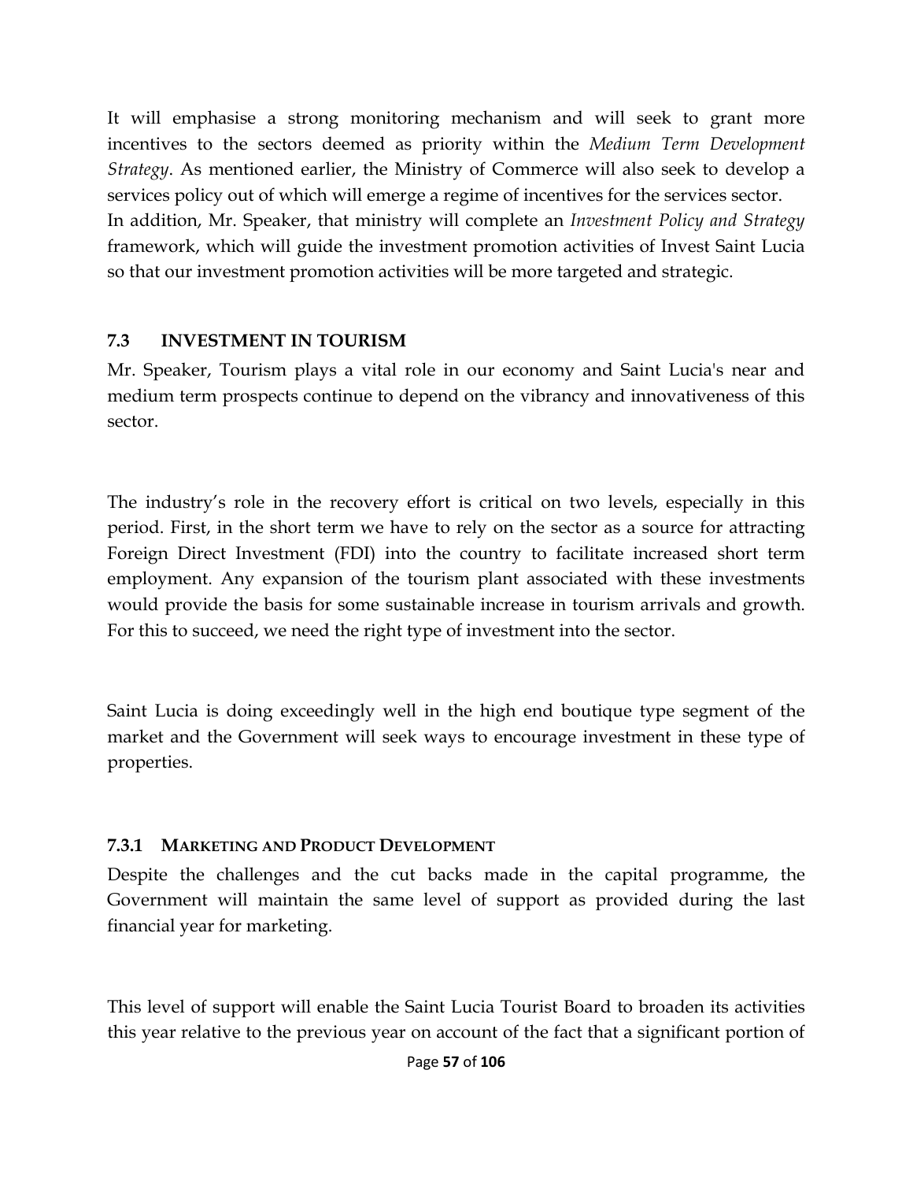It will emphasise a strong monitoring mechanism and will seek to grant more incentives to the sectors deemed as priority within the *Medium Term Development Strategy*. As mentioned earlier, the Ministry of Commerce will also seek to develop a services policy out of which will emerge a regime of incentives for the services sector. In addition, Mr. Speaker, that ministry will complete an *Investment Policy and Strategy* framework, which will guide the investment promotion activities of Invest Saint Lucia so that our investment promotion activities will be more targeted and strategic.

## 7.3 INVESTMENT IN TOURISM

Mr. Speaker, Tourism plays a vital role in our economy and Saint Lucia's near and medium term prospects continue to depend on the vibrancy and innovativeness of this sector.

The industry's role in the recovery effort is critical on two levels, especially in this period. First, in the short term we have to rely on the sector as a source for attracting Foreign Direct Investment (FDI) into the country to facilitate increased short term employment. Any expansion of the tourism plant associated with these investments would provide the basis for some sustainable increase in tourism arrivals and growth. For this to succeed, we need the right type of investment into the sector.

Saint Lucia is doing exceedingly well in the high end boutique type segment of the market and the Government will seek ways to encourage investment in these type of properties.

### 7.3.1 MARKETING AND PRODUCT DEVELOPMENT

Despite the challenges and the cut backs made in the capital programme, the Government will maintain the same level of support as provided during the last financial year for marketing.

This level of support will enable the Saint Lucia Tourist Board to broaden its activities this year relative to the previous year on account of the fact that a significant portion of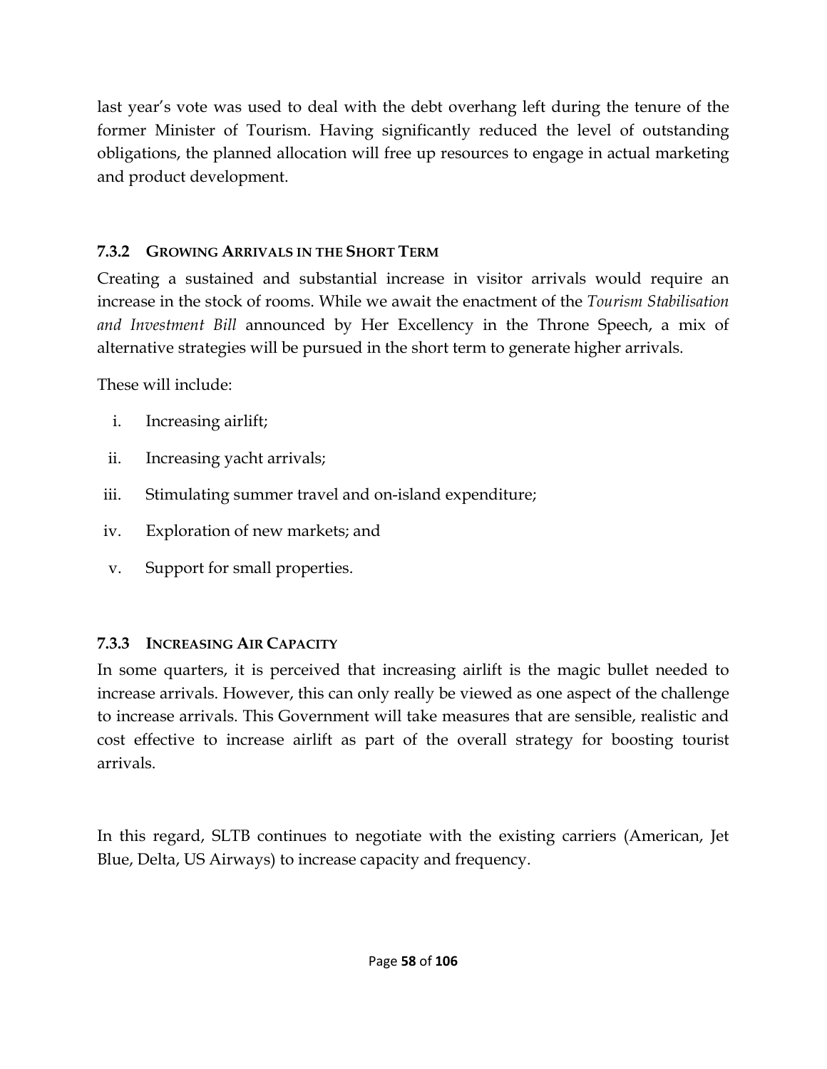last year's vote was used to deal with the debt overhang left during the tenure of the former Minister of Tourism. Having significantly reduced the level of outstanding obligations, the planned allocation will free up resources to engage in actual marketing and product development.

### 7.3.2 Growing Arrivals in the Short Term

Creating a sustained and substantial increase in visitor arrivals would require an increase in the stock of rooms. While we await the enactment of the *Tourism Stabilisation and Investment Bill* announced by Her Excellency in the Throne Speech, a mix of alternative strategies will be pursued in the short term to generate higher arrivals.

These will include:

i. Increasing airlift;

ii. Increasing yacht arrivals;

iii. Stimulating summer travel and on-island expenditure;

iv. Exploration of new markets; and

v. Support for small properties.

### 7.3.3 Increasing Air Capacity

In some quarters, it is perceived that increasing airlift is the magic bullet needed to increase arrivals. However, this can only really be viewed as one aspect of the challenge to increase arrivals. This Government will take measures that are sensible, realistic and cost effective to increase airlift as part of the overall strategy for boosting tourist arrivals.

In this regard, SLTB continues to negotiate with the existing carriers (American, Jet Blue, Delta, US Airways) to increase capacity and frequency.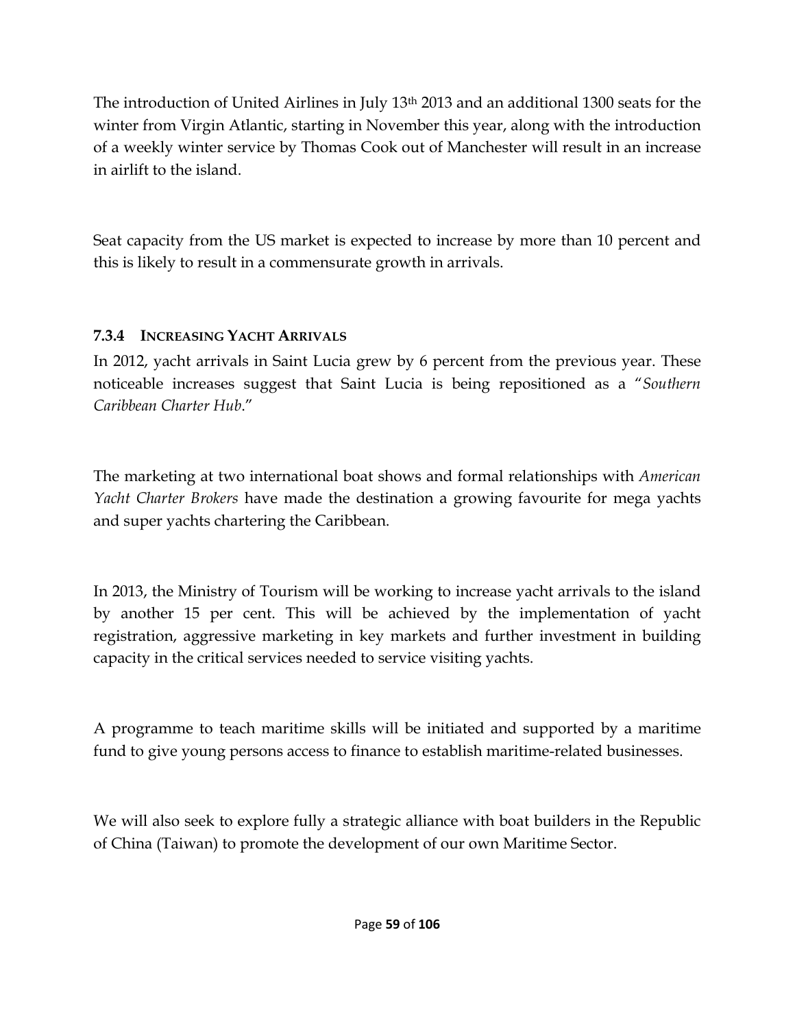The introduction of United Airlines in July 13th 2013 and an additional 1300 seats for the winter from Virgin Atlantic, starting in November this year, along with the introduction of a weekly winter service by Thomas Cook out of Manchester will result in an increase in airlift to the island.

Seat capacity from the US market is expected to increase by more than 10 percent and this is likely to result in a commensurate growth in arrivals.

### 7.3.4 INCREASING YACHT ARRIVALS

In 2012, yacht arrivals in Saint Lucia grew by 6 percent from the previous year. These noticeable increases suggest that Saint Lucia is being repositioned as a "*Southern Caribbean Charter Hub*."

The marketing at two international boat shows and formal relationships with *American Yacht Charter Brokers* have made the destination a growing favourite for mega yachts and super yachts chartering the Caribbean.

In 2013, the Ministry of Tourism will be working to increase yacht arrivals to the island by another 15 per cent. This will be achieved by the implementation of yacht registration, aggressive marketing in key markets and further investment in building capacity in the critical services needed to service visiting yachts.

A programme to teach maritime skills will be initiated and supported by a maritime fund to give young persons access to finance to establish maritime-related businesses.

We will also seek to explore fully a strategic alliance with boat builders in the Republic of China (Taiwan) to promote the development of our own Maritime Sector.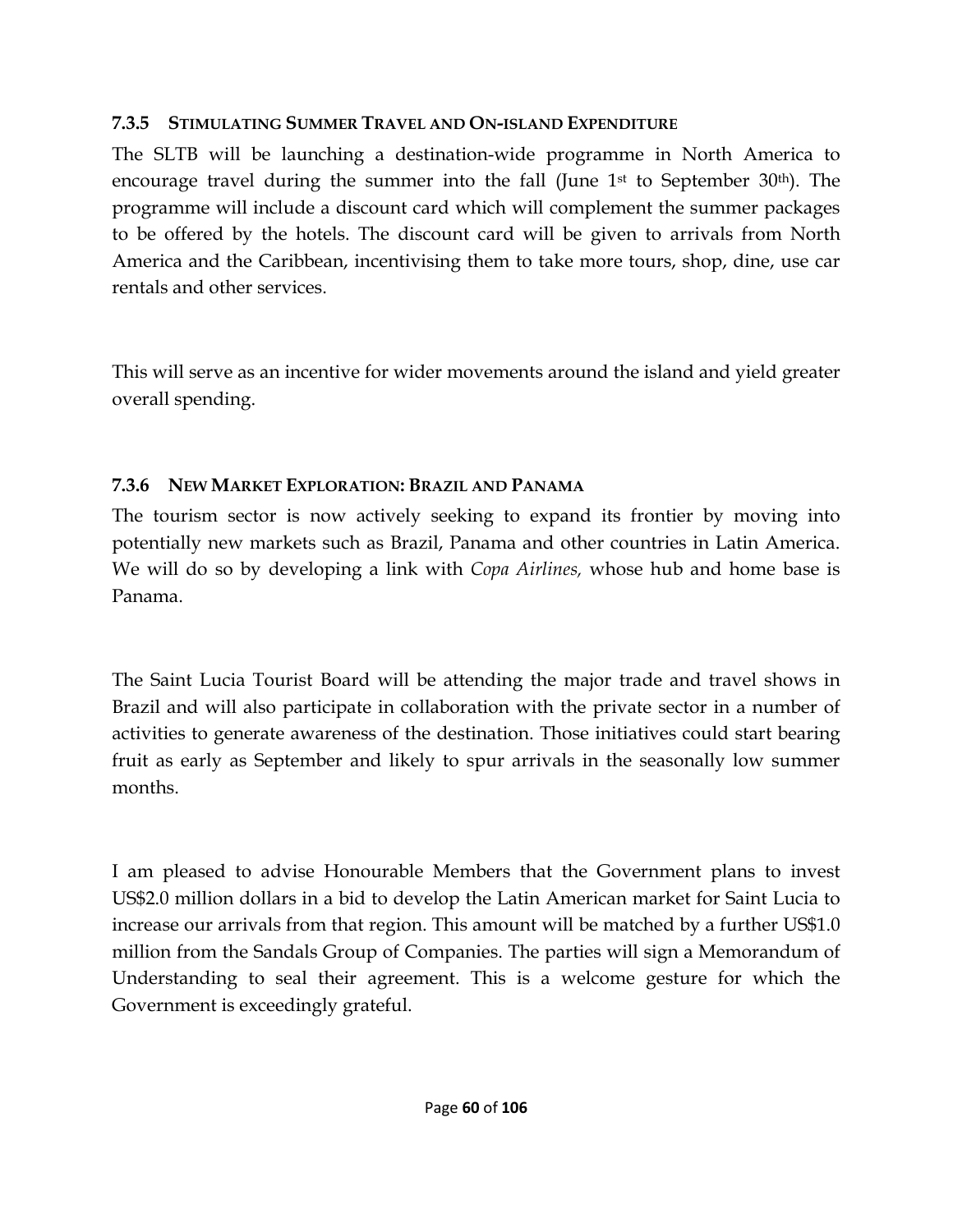### 7.3.5 Stimulating Summer Travel and On-island Expenditure

The SLTB will be launching a destination-wide programme in North America to encourage travel during the summer into the fall (June 1st to September 30th). The programme will include a discount card which will complement the summer packages to be offered by the hotels. The discount card will be given to arrivals from North America and the Caribbean, incentivising them to take more tours, shop, dine, use car rentals and other services.

This will serve as an incentive for wider movements around the island and yield greater overall spending.

### 7.3.6 New Market Exploration: Brazil and Panama

The tourism sector is now actively seeking to expand its frontier by moving into potentially new markets such as Brazil, Panama and other countries in Latin America. We will do so by developing a link with *Copa Airlines,* whose hub and home base is Panama.

The Saint Lucia Tourist Board will be attending the major trade and travel shows in Brazil and will also participate in collaboration with the private sector in a number of activities to generate awareness of the destination. Those initiatives could start bearing fruit as early as September and likely to spur arrivals in the seasonally low summer months.

I am pleased to advise Honourable Members that the Government plans to invest US$2.0 million dollars in a bid to develop the Latin American market for Saint Lucia to increase our arrivals from that region. This amount will be matched by a further US$1.0 million from the Sandals Group of Companies. The parties will sign a Memorandum of Understanding to seal their agreement. This is a welcome gesture for which the Government is exceedingly grateful.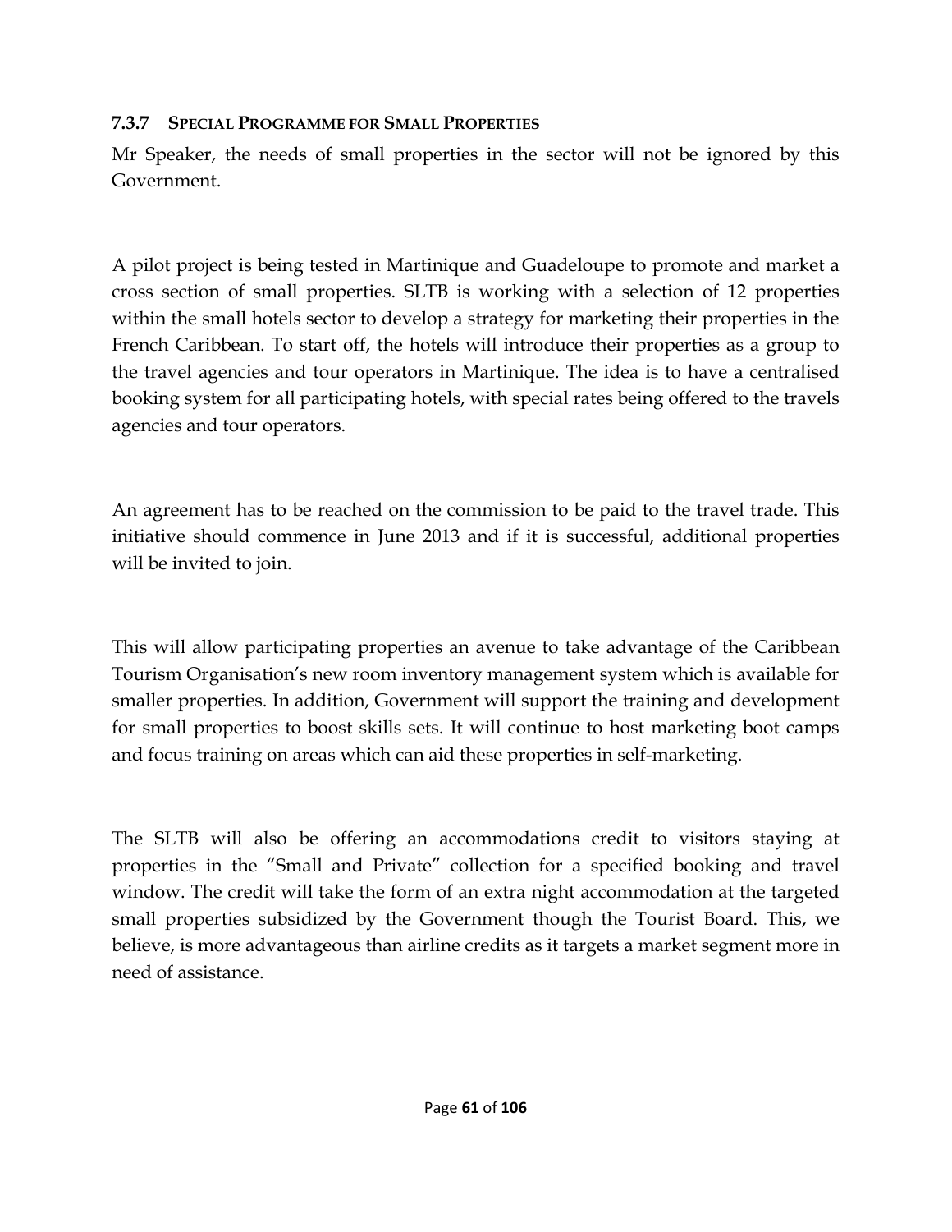### 7.3.7 Special Programme for Small Properties

Mr Speaker, the needs of small properties in the sector will not be ignored by this Government.

A pilot project is being tested in Martinique and Guadeloupe to promote and market a cross section of small properties. SLTB is working with a selection of 12 properties within the small hotels sector to develop a strategy for marketing their properties in the French Caribbean. To start off, the hotels will introduce their properties as a group to the travel agencies and tour operators in Martinique. The idea is to have a centralised booking system for all participating hotels, with special rates being offered to the travels agencies and tour operators.

An agreement has to be reached on the commission to be paid to the travel trade. This initiative should commence in June 2013 and if it is successful, additional properties will be invited to join.

This will allow participating properties an avenue to take advantage of the Caribbean Tourism Organisation's new room inventory management system which is available for smaller properties. In addition, Government will support the training and development for small properties to boost skills sets. It will continue to host marketing boot camps and focus training on areas which can aid these properties in self-marketing.

The SLTB will also be offering an accommodations credit to visitors staying at properties in the "Small and Private" collection for a specified booking and travel window. The credit will take the form of an extra night accommodation at the targeted small properties subsidized by the Government though the Tourist Board. This, we believe, is more advantageous than airline credits as it targets a market segment more in need of assistance.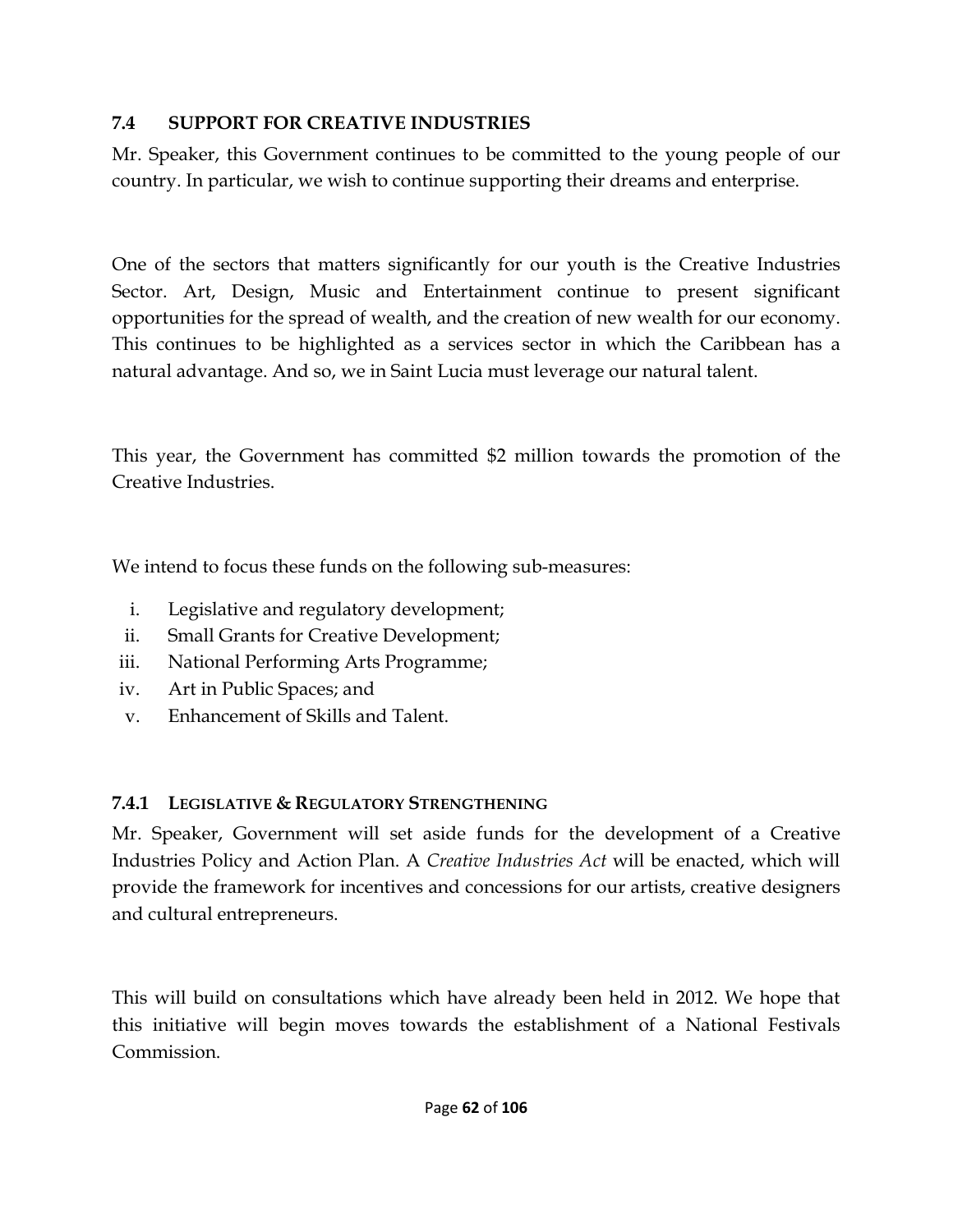## 7.4 SUPPORT FOR CREATIVE INDUSTRIES

Mr. Speaker, this Government continues to be committed to the young people of our country. In particular, we wish to continue supporting their dreams and enterprise.

One of the sectors that matters significantly for our youth is the Creative Industries Sector. Art, Design, Music and Entertainment continue to present significant opportunities for the spread of wealth, and the creation of new wealth for our economy. This continues to be highlighted as a services sector in which the Caribbean has a natural advantage. And so, we in Saint Lucia must leverage our natural talent.

This year, the Government has committed $2 million towards the promotion of the Creative Industries.

We intend to focus these funds on the following sub-measures:

i. Legislative and regulatory development;
ii. Small Grants for Creative Development;
iii. National Performing Arts Programme;
iv. Art in Public Spaces; and
v. Enhancement of Skills and Talent.

### 7.4.1 LEGISLATIVE & REGULATORY STRENGTHENING

Mr. Speaker, Government will set aside funds for the development of a Creative Industries Policy and Action Plan. A *Creative Industries Act* will be enacted, which will provide the framework for incentives and concessions for our artists, creative designers and cultural entrepreneurs.

This will build on consultations which have already been held in 2012. We hope that this initiative will begin moves towards the establishment of a National Festivals Commission.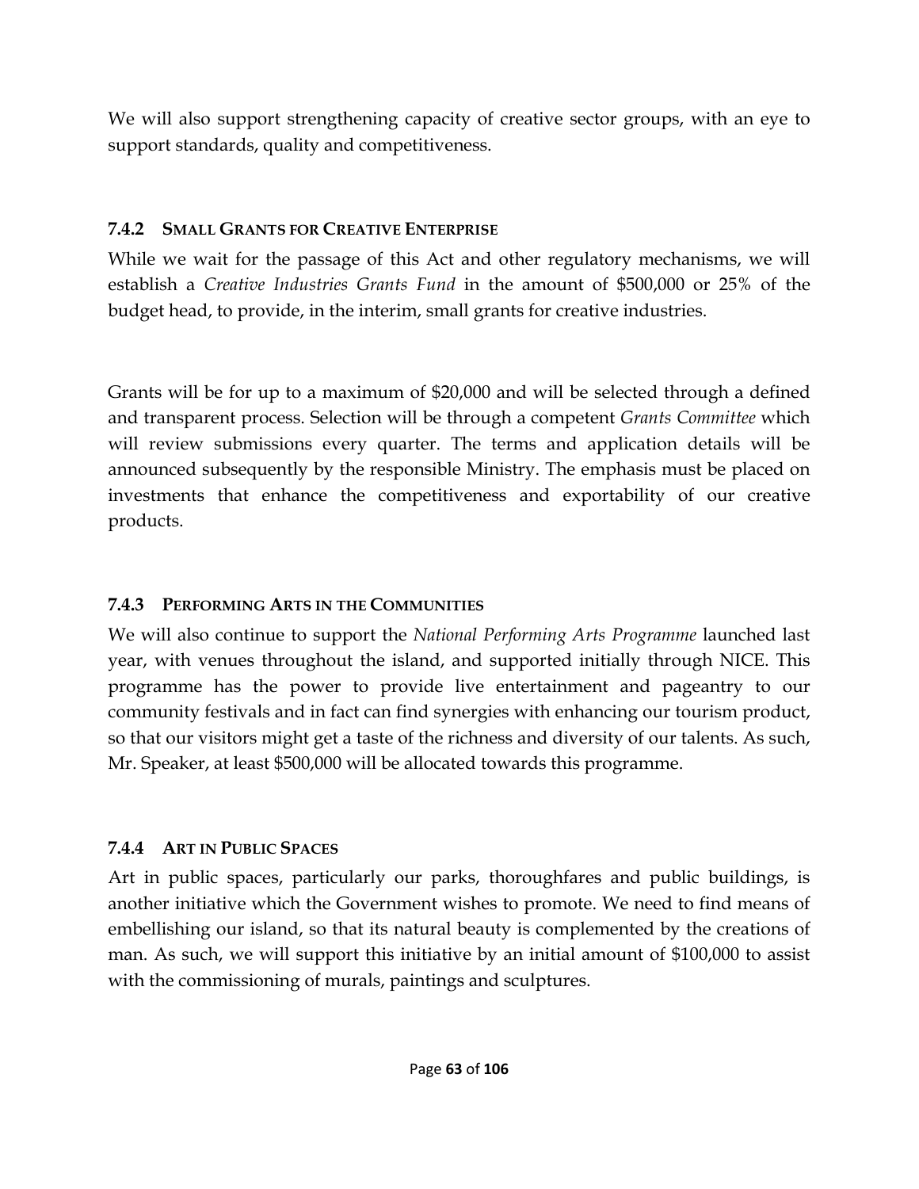We will also support strengthening capacity of creative sector groups, with an eye to support standards, quality and competitiveness.

#### 7.4.2 SMALL GRANTS FOR CREATIVE ENTERPRISE

While we wait for the passage of this Act and other regulatory mechanisms, we will establish a *Creative Industries Grants Fund* in the amount of $500,000 or 25% of the budget head, to provide, in the interim, small grants for creative industries.

Grants will be for up to a maximum of $20,000 and will be selected through a defined and transparent process. Selection will be through a competent *Grants Committee* which will review submissions every quarter. The terms and application details will be announced subsequently by the responsible Ministry. The emphasis must be placed on investments that enhance the competitiveness and exportability of our creative products.

#### 7.4.3 PERFORMING ARTS IN THE COMMUNITIES

We will also continue to support the *National Performing Arts Programme* launched last year, with venues throughout the island, and supported initially through NICE. This programme has the power to provide live entertainment and pageantry to our community festivals and in fact can find synergies with enhancing our tourism product, so that our visitors might get a taste of the richness and diversity of our talents. As such, Mr. Speaker, at least $500,000 will be allocated towards this programme.

#### 7.4.4 ART IN PUBLIC SPACES

Art in public spaces, particularly our parks, thoroughfares and public buildings, is another initiative which the Government wishes to promote. We need to find means of embellishing our island, so that its natural beauty is complemented by the creations of man. As such, we will support this initiative by an initial amount of $100,000 to assist with the commissioning of murals, paintings and sculptures.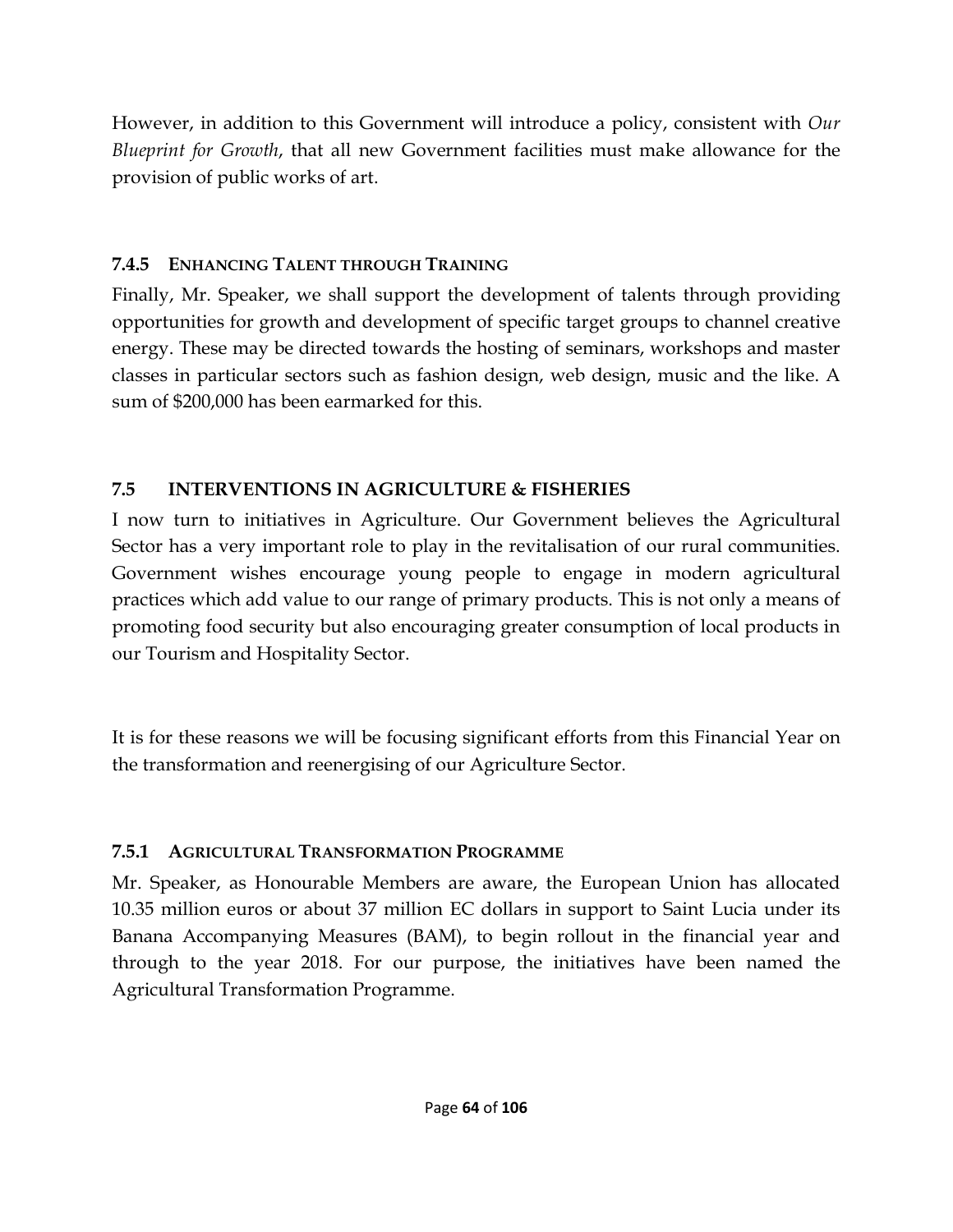However, in addition to this Government will introduce a policy, consistent with *Our Blueprint for Growth*, that all new Government facilities must make allowance for the provision of public works of art.

#### 7.4.5 Enhancing Talent through Training

Finally, Mr. Speaker, we shall support the development of talents through providing opportunities for growth and development of specific target groups to channel creative energy. These may be directed towards the hosting of seminars, workshops and master classes in particular sectors such as fashion design, web design, music and the like. A sum of $200,000 has been earmarked for this.

### 7.5 INTERVENTIONS IN AGRICULTURE & FISHERIES

I now turn to initiatives in Agriculture. Our Government believes the Agricultural Sector has a very important role to play in the revitalisation of our rural communities. Government wishes encourage young people to engage in modern agricultural practices which add value to our range of primary products. This is not only a means of promoting food security but also encouraging greater consumption of local products in our Tourism and Hospitality Sector.

It is for these reasons we will be focusing significant efforts from this Financial Year on the transformation and reenergising of our Agriculture Sector.

#### 7.5.1 Agricultural Transformation Programme

Mr. Speaker, as Honourable Members are aware, the European Union has allocated 10.35 million euros or about 37 million EC dollars in support to Saint Lucia under its Banana Accompanying Measures (BAM), to begin rollout in the financial year and through to the year 2018. For our purpose, the initiatives have been named the Agricultural Transformation Programme.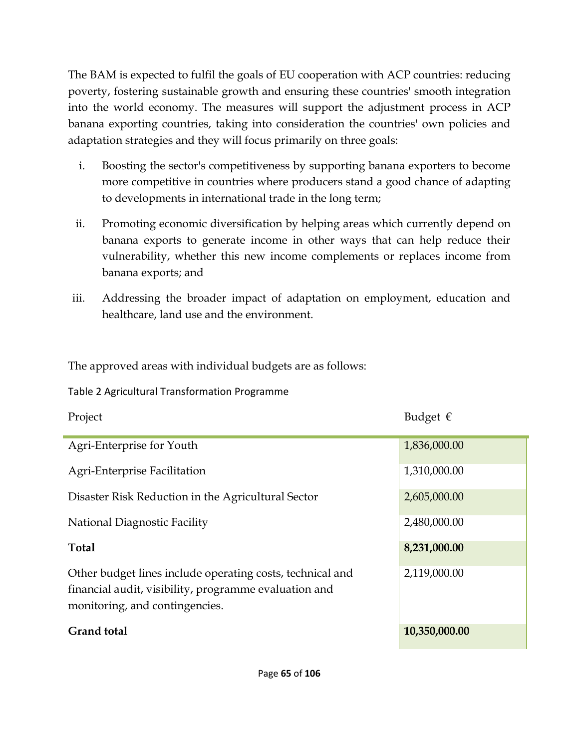The BAM is expected to fulfil the goals of EU cooperation with ACP countries: reducing poverty, fostering sustainable growth and ensuring these countries' smooth integration into the world economy. The measures will support the adjustment process in ACP banana exporting countries, taking into consideration the countries' own policies and adaptation strategies and they will focus primarily on three goals:

i. Boosting the sector's competitiveness by supporting banana exporters to become more competitive in countries where producers stand a good chance of adapting to developments in international trade in the long term;

ii. Promoting economic diversification by helping areas which currently depend on banana exports to generate income in other ways that can help reduce their vulnerability, whether this new income complements or replaces income from banana exports; and

iii. Addressing the broader impact of adaptation on employment, education and healthcare, land use and the environment.

The approved areas with individual budgets are as follows:

Table 2 Agricultural Transformation Programme

| Project | Budget € |
|---|---|
| Agri-Enterprise for Youth | 1,836,000.00 |
| Agri-Enterprise Facilitation | 1,310,000.00 |
| Disaster Risk Reduction in the Agricultural Sector | 2,605,000.00 |
| National Diagnostic Facility | 2,480,000.00 |
| **Total** | **8,231,000.00** |
| Other budget lines include operating costs, technical and financial audit, visibility, programme evaluation and monitoring, and contingencies. | 2,119,000.00 |
| **Grand total** | **10,350,000.00** |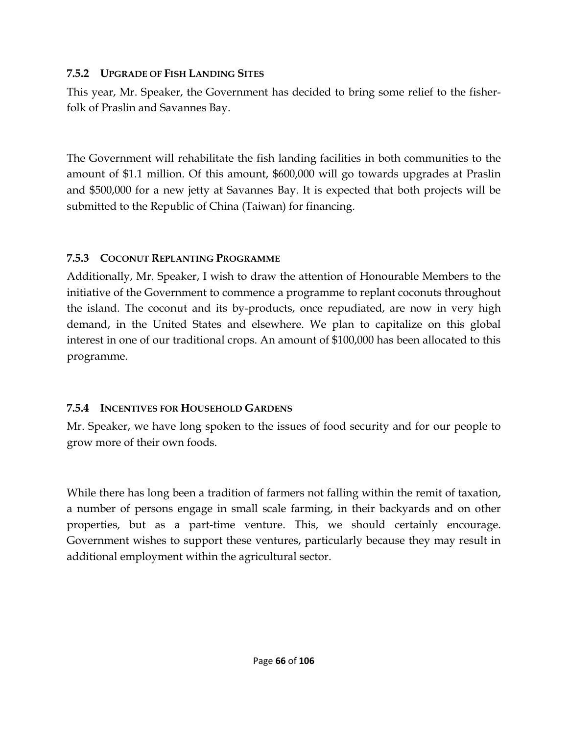### 7.5.2 UPGRADE OF FISH LANDING SITES

This year, Mr. Speaker, the Government has decided to bring some relief to the fisher-folk of Praslin and Savannes Bay.

The Government will rehabilitate the fish landing facilities in both communities to the amount of $1.1 million. Of this amount, $600,000 will go towards upgrades at Praslin and $500,000 for a new jetty at Savannes Bay. It is expected that both projects will be submitted to the Republic of China (Taiwan) for financing.

### 7.5.3 COCONUT REPLANTING PROGRAMME

Additionally, Mr. Speaker, I wish to draw the attention of Honourable Members to the initiative of the Government to commence a programme to replant coconuts throughout the island. The coconut and its by-products, once repudiated, are now in very high demand, in the United States and elsewhere. We plan to capitalize on this global interest in one of our traditional crops. An amount of $100,000 has been allocated to this programme.

### 7.5.4 INCENTIVES FOR HOUSEHOLD GARDENS

Mr. Speaker, we have long spoken to the issues of food security and for our people to grow more of their own foods.

While there has long been a tradition of farmers not falling within the remit of taxation, a number of persons engage in small scale farming, in their backyards and on other properties, but as a part-time venture. This, we should certainly encourage. Government wishes to support these ventures, particularly because they may result in additional employment within the agricultural sector.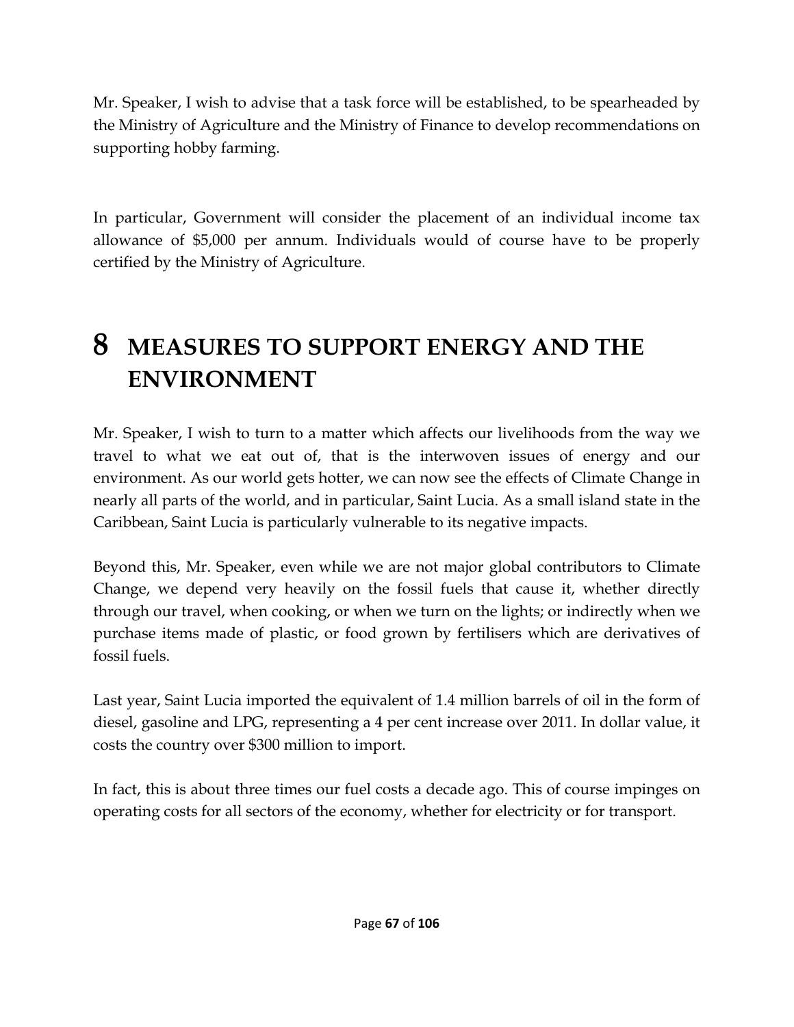Mr. Speaker, I wish to advise that a task force will be established, to be spearheaded by the Ministry of Agriculture and the Ministry of Finance to develop recommendations on supporting hobby farming.

In particular, Government will consider the placement of an individual income tax allowance of $5,000 per annum. Individuals would of course have to be properly certified by the Ministry of Agriculture.

# 8 MEASURES TO SUPPORT ENERGY AND THE ENVIRONMENT

Mr. Speaker, I wish to turn to a matter which affects our livelihoods from the way we travel to what we eat out of, that is the interwoven issues of energy and our environment. As our world gets hotter, we can now see the effects of Climate Change in nearly all parts of the world, and in particular, Saint Lucia. As a small island state in the Caribbean, Saint Lucia is particularly vulnerable to its negative impacts.

Beyond this, Mr. Speaker, even while we are not major global contributors to Climate Change, we depend very heavily on the fossil fuels that cause it, whether directly through our travel, when cooking, or when we turn on the lights; or indirectly when we purchase items made of plastic, or food grown by fertilisers which are derivatives of fossil fuels.

Last year, Saint Lucia imported the equivalent of 1.4 million barrels of oil in the form of diesel, gasoline and LPG, representing a 4 per cent increase over 2011. In dollar value, it costs the country over $300 million to import.

In fact, this is about three times our fuel costs a decade ago. This of course impinges on operating costs for all sectors of the economy, whether for electricity or for transport.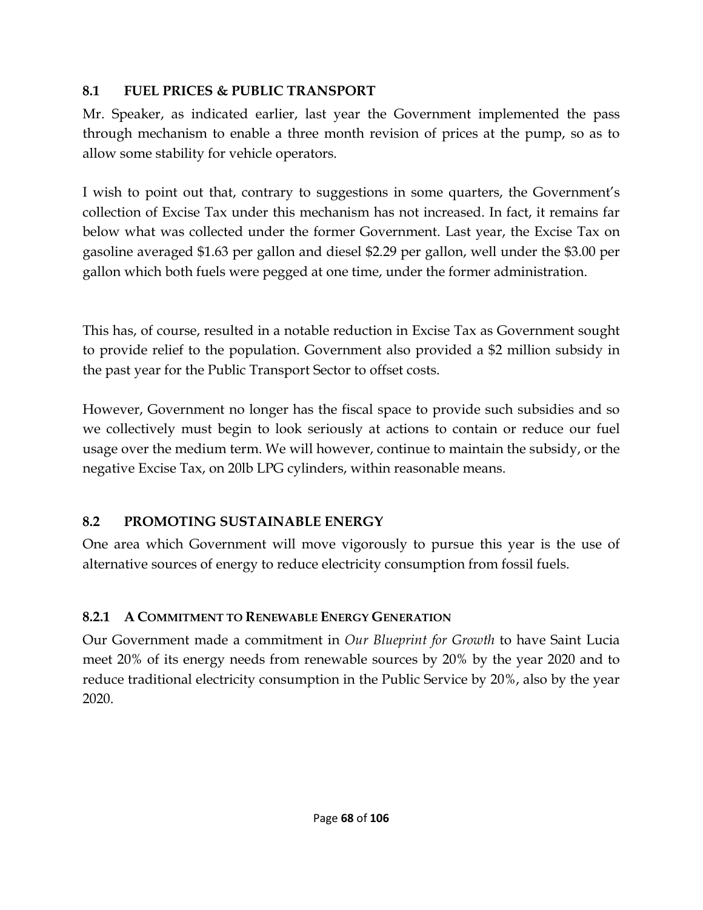### 8.1 FUEL PRICES & PUBLIC TRANSPORT

Mr. Speaker, as indicated earlier, last year the Government implemented the pass through mechanism to enable a three month revision of prices at the pump, so as to allow some stability for vehicle operators.

I wish to point out that, contrary to suggestions in some quarters, the Government's collection of Excise Tax under this mechanism has not increased. In fact, it remains far below what was collected under the former Government. Last year, the Excise Tax on gasoline averaged $1.63 per gallon and diesel $2.29 per gallon, well under the $3.00 per gallon which both fuels were pegged at one time, under the former administration.

This has, of course, resulted in a notable reduction in Excise Tax as Government sought to provide relief to the population. Government also provided a $2 million subsidy in the past year for the Public Transport Sector to offset costs.

However, Government no longer has the fiscal space to provide such subsidies and so we collectively must begin to look seriously at actions to contain or reduce our fuel usage over the medium term. We will however, continue to maintain the subsidy, or the negative Excise Tax, on 20lb LPG cylinders, within reasonable means.

### 8.2 PROMOTING SUSTAINABLE ENERGY

One area which Government will move vigorously to pursue this year is the use of alternative sources of energy to reduce electricity consumption from fossil fuels.

#### 8.2.1 A COMMITMENT TO RENEWABLE ENERGY GENERATION

Our Government made a commitment in *Our Blueprint for Growth* to have Saint Lucia meet 20% of its energy needs from renewable sources by 20% by the year 2020 and to reduce traditional electricity consumption in the Public Service by 20%, also by the year 2020.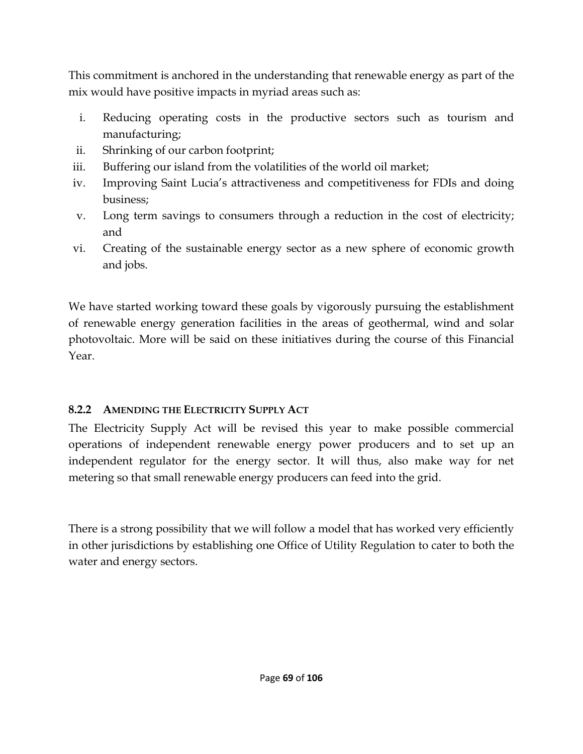This commitment is anchored in the understanding that renewable energy as part of the mix would have positive impacts in myriad areas such as:

i. Reducing operating costs in the productive sectors such as tourism and manufacturing;
ii. Shrinking of our carbon footprint;
iii. Buffering our island from the volatilities of the world oil market;
iv. Improving Saint Lucia's attractiveness and competitiveness for FDIs and doing business;
v. Long term savings to consumers through a reduction in the cost of electricity; and
vi. Creating of the sustainable energy sector as a new sphere of economic growth and jobs.

We have started working toward these goals by vigorously pursuing the establishment of renewable energy generation facilities in the areas of geothermal, wind and solar photovoltaic. More will be said on these initiatives during the course of this Financial Year.

#### 8.2.2 AMENDING THE ELECTRICITY SUPPLY ACT

The Electricity Supply Act will be revised this year to make possible commercial operations of independent renewable energy power producers and to set up an independent regulator for the energy sector. It will thus, also make way for net metering so that small renewable energy producers can feed into the grid.

There is a strong possibility that we will follow a model that has worked very efficiently in other jurisdictions by establishing one Office of Utility Regulation to cater to both the water and energy sectors.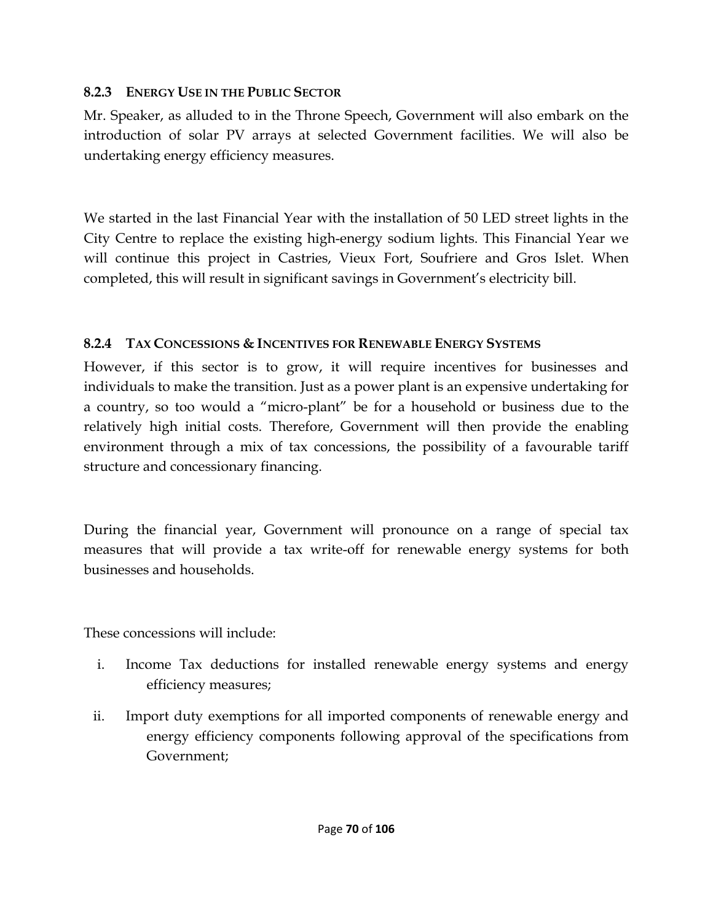### 8.2.3 ENERGY USE IN THE PUBLIC SECTOR

Mr. Speaker, as alluded to in the Throne Speech, Government will also embark on the introduction of solar PV arrays at selected Government facilities. We will also be undertaking energy efficiency measures.

We started in the last Financial Year with the installation of 50 LED street lights in the City Centre to replace the existing high-energy sodium lights. This Financial Year we will continue this project in Castries, Vieux Fort, Soufriere and Gros Islet. When completed, this will result in significant savings in Government's electricity bill.

### 8.2.4 TAX CONCESSIONS & INCENTIVES FOR RENEWABLE ENERGY SYSTEMS

However, if this sector is to grow, it will require incentives for businesses and individuals to make the transition. Just as a power plant is an expensive undertaking for a country, so too would a "micro-plant" be for a household or business due to the relatively high initial costs. Therefore, Government will then provide the enabling environment through a mix of tax concessions, the possibility of a favourable tariff structure and concessionary financing.

During the financial year, Government will pronounce on a range of special tax measures that will provide a tax write-off for renewable energy systems for both businesses and households.

These concessions will include:

i. Income Tax deductions for installed renewable energy systems and energy efficiency measures;

ii. Import duty exemptions for all imported components of renewable energy and energy efficiency components following approval of the specifications from Government;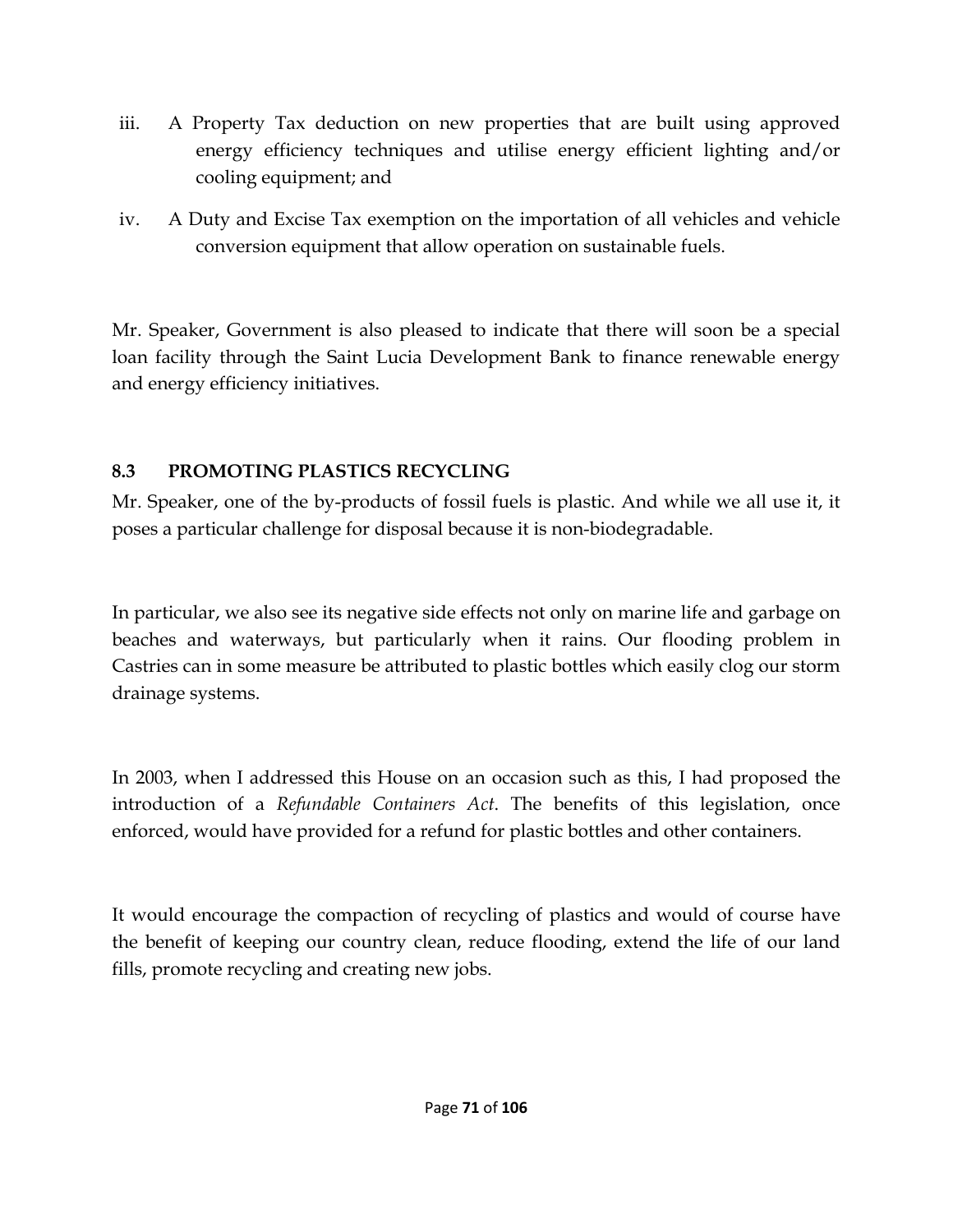iii. A Property Tax deduction on new properties that are built using approved energy efficiency techniques and utilise energy efficient lighting and/or cooling equipment; and

iv. A Duty and Excise Tax exemption on the importation of all vehicles and vehicle conversion equipment that allow operation on sustainable fuels.

Mr. Speaker, Government is also pleased to indicate that there will soon be a special loan facility through the Saint Lucia Development Bank to finance renewable energy and energy efficiency initiatives.

### 8.3 PROMOTING PLASTICS RECYCLING

Mr. Speaker, one of the by-products of fossil fuels is plastic. And while we all use it, it poses a particular challenge for disposal because it is non-biodegradable.

In particular, we also see its negative side effects not only on marine life and garbage on beaches and waterways, but particularly when it rains. Our flooding problem in Castries can in some measure be attributed to plastic bottles which easily clog our storm drainage systems.

In 2003, when I addressed this House on an occasion such as this, I had proposed the introduction of a *Refundable Containers Act*. The benefits of this legislation, once enforced, would have provided for a refund for plastic bottles and other containers.

It would encourage the compaction of recycling of plastics and would of course have the benefit of keeping our country clean, reduce flooding, extend the life of our land fills, promote recycling and creating new jobs.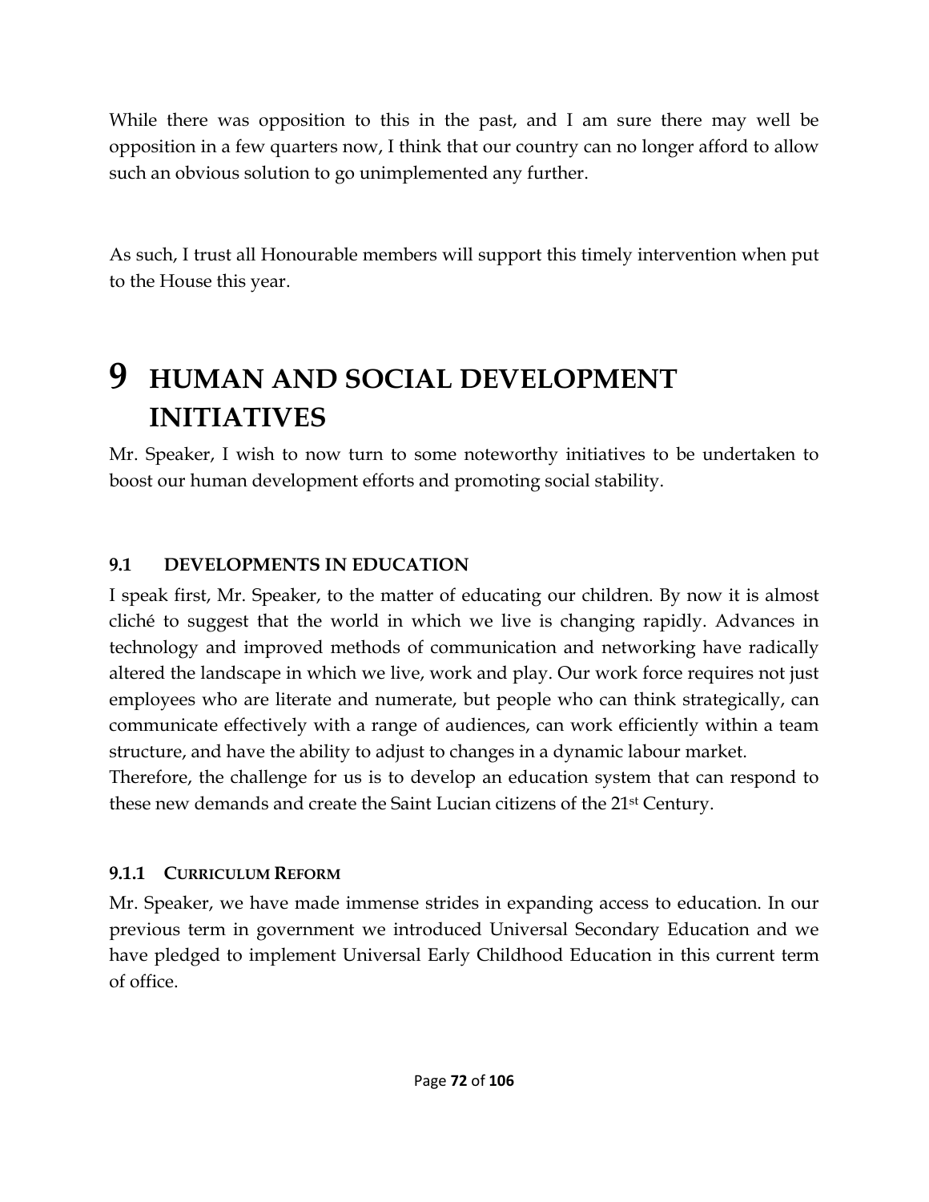While there was opposition to this in the past, and I am sure there may well be opposition in a few quarters now, I think that our country can no longer afford to allow such an obvious solution to go unimplemented any further.

As such, I trust all Honourable members will support this timely intervention when put to the House this year.

# 9 HUMAN AND SOCIAL DEVELOPMENT INITIATIVES

Mr. Speaker, I wish to now turn to some noteworthy initiatives to be undertaken to boost our human development efforts and promoting social stability.

## 9.1 DEVELOPMENTS IN EDUCATION

I speak first, Mr. Speaker, to the matter of educating our children. By now it is almost cliché to suggest that the world in which we live is changing rapidly. Advances in technology and improved methods of communication and networking have radically altered the landscape in which we live, work and play. Our work force requires not just employees who are literate and numerate, but people who can think strategically, can communicate effectively with a range of audiences, can work efficiently within a team structure, and have the ability to adjust to changes in a dynamic labour market.

Therefore, the challenge for us is to develop an education system that can respond to these new demands and create the Saint Lucian citizens of the 21st Century.

### 9.1.1 CURRICULUM REFORM

Mr. Speaker, we have made immense strides in expanding access to education. In our previous term in government we introduced Universal Secondary Education and we have pledged to implement Universal Early Childhood Education in this current term of office.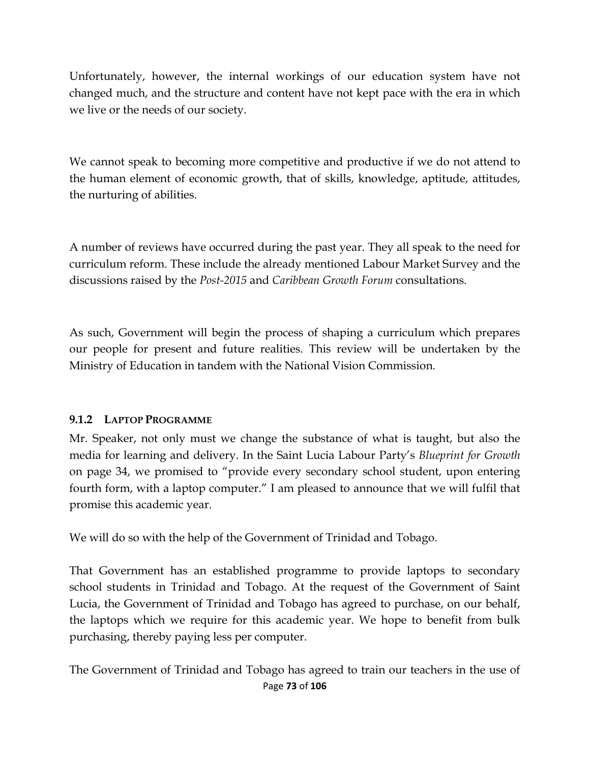Unfortunately, however, the internal workings of our education system have not changed much, and the structure and content have not kept pace with the era in which we live or the needs of our society.

We cannot speak to becoming more competitive and productive if we do not attend to the human element of economic growth, that of skills, knowledge, aptitude, attitudes, the nurturing of abilities.

A number of reviews have occurred during the past year. They all speak to the need for curriculum reform. These include the already mentioned Labour Market Survey and the discussions raised by the *Post-2015* and *Caribbean Growth Forum* consultations.

As such, Government will begin the process of shaping a curriculum which prepares our people for present and future realities. This review will be undertaken by the Ministry of Education in tandem with the National Vision Commission.

### 9.1.2 LAPTOP PROGRAMME

Mr. Speaker, not only must we change the substance of what is taught, but also the media for learning and delivery. In the Saint Lucia Labour Party's *Blueprint for Growth* on page 34, we promised to "provide every secondary school student, upon entering fourth form, with a laptop computer." I am pleased to announce that we will fulfil that promise this academic year.

We will do so with the help of the Government of Trinidad and Tobago.

That Government has an established programme to provide laptops to secondary school students in Trinidad and Tobago. At the request of the Government of Saint Lucia, the Government of Trinidad and Tobago has agreed to purchase, on our behalf, the laptops which we require for this academic year. We hope to benefit from bulk purchasing, thereby paying less per computer.

The Government of Trinidad and Tobago has agreed to train our teachers in the use of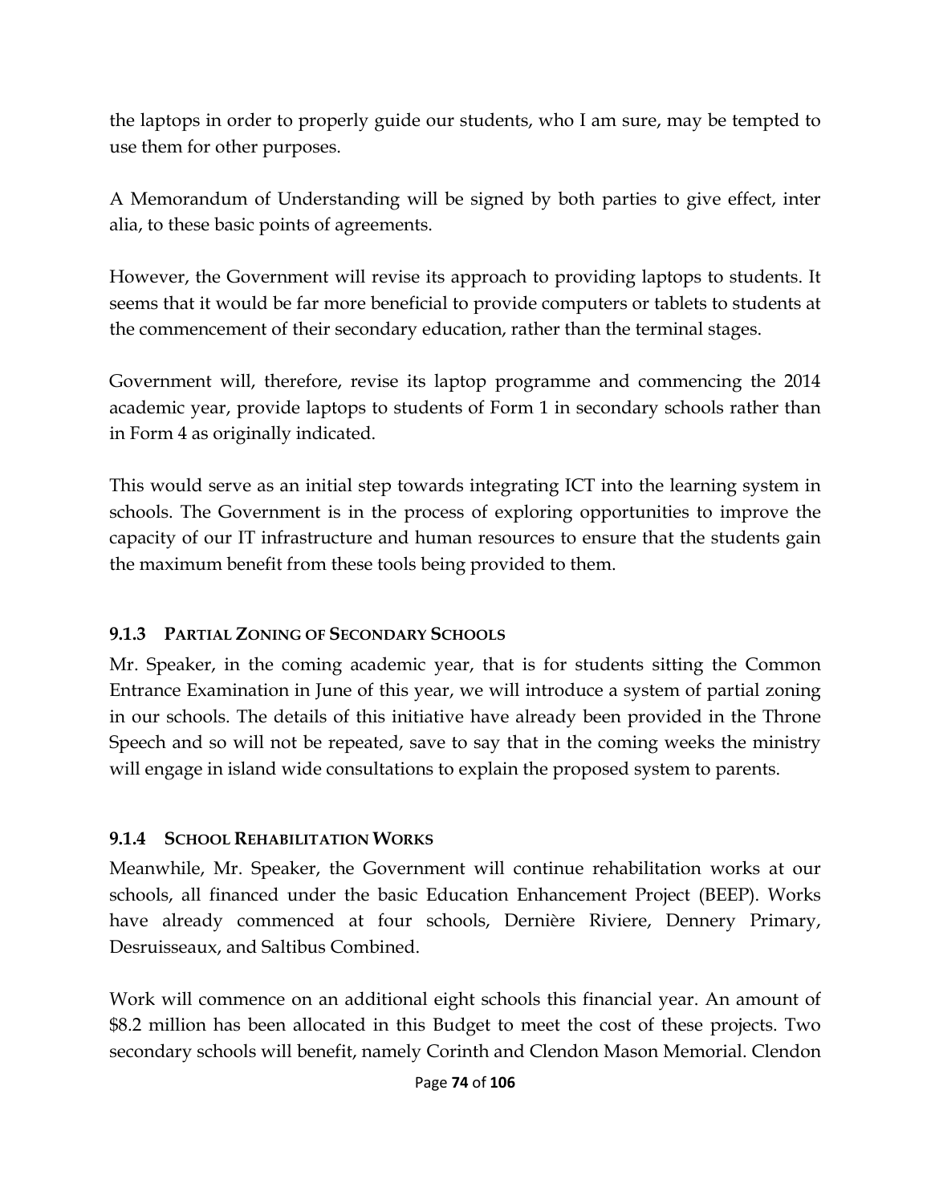the laptops in order to properly guide our students, who I am sure, may be tempted to use them for other purposes.

A Memorandum of Understanding will be signed by both parties to give effect, inter alia, to these basic points of agreements.

However, the Government will revise its approach to providing laptops to students. It seems that it would be far more beneficial to provide computers or tablets to students at the commencement of their secondary education, rather than the terminal stages.

Government will, therefore, revise its laptop programme and commencing the 2014 academic year, provide laptops to students of Form 1 in secondary schools rather than in Form 4 as originally indicated.

This would serve as an initial step towards integrating ICT into the learning system in schools. The Government is in the process of exploring opportunities to improve the capacity of our IT infrastructure and human resources to ensure that the students gain the maximum benefit from these tools being provided to them.

### 9.1.3 Partial Zoning of Secondary Schools

Mr. Speaker, in the coming academic year, that is for students sitting the Common Entrance Examination in June of this year, we will introduce a system of partial zoning in our schools. The details of this initiative have already been provided in the Throne Speech and so will not be repeated, save to say that in the coming weeks the ministry will engage in island wide consultations to explain the proposed system to parents.

### 9.1.4 School Rehabilitation Works

Meanwhile, Mr. Speaker, the Government will continue rehabilitation works at our schools, all financed under the basic Education Enhancement Project (BEEP). Works have already commenced at four schools, Dernière Riviere, Dennery Primary, Desruisseaux, and Saltibus Combined.

Work will commence on an additional eight schools this financial year. An amount of $8.2 million has been allocated in this Budget to meet the cost of these projects. Two secondary schools will benefit, namely Corinth and Clendon Mason Memorial. Clendon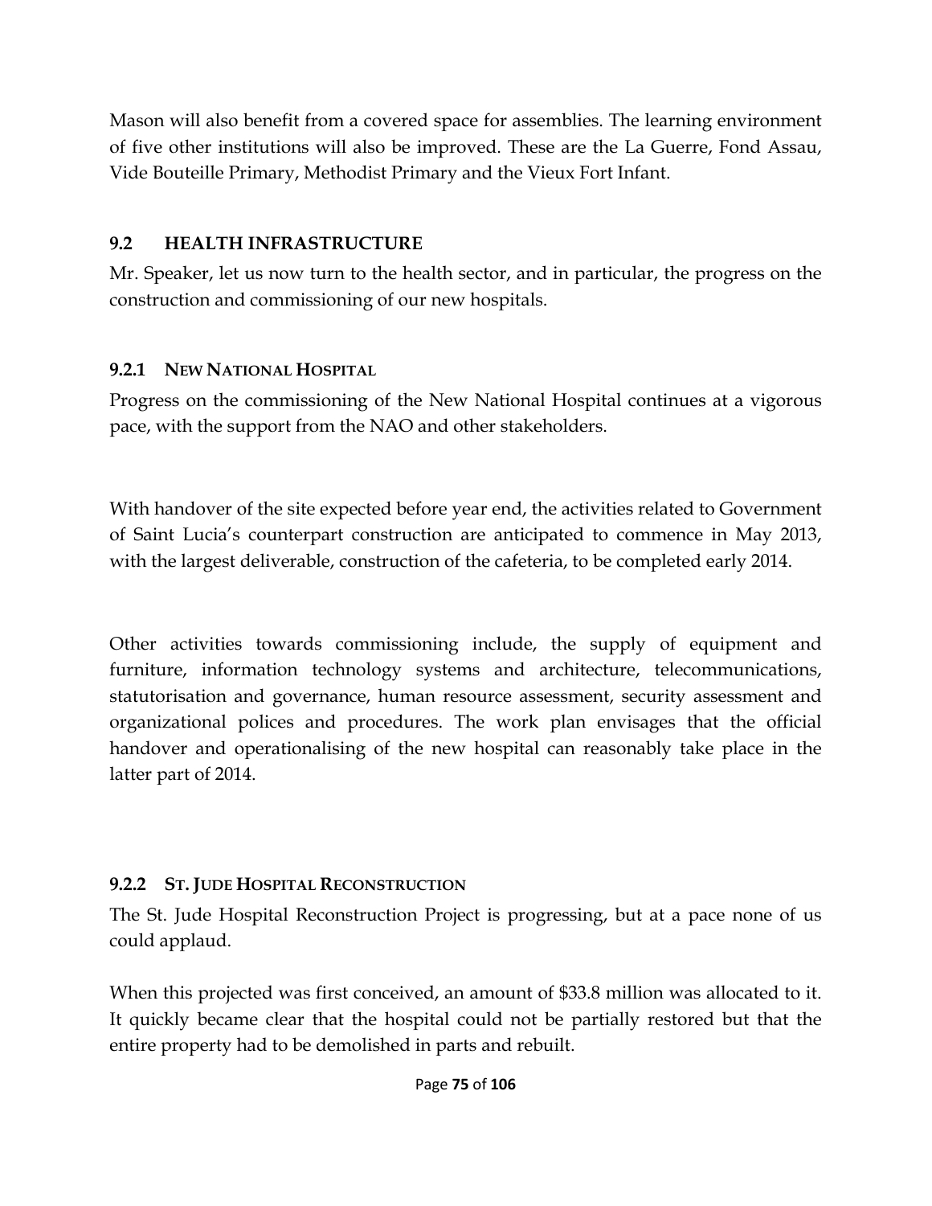Mason will also benefit from a covered space for assemblies. The learning environment of five other institutions will also be improved. These are the La Guerre, Fond Assau, Vide Bouteille Primary, Methodist Primary and the Vieux Fort Infant.

## 9.2 HEALTH INFRASTRUCTURE

Mr. Speaker, let us now turn to the health sector, and in particular, the progress on the construction and commissioning of our new hospitals.

### 9.2.1 NEW NATIONAL HOSPITAL

Progress on the commissioning of the New National Hospital continues at a vigorous pace, with the support from the NAO and other stakeholders.

With handover of the site expected before year end, the activities related to Government of Saint Lucia's counterpart construction are anticipated to commence in May 2013, with the largest deliverable, construction of the cafeteria, to be completed early 2014.

Other activities towards commissioning include, the supply of equipment and furniture, information technology systems and architecture, telecommunications, statutorisation and governance, human resource assessment, security assessment and organizational polices and procedures. The work plan envisages that the official handover and operationalising of the new hospital can reasonably take place in the latter part of 2014.

### 9.2.2 ST. JUDE HOSPITAL RECONSTRUCTION

The St. Jude Hospital Reconstruction Project is progressing, but at a pace none of us could applaud.

When this projected was first conceived, an amount of $33.8 million was allocated to it. It quickly became clear that the hospital could not be partially restored but that the entire property had to be demolished in parts and rebuilt.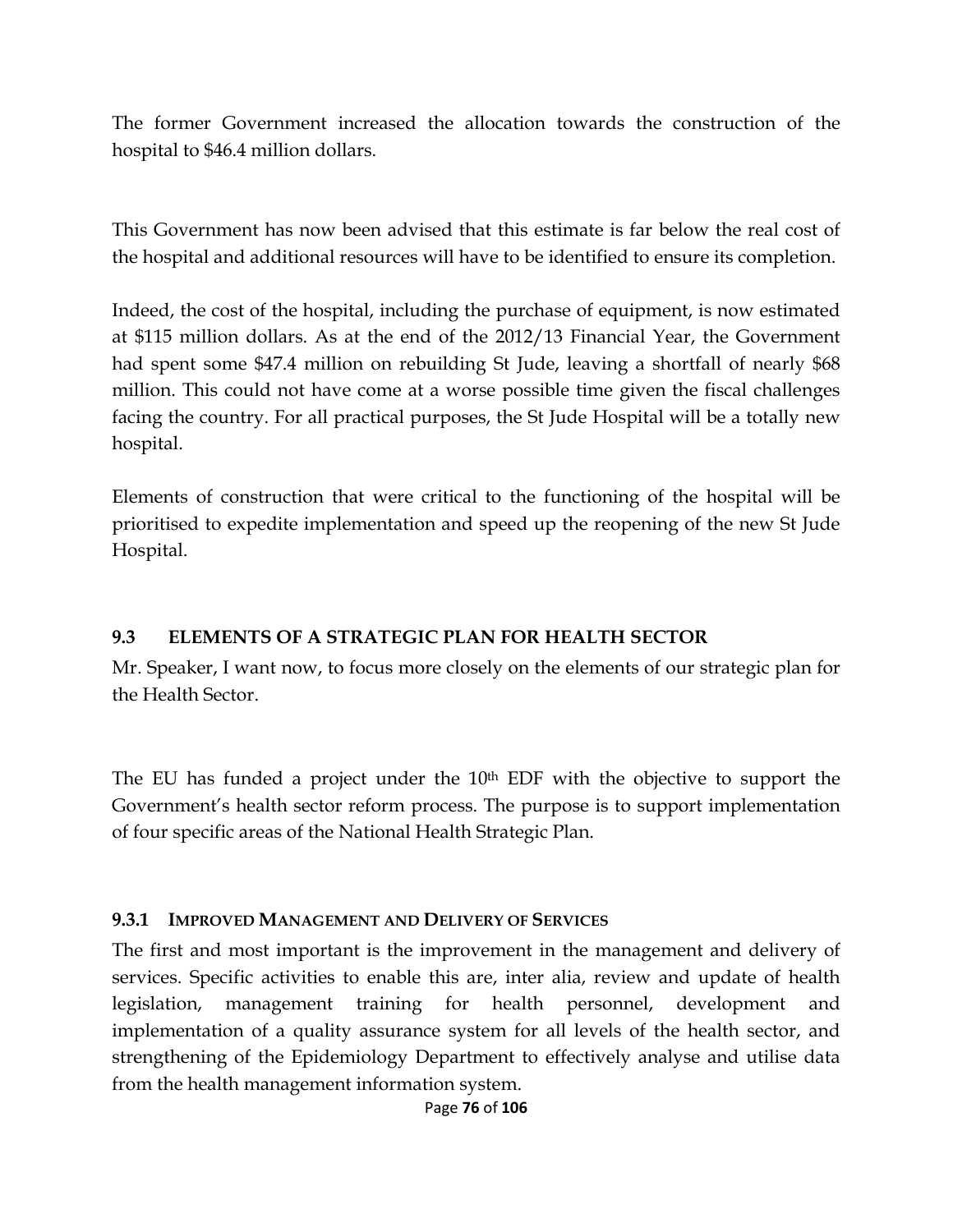The former Government increased the allocation towards the construction of the hospital to $46.4 million dollars.

This Government has now been advised that this estimate is far below the real cost of the hospital and additional resources will have to be identified to ensure its completion.

Indeed, the cost of the hospital, including the purchase of equipment, is now estimated at $115 million dollars. As at the end of the 2012/13 Financial Year, the Government had spent some $47.4 million on rebuilding St Jude, leaving a shortfall of nearly $68 million. This could not have come at a worse possible time given the fiscal challenges facing the country. For all practical purposes, the St Jude Hospital will be a totally new hospital.

Elements of construction that were critical to the functioning of the hospital will be prioritised to expedite implementation and speed up the reopening of the new St Jude Hospital.

## 9.3 ELEMENTS OF A STRATEGIC PLAN FOR HEALTH SECTOR

Mr. Speaker, I want now, to focus more closely on the elements of our strategic plan for the Health Sector.

The EU has funded a project under the 10th EDF with the objective to support the Government's health sector reform process. The purpose is to support implementation of four specific areas of the National Health Strategic Plan.

### 9.3.1 IMPROVED MANAGEMENT AND DELIVERY OF SERVICES

The first and most important is the improvement in the management and delivery of services. Specific activities to enable this are, inter alia, review and update of health legislation, management training for health personnel, development and implementation of a quality assurance system for all levels of the health sector, and strengthening of the Epidemiology Department to effectively analyse and utilise data from the health management information system.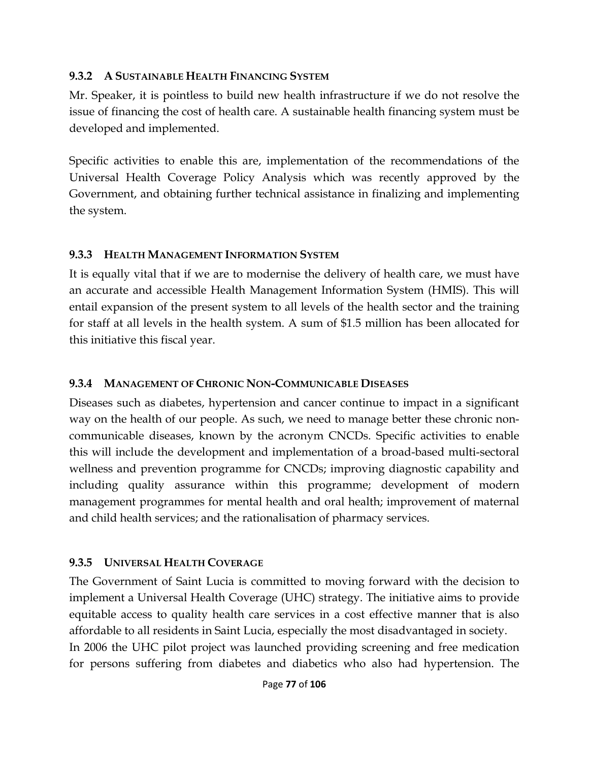### 9.3.2 A Sustainable Health Financing System

Mr. Speaker, it is pointless to build new health infrastructure if we do not resolve the issue of financing the cost of health care. A sustainable health financing system must be developed and implemented.

Specific activities to enable this are, implementation of the recommendations of the Universal Health Coverage Policy Analysis which was recently approved by the Government, and obtaining further technical assistance in finalizing and implementing the system.

### 9.3.3 Health Management Information System

It is equally vital that if we are to modernise the delivery of health care, we must have an accurate and accessible Health Management Information System (HMIS). This will entail expansion of the present system to all levels of the health sector and the training for staff at all levels in the health system. A sum of $1.5 million has been allocated for this initiative this fiscal year.

### 9.3.4 Management of Chronic Non-Communicable Diseases

Diseases such as diabetes, hypertension and cancer continue to impact in a significant way on the health of our people. As such, we need to manage better these chronic non-communicable diseases, known by the acronym CNCDs. Specific activities to enable this will include the development and implementation of a broad-based multi-sectoral wellness and prevention programme for CNCDs; improving diagnostic capability and including quality assurance within this programme; development of modern management programmes for mental health and oral health; improvement of maternal and child health services; and the rationalisation of pharmacy services.

### 9.3.5 Universal Health Coverage

The Government of Saint Lucia is committed to moving forward with the decision to implement a Universal Health Coverage (UHC) strategy. The initiative aims to provide equitable access to quality health care services in a cost effective manner that is also affordable to all residents in Saint Lucia, especially the most disadvantaged in society.
In 2006 the UHC pilot project was launched providing screening and free medication for persons suffering from diabetes and diabetics who also had hypertension. The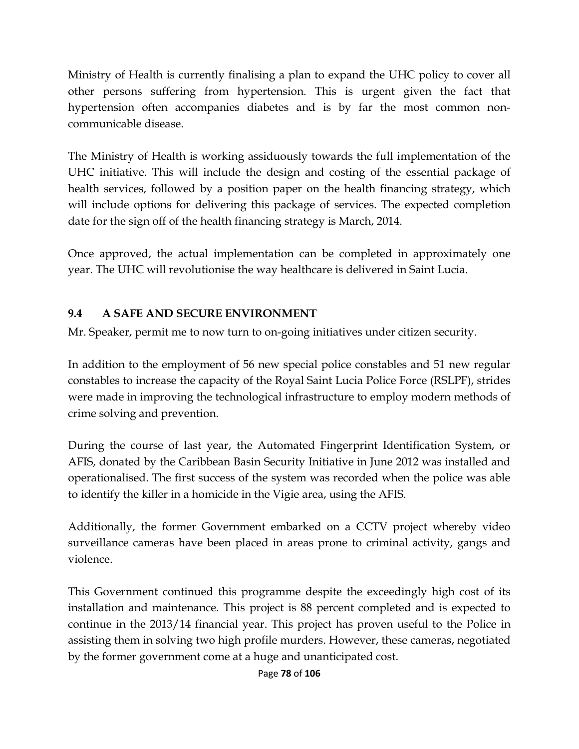Ministry of Health is currently finalising a plan to expand the UHC policy to cover all other persons suffering from hypertension. This is urgent given the fact that hypertension often accompanies diabetes and is by far the most common non-communicable disease.

The Ministry of Health is working assiduously towards the full implementation of the UHC initiative. This will include the design and costing of the essential package of health services, followed by a position paper on the health financing strategy, which will include options for delivering this package of services. The expected completion date for the sign off of the health financing strategy is March, 2014.

Once approved, the actual implementation can be completed in approximately one year. The UHC will revolutionise the way healthcare is delivered in Saint Lucia.

### 9.4 A SAFE AND SECURE ENVIRONMENT

Mr. Speaker, permit me to now turn to on-going initiatives under citizen security.

In addition to the employment of 56 new special police constables and 51 new regular constables to increase the capacity of the Royal Saint Lucia Police Force (RSLPF), strides were made in improving the technological infrastructure to employ modern methods of crime solving and prevention.

During the course of last year, the Automated Fingerprint Identification System, or AFIS, donated by the Caribbean Basin Security Initiative in June 2012 was installed and operationalised. The first success of the system was recorded when the police was able to identify the killer in a homicide in the Vigie area, using the AFIS.

Additionally, the former Government embarked on a CCTV project whereby video surveillance cameras have been placed in areas prone to criminal activity, gangs and violence.

This Government continued this programme despite the exceedingly high cost of its installation and maintenance. This project is 88 percent completed and is expected to continue in the 2013/14 financial year. This project has proven useful to the Police in assisting them in solving two high profile murders. However, these cameras, negotiated by the former government come at a huge and unanticipated cost.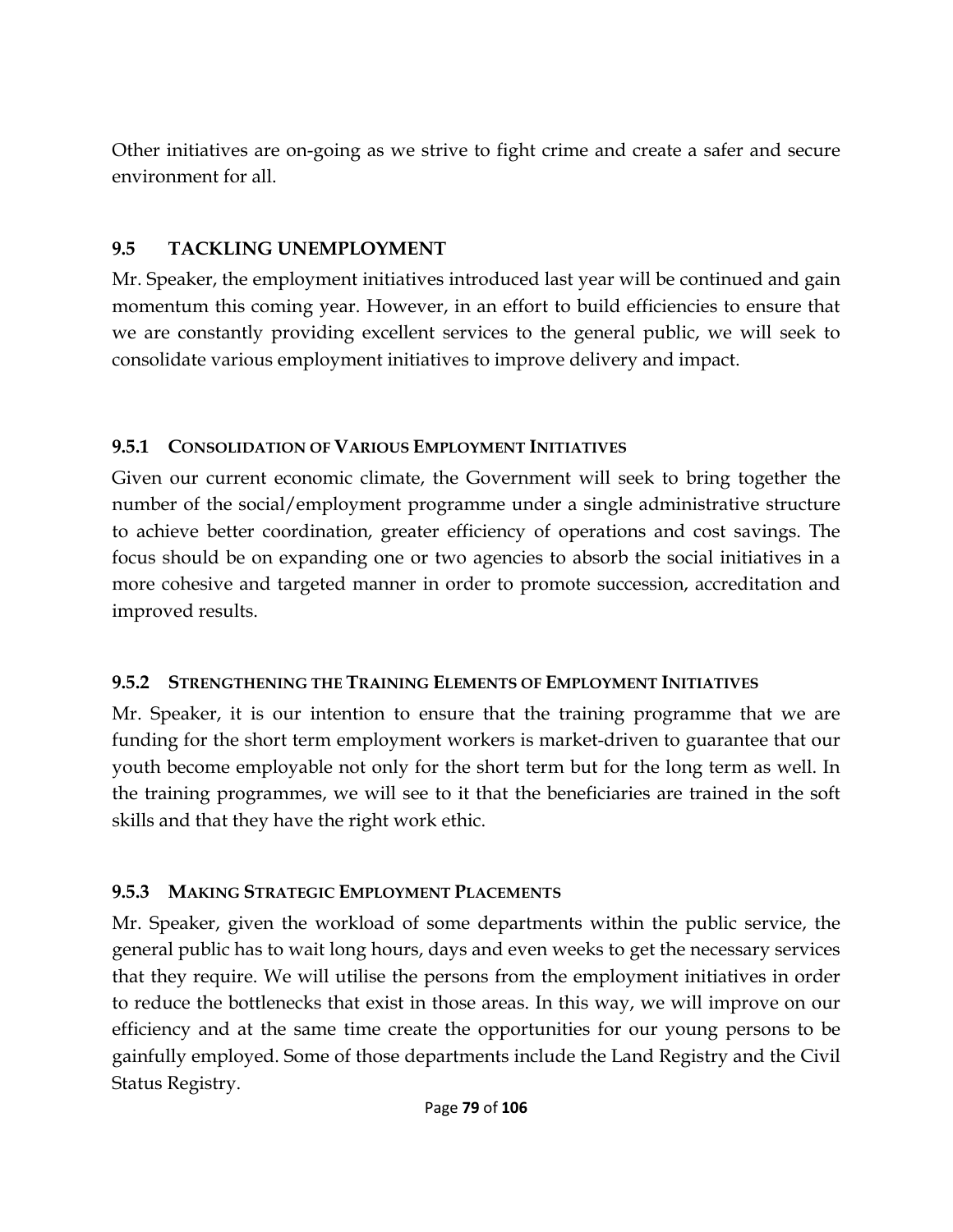Other initiatives are on-going as we strive to fight crime and create a safer and secure environment for all.

## 9.5 TACKLING UNEMPLOYMENT

Mr. Speaker, the employment initiatives introduced last year will be continued and gain momentum this coming year. However, in an effort to build efficiencies to ensure that we are constantly providing excellent services to the general public, we will seek to consolidate various employment initiatives to improve delivery and impact.

### 9.5.1 CONSOLIDATION OF VARIOUS EMPLOYMENT INITIATIVES

Given our current economic climate, the Government will seek to bring together the number of the social/employment programme under a single administrative structure to achieve better coordination, greater efficiency of operations and cost savings. The focus should be on expanding one or two agencies to absorb the social initiatives in a more cohesive and targeted manner in order to promote succession, accreditation and improved results.

### 9.5.2 STRENGTHENING THE TRAINING ELEMENTS OF EMPLOYMENT INITIATIVES

Mr. Speaker, it is our intention to ensure that the training programme that we are funding for the short term employment workers is market-driven to guarantee that our youth become employable not only for the short term but for the long term as well. In the training programmes, we will see to it that the beneficiaries are trained in the soft skills and that they have the right work ethic.

### 9.5.3 MAKING STRATEGIC EMPLOYMENT PLACEMENTS

Mr. Speaker, given the workload of some departments within the public service, the general public has to wait long hours, days and even weeks to get the necessary services that they require. We will utilise the persons from the employment initiatives in order to reduce the bottlenecks that exist in those areas. In this way, we will improve on our efficiency and at the same time create the opportunities for our young persons to be gainfully employed. Some of those departments include the Land Registry and the Civil Status Registry.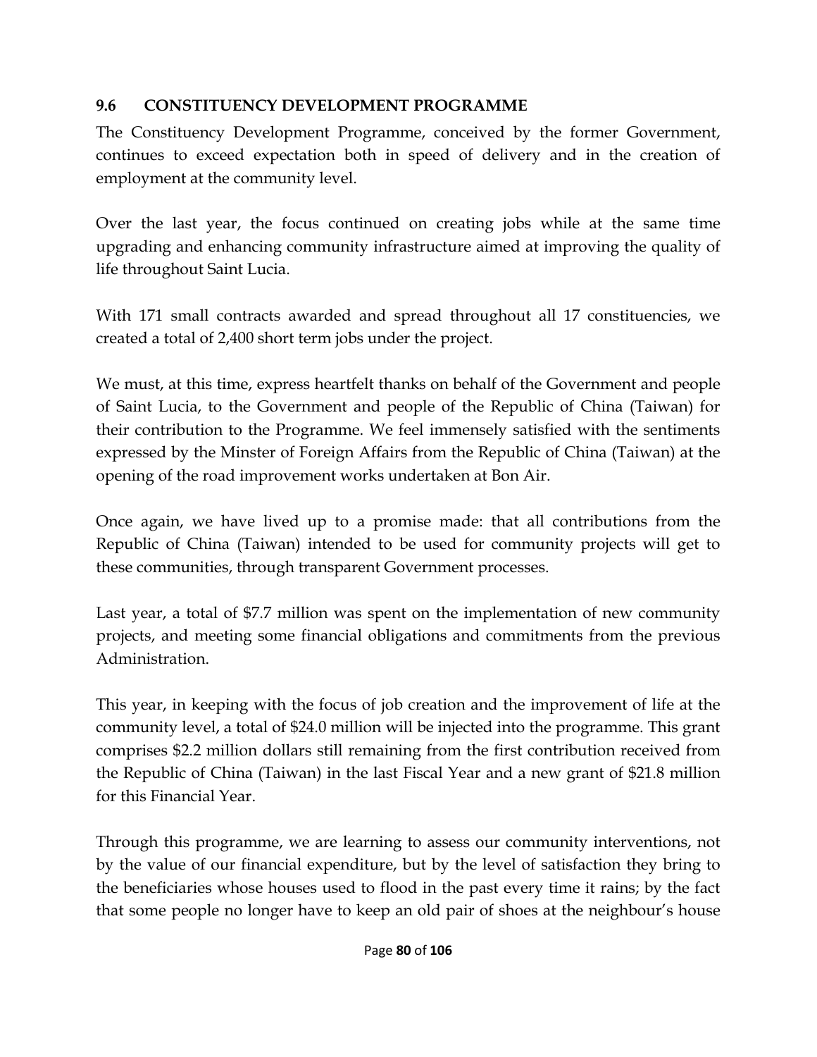### 9.6 CONSTITUENCY DEVELOPMENT PROGRAMME

The Constituency Development Programme, conceived by the former Government, continues to exceed expectation both in speed of delivery and in the creation of employment at the community level.

Over the last year, the focus continued on creating jobs while at the same time upgrading and enhancing community infrastructure aimed at improving the quality of life throughout Saint Lucia.

With 171 small contracts awarded and spread throughout all 17 constituencies, we created a total of 2,400 short term jobs under the project.

We must, at this time, express heartfelt thanks on behalf of the Government and people of Saint Lucia, to the Government and people of the Republic of China (Taiwan) for their contribution to the Programme. We feel immensely satisfied with the sentiments expressed by the Minster of Foreign Affairs from the Republic of China (Taiwan) at the opening of the road improvement works undertaken at Bon Air.

Once again, we have lived up to a promise made: that all contributions from the Republic of China (Taiwan) intended to be used for community projects will get to these communities, through transparent Government processes.

Last year, a total of $7.7 million was spent on the implementation of new community projects, and meeting some financial obligations and commitments from the previous Administration.

This year, in keeping with the focus of job creation and the improvement of life at the community level, a total of $24.0 million will be injected into the programme. This grant comprises $2.2 million dollars still remaining from the first contribution received from the Republic of China (Taiwan) in the last Fiscal Year and a new grant of $21.8 million for this Financial Year.

Through this programme, we are learning to assess our community interventions, not by the value of our financial expenditure, but by the level of satisfaction they bring to the beneficiaries whose houses used to flood in the past every time it rains; by the fact that some people no longer have to keep an old pair of shoes at the neighbour's house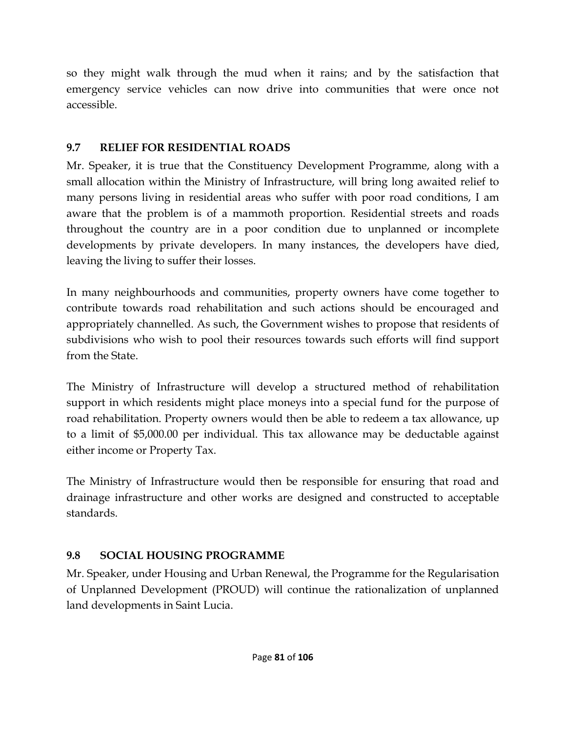so they might walk through the mud when it rains; and by the satisfaction that emergency service vehicles can now drive into communities that were once not accessible.

## 9.7 RELIEF FOR RESIDENTIAL ROADS

Mr. Speaker, it is true that the Constituency Development Programme, along with a small allocation within the Ministry of Infrastructure, will bring long awaited relief to many persons living in residential areas who suffer with poor road conditions, I am aware that the problem is of a mammoth proportion. Residential streets and roads throughout the country are in a poor condition due to unplanned or incomplete developments by private developers. In many instances, the developers have died, leaving the living to suffer their losses.

In many neighbourhoods and communities, property owners have come together to contribute towards road rehabilitation and such actions should be encouraged and appropriately channelled. As such, the Government wishes to propose that residents of subdivisions who wish to pool their resources towards such efforts will find support from the State.

The Ministry of Infrastructure will develop a structured method of rehabilitation support in which residents might place moneys into a special fund for the purpose of road rehabilitation. Property owners would then be able to redeem a tax allowance, up to a limit of $5,000.00 per individual. This tax allowance may be deductable against either income or Property Tax.

The Ministry of Infrastructure would then be responsible for ensuring that road and drainage infrastructure and other works are designed and constructed to acceptable standards.

## 9.8 SOCIAL HOUSING PROGRAMME

Mr. Speaker, under Housing and Urban Renewal, the Programme for the Regularisation of Unplanned Development (PROUD) will continue the rationalization of unplanned land developments in Saint Lucia.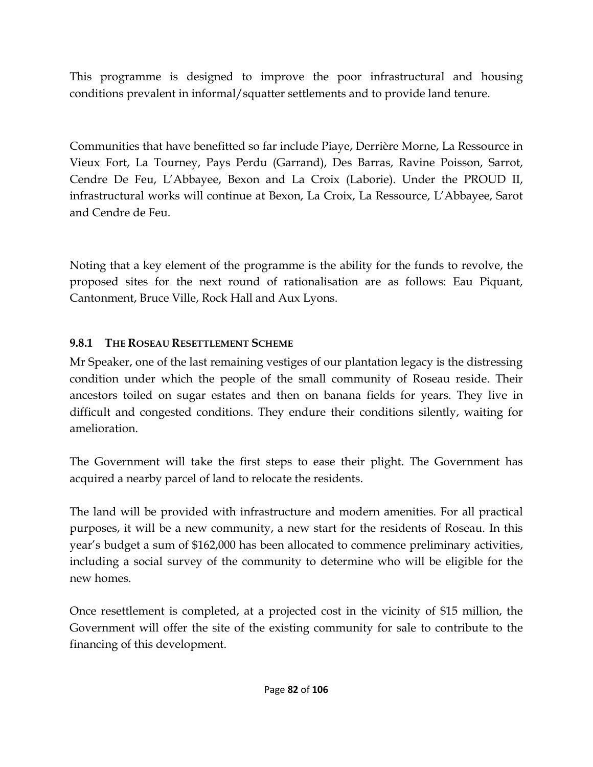This programme is designed to improve the poor infrastructural and housing conditions prevalent in informal/squatter settlements and to provide land tenure.

Communities that have benefitted so far include Piaye, Derrière Morne, La Ressource in Vieux Fort, La Tourney, Pays Perdu (Garrand), Des Barras, Ravine Poisson, Sarrot, Cendre De Feu, L'Abbayee, Bexon and La Croix (Laborie). Under the PROUD II, infrastructural works will continue at Bexon, La Croix, La Ressource, L'Abbayee, Sarot and Cendre de Feu.

Noting that a key element of the programme is the ability for the funds to revolve, the proposed sites for the next round of rationalisation are as follows: Eau Piquant, Cantonment, Bruce Ville, Rock Hall and Aux Lyons.

### 9.8.1 The Roseau Resettlement Scheme

Mr Speaker, one of the last remaining vestiges of our plantation legacy is the distressing condition under which the people of the small community of Roseau reside. Their ancestors toiled on sugar estates and then on banana fields for years. They live in difficult and congested conditions. They endure their conditions silently, waiting for amelioration.

The Government will take the first steps to ease their plight. The Government has acquired a nearby parcel of land to relocate the residents.

The land will be provided with infrastructure and modern amenities. For all practical purposes, it will be a new community, a new start for the residents of Roseau. In this year's budget a sum of $162,000 has been allocated to commence preliminary activities, including a social survey of the community to determine who will be eligible for the new homes.

Once resettlement is completed, at a projected cost in the vicinity of $15 million, the Government will offer the site of the existing community for sale to contribute to the financing of this development.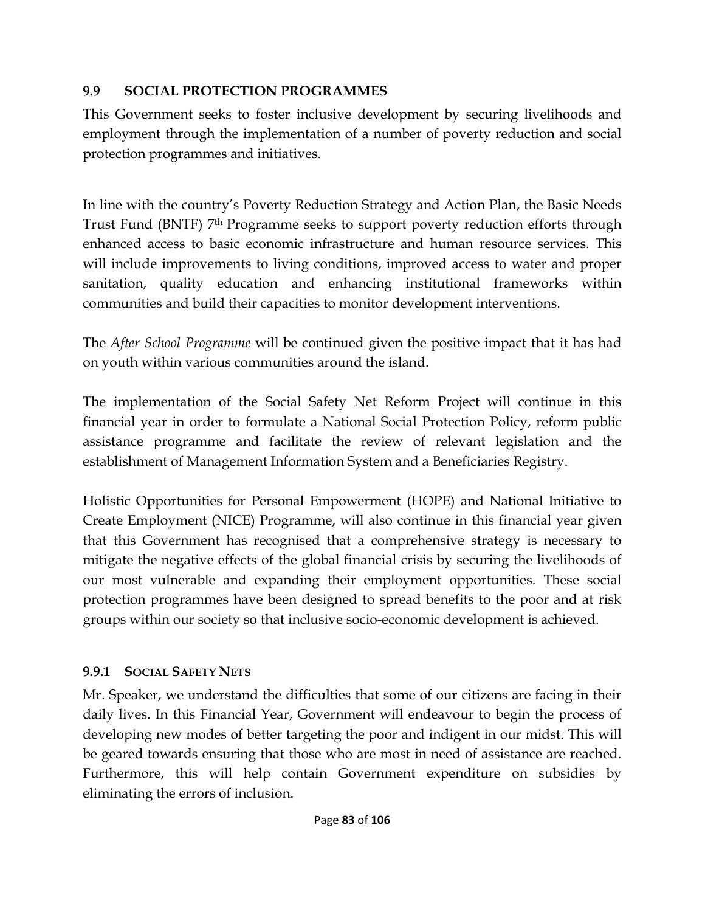## 9.9 SOCIAL PROTECTION PROGRAMMES

This Government seeks to foster inclusive development by securing livelihoods and employment through the implementation of a number of poverty reduction and social protection programmes and initiatives.

In line with the country's Poverty Reduction Strategy and Action Plan, the Basic Needs Trust Fund (BNTF) 7th Programme seeks to support poverty reduction efforts through enhanced access to basic economic infrastructure and human resource services. This will include improvements to living conditions, improved access to water and proper sanitation, quality education and enhancing institutional frameworks within communities and build their capacities to monitor development interventions.

The *After School Programme* will be continued given the positive impact that it has had on youth within various communities around the island.

The implementation of the Social Safety Net Reform Project will continue in this financial year in order to formulate a National Social Protection Policy, reform public assistance programme and facilitate the review of relevant legislation and the establishment of Management Information System and a Beneficiaries Registry.

Holistic Opportunities for Personal Empowerment (HOPE) and National Initiative to Create Employment (NICE) Programme, will also continue in this financial year given that this Government has recognised that a comprehensive strategy is necessary to mitigate the negative effects of the global financial crisis by securing the livelihoods of our most vulnerable and expanding their employment opportunities. These social protection programmes have been designed to spread benefits to the poor and at risk groups within our society so that inclusive socio-economic development is achieved.

### 9.9.1 SOCIAL SAFETY NETS

Mr. Speaker, we understand the difficulties that some of our citizens are facing in their daily lives. In this Financial Year, Government will endeavour to begin the process of developing new modes of better targeting the poor and indigent in our midst. This will be geared towards ensuring that those who are most in need of assistance are reached. Furthermore, this will help contain Government expenditure on subsidies by eliminating the errors of inclusion.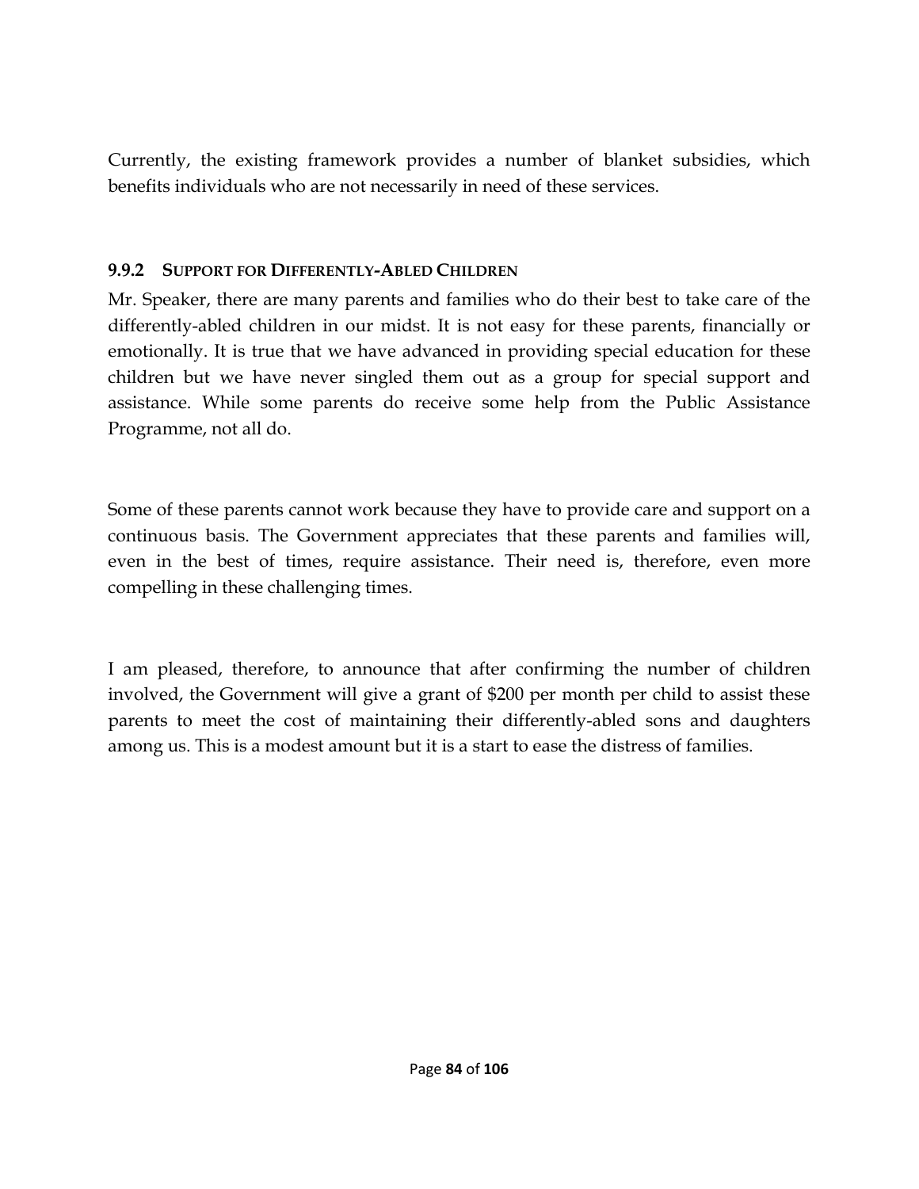Currently, the existing framework provides a number of blanket subsidies, which benefits individuals who are not necessarily in need of these services.

### 9.9.2 Support for Differently-Abled Children

Mr. Speaker, there are many parents and families who do their best to take care of the differently-abled children in our midst. It is not easy for these parents, financially or emotionally. It is true that we have advanced in providing special education for these children but we have never singled them out as a group for special support and assistance. While some parents do receive some help from the Public Assistance Programme, not all do.

Some of these parents cannot work because they have to provide care and support on a continuous basis. The Government appreciates that these parents and families will, even in the best of times, require assistance. Their need is, therefore, even more compelling in these challenging times.

I am pleased, therefore, to announce that after confirming the number of children involved, the Government will give a grant of $200 per month per child to assist these parents to meet the cost of maintaining their differently-abled sons and daughters among us. This is a modest amount but it is a start to ease the distress of families.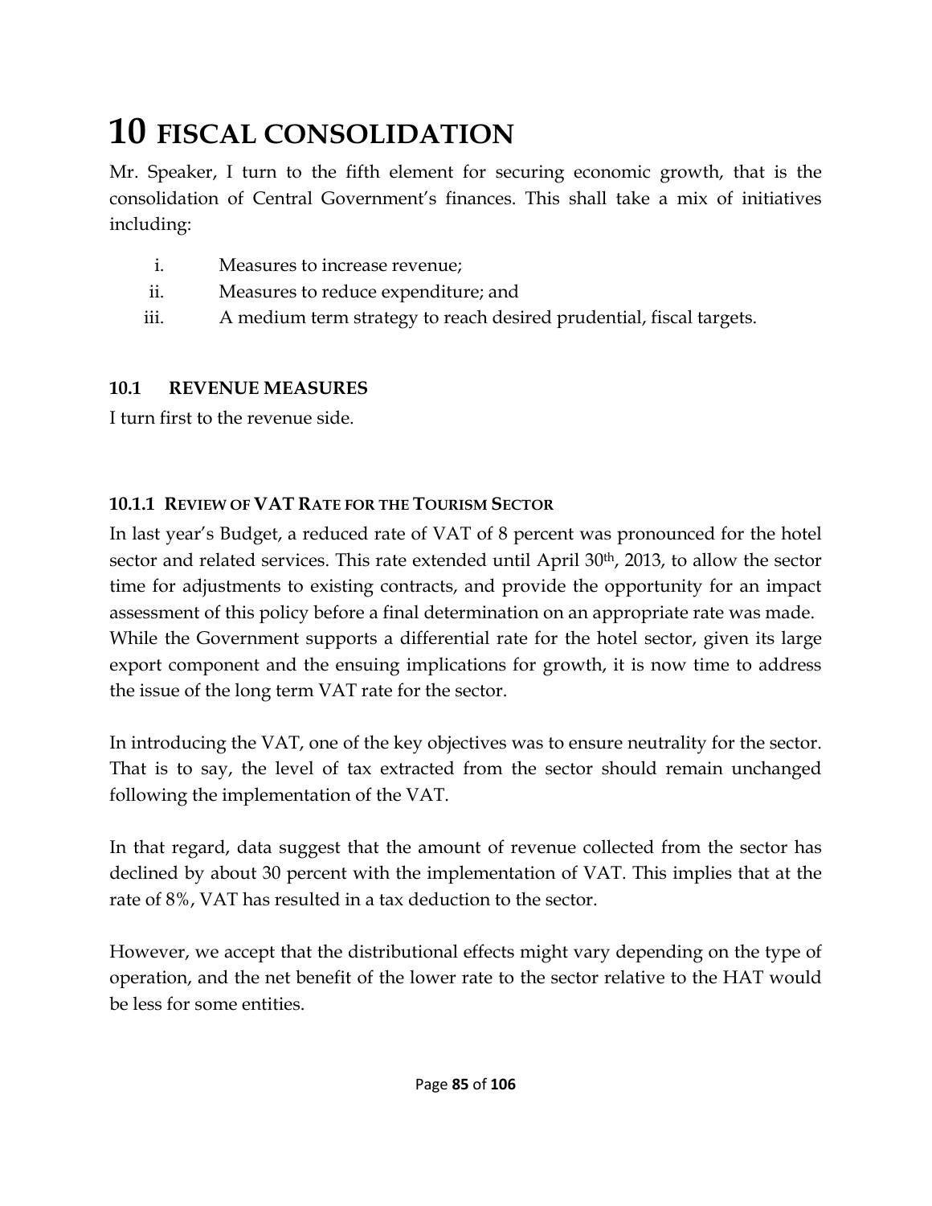# 10 FISCAL CONSOLIDATION

Mr. Speaker, I turn to the fifth element for securing economic growth, that is the consolidation of Central Government's finances. This shall take a mix of initiatives including:

i. Measures to increase revenue;
ii. Measures to reduce expenditure; and
iii. A medium term strategy to reach desired prudential, fiscal targets.

## 10.1 REVENUE MEASURES

I turn first to the revenue side.

### 10.1.1 REVIEW OF VAT RATE FOR THE TOURISM SECTOR

In last year's Budget, a reduced rate of VAT of 8 percent was pronounced for the hotel sector and related services. This rate extended until April 30th, 2013, to allow the sector time for adjustments to existing contracts, and provide the opportunity for an impact assessment of this policy before a final determination on an appropriate rate was made. While the Government supports a differential rate for the hotel sector, given its large export component and the ensuing implications for growth, it is now time to address the issue of the long term VAT rate for the sector.

In introducing the VAT, one of the key objectives was to ensure neutrality for the sector. That is to say, the level of tax extracted from the sector should remain unchanged following the implementation of the VAT.

In that regard, data suggest that the amount of revenue collected from the sector has declined by about 30 percent with the implementation of VAT. This implies that at the rate of 8%, VAT has resulted in a tax deduction to the sector.

However, we accept that the distributional effects might vary depending on the type of operation, and the net benefit of the lower rate to the sector relative to the HAT would be less for some entities.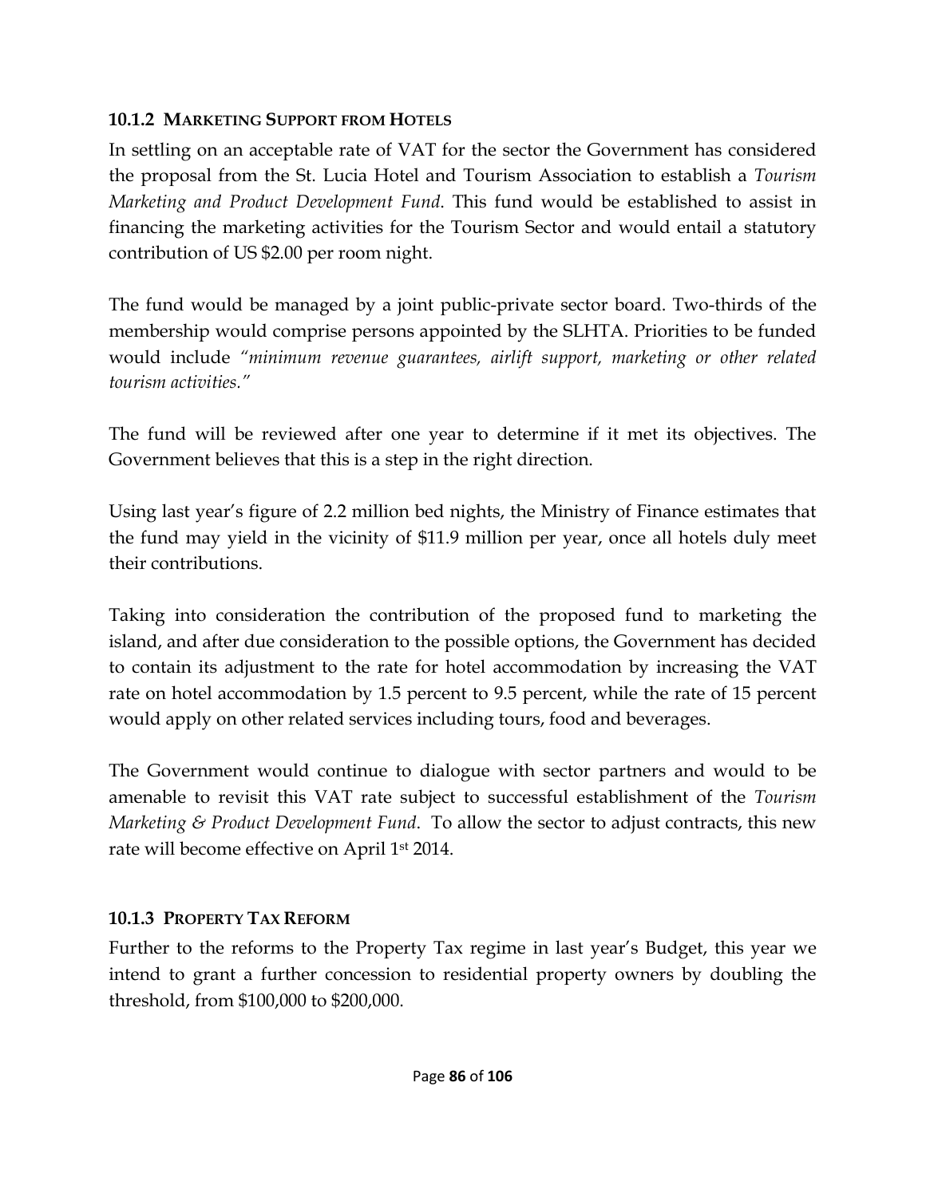### 10.1.2 Marketing Support from Hotels

In settling on an acceptable rate of VAT for the sector the Government has considered the proposal from the St. Lucia Hotel and Tourism Association to establish a *Tourism Marketing and Product Development Fund*. This fund would be established to assist in financing the marketing activities for the Tourism Sector and would entail a statutory contribution of US $2.00 per room night.

The fund would be managed by a joint public-private sector board. Two-thirds of the membership would comprise persons appointed by the SLHTA. Priorities to be funded would include *"minimum revenue guarantees, airlift support, marketing or other related tourism activities."*

The fund will be reviewed after one year to determine if it met its objectives. The Government believes that this is a step in the right direction.

Using last year's figure of 2.2 million bed nights, the Ministry of Finance estimates that the fund may yield in the vicinity of $11.9 million per year, once all hotels duly meet their contributions.

Taking into consideration the contribution of the proposed fund to marketing the island, and after due consideration to the possible options, the Government has decided to contain its adjustment to the rate for hotel accommodation by increasing the VAT rate on hotel accommodation by 1.5 percent to 9.5 percent, while the rate of 15 percent would apply on other related services including tours, food and beverages.

The Government would continue to dialogue with sector partners and would to be amenable to revisit this VAT rate subject to successful establishment of the *Tourism Marketing & Product Development Fund*. To allow the sector to adjust contracts, this new rate will become effective on April 1st 2014.

### 10.1.3 Property Tax Reform

Further to the reforms to the Property Tax regime in last year's Budget, this year we intend to grant a further concession to residential property owners by doubling the threshold, from $100,000 to $200,000.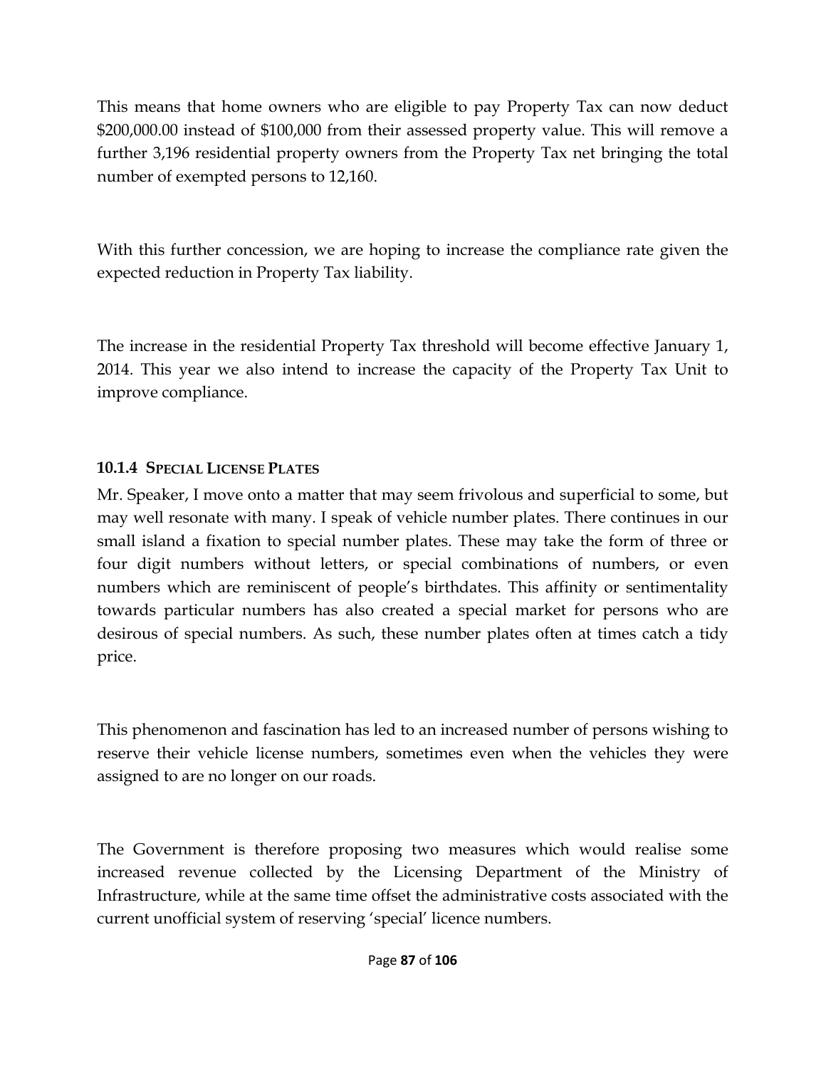This means that home owners who are eligible to pay Property Tax can now deduct $200,000.00 instead of $100,000 from their assessed property value. This will remove a further 3,196 residential property owners from the Property Tax net bringing the total number of exempted persons to 12,160.

With this further concession, we are hoping to increase the compliance rate given the expected reduction in Property Tax liability.

The increase in the residential Property Tax threshold will become effective January 1, 2014. This year we also intend to increase the capacity of the Property Tax Unit to improve compliance.

#### 10.1.4 Special License Plates

Mr. Speaker, I move onto a matter that may seem frivolous and superficial to some, but may well resonate with many. I speak of vehicle number plates. There continues in our small island a fixation to special number plates. These may take the form of three or four digit numbers without letters, or special combinations of numbers, or even numbers which are reminiscent of people's birthdates. This affinity or sentimentality towards particular numbers has also created a special market for persons who are desirous of special numbers. As such, these number plates often at times catch a tidy price.

This phenomenon and fascination has led to an increased number of persons wishing to reserve their vehicle license numbers, sometimes even when the vehicles they were assigned to are no longer on our roads.

The Government is therefore proposing two measures which would realise some increased revenue collected by the Licensing Department of the Ministry of Infrastructure, while at the same time offset the administrative costs associated with the current unofficial system of reserving 'special' licence numbers.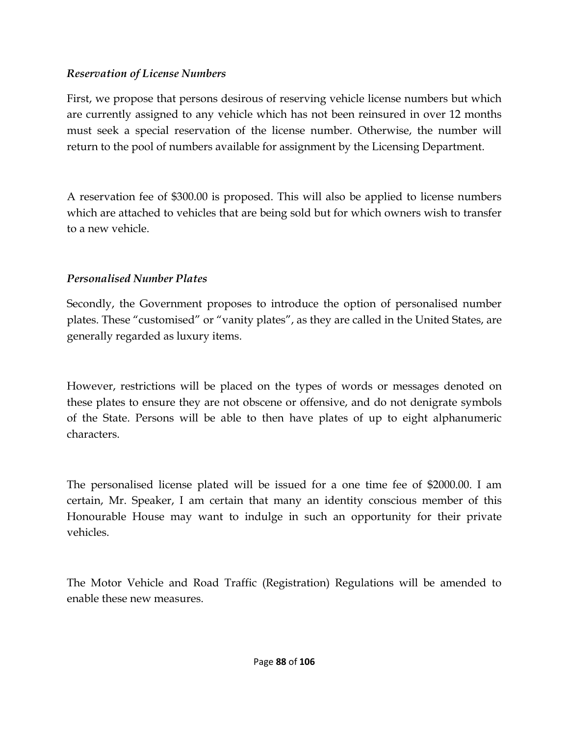*Reservation of License Numbers*

First, we propose that persons desirous of reserving vehicle license numbers but which are currently assigned to any vehicle which has not been reinsured in over 12 months must seek a special reservation of the license number. Otherwise, the number will return to the pool of numbers available for assignment by the Licensing Department.

A reservation fee of $300.00 is proposed. This will also be applied to license numbers which are attached to vehicles that are being sold but for which owners wish to transfer to a new vehicle.

*Personalised Number Plates*

Secondly, the Government proposes to introduce the option of personalised number plates. These "customised" or "vanity plates", as they are called in the United States, are generally regarded as luxury items.

However, restrictions will be placed on the types of words or messages denoted on these plates to ensure they are not obscene or offensive, and do not denigrate symbols of the State. Persons will be able to then have plates of up to eight alphanumeric characters.

The personalised license plated will be issued for a one time fee of $2000.00. I am certain, Mr. Speaker, I am certain that many an identity conscious member of this Honourable House may want to indulge in such an opportunity for their private vehicles.

The Motor Vehicle and Road Traffic (Registration) Regulations will be amended to enable these new measures.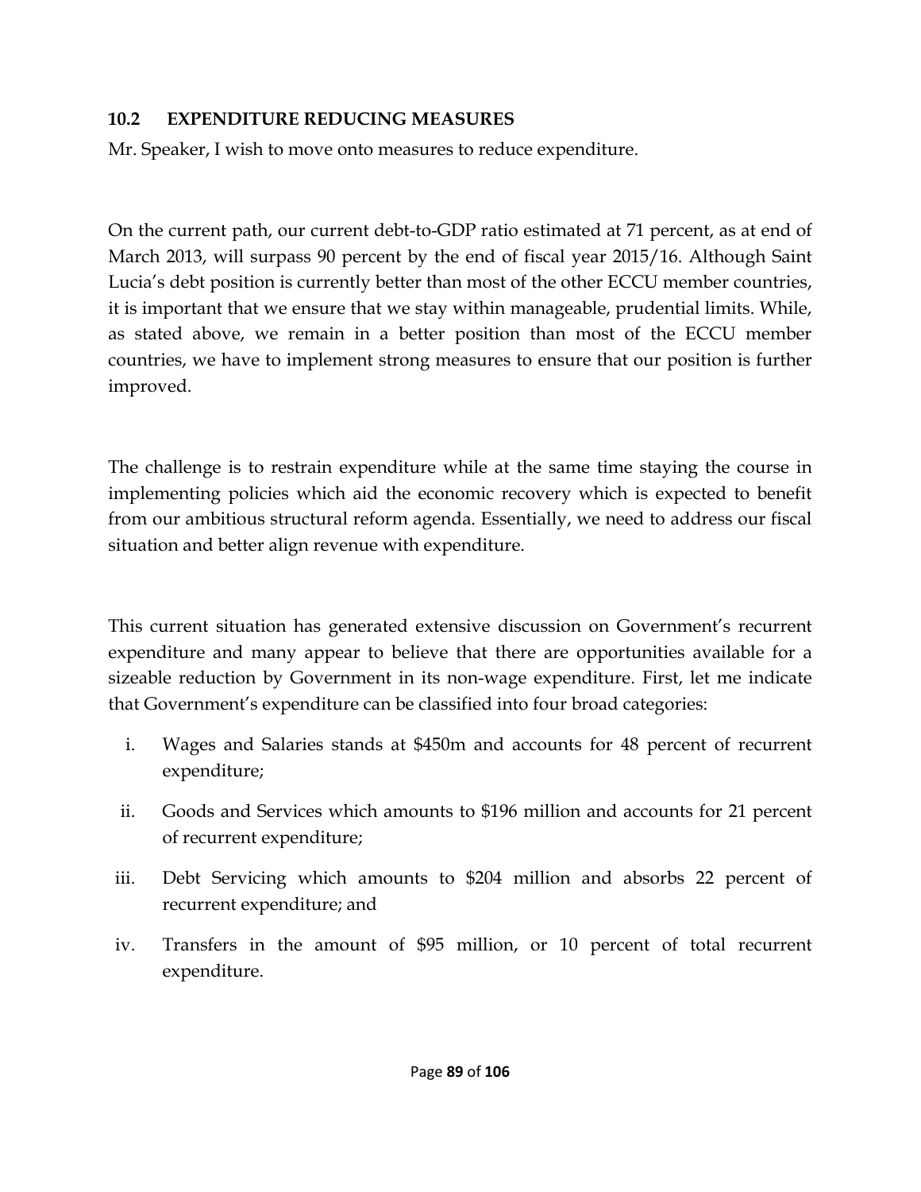### 10.2 EXPENDITURE REDUCING MEASURES

Mr. Speaker, I wish to move onto measures to reduce expenditure.

On the current path, our current debt-to-GDP ratio estimated at 71 percent, as at end of March 2013, will surpass 90 percent by the end of fiscal year 2015/16. Although Saint Lucia's debt position is currently better than most of the other ECCU member countries, it is important that we ensure that we stay within manageable, prudential limits. While, as stated above, we remain in a better position than most of the ECCU member countries, we have to implement strong measures to ensure that our position is further improved.

The challenge is to restrain expenditure while at the same time staying the course in implementing policies which aid the economic recovery which is expected to benefit from our ambitious structural reform agenda. Essentially, we need to address our fiscal situation and better align revenue with expenditure.

This current situation has generated extensive discussion on Government's recurrent expenditure and many appear to believe that there are opportunities available for a sizeable reduction by Government in its non-wage expenditure. First, let me indicate that Government's expenditure can be classified into four broad categories:

i. Wages and Salaries stands at $450m and accounts for 48 percent of recurrent expenditure;

ii. Goods and Services which amounts to $196 million and accounts for 21 percent of recurrent expenditure;

iii. Debt Servicing which amounts to $204 million and absorbs 22 percent of recurrent expenditure; and

iv. Transfers in the amount of $95 million, or 10 percent of total recurrent expenditure.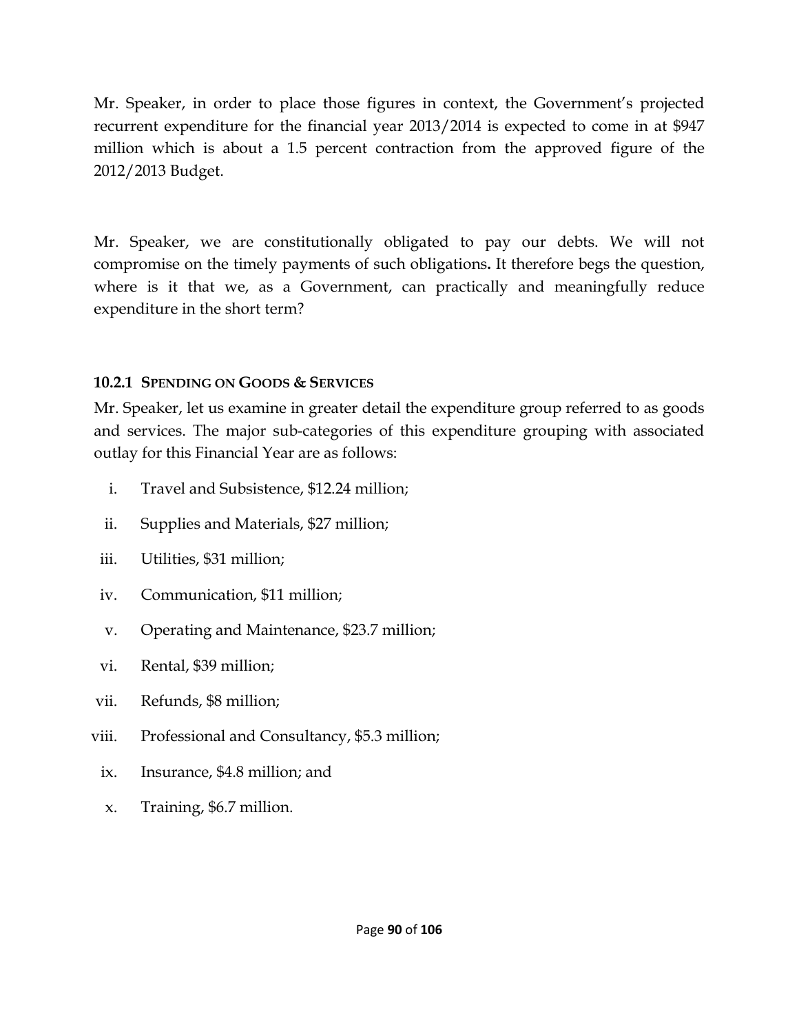Mr. Speaker, in order to place those figures in context, the Government's projected recurrent expenditure for the financial year 2013/2014 is expected to come in at $947 million which is about a 1.5 percent contraction from the approved figure of the 2012/2013 Budget.

Mr. Speaker, we are constitutionally obligated to pay our debts. We will not compromise on the timely payments of such obligations**.** It therefore begs the question, where is it that we, as a Government, can practically and meaningfully reduce expenditure in the short term?

### 10.2.1 Spending on Goods & Services

Mr. Speaker, let us examine in greater detail the expenditure group referred to as goods and services. The major sub-categories of this expenditure grouping with associated outlay for this Financial Year are as follows:

i. Travel and Subsistence, $12.24 million;

ii. Supplies and Materials, $27 million;

iii. Utilities, $31 million;

iv. Communication, $11 million;

v. Operating and Maintenance, $23.7 million;

vi. Rental, $39 million;

vii. Refunds, $8 million;

viii. Professional and Consultancy, $5.3 million;

ix. Insurance, $4.8 million; and

x. Training, $6.7 million.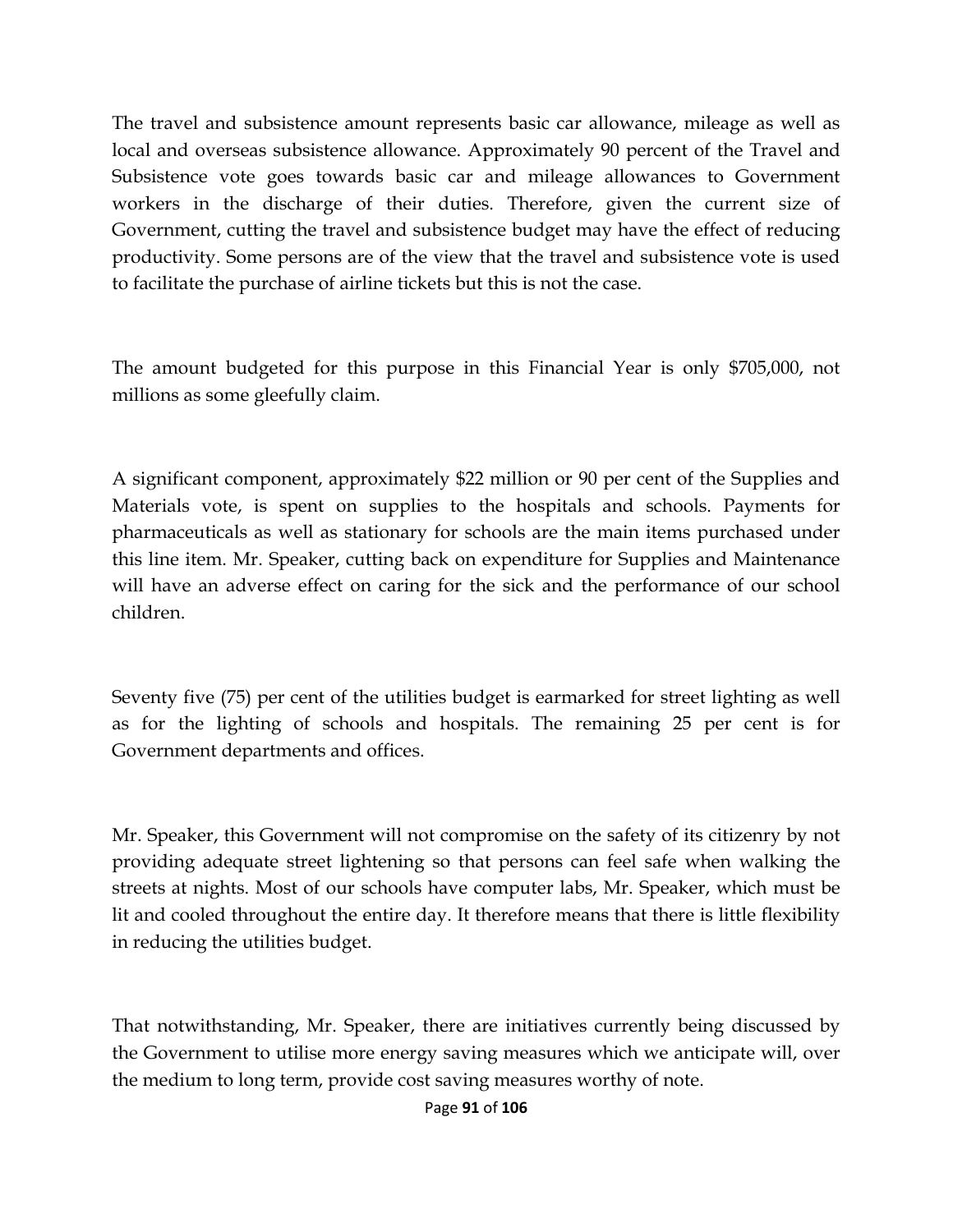The travel and subsistence amount represents basic car allowance, mileage as well as local and overseas subsistence allowance. Approximately 90 percent of the Travel and Subsistence vote goes towards basic car and mileage allowances to Government workers in the discharge of their duties. Therefore, given the current size of Government, cutting the travel and subsistence budget may have the effect of reducing productivity. Some persons are of the view that the travel and subsistence vote is used to facilitate the purchase of airline tickets but this is not the case.

The amount budgeted for this purpose in this Financial Year is only $705,000, not millions as some gleefully claim.

A significant component, approximately $22 million or 90 per cent of the Supplies and Materials vote, is spent on supplies to the hospitals and schools. Payments for pharmaceuticals as well as stationary for schools are the main items purchased under this line item. Mr. Speaker, cutting back on expenditure for Supplies and Maintenance will have an adverse effect on caring for the sick and the performance of our school children.

Seventy five (75) per cent of the utilities budget is earmarked for street lighting as well as for the lighting of schools and hospitals. The remaining 25 per cent is for Government departments and offices.

Mr. Speaker, this Government will not compromise on the safety of its citizenry by not providing adequate street lightening so that persons can feel safe when walking the streets at nights. Most of our schools have computer labs, Mr. Speaker, which must be lit and cooled throughout the entire day. It therefore means that there is little flexibility in reducing the utilities budget.

That notwithstanding, Mr. Speaker, there are initiatives currently being discussed by the Government to utilise more energy saving measures which we anticipate will, over the medium to long term, provide cost saving measures worthy of note.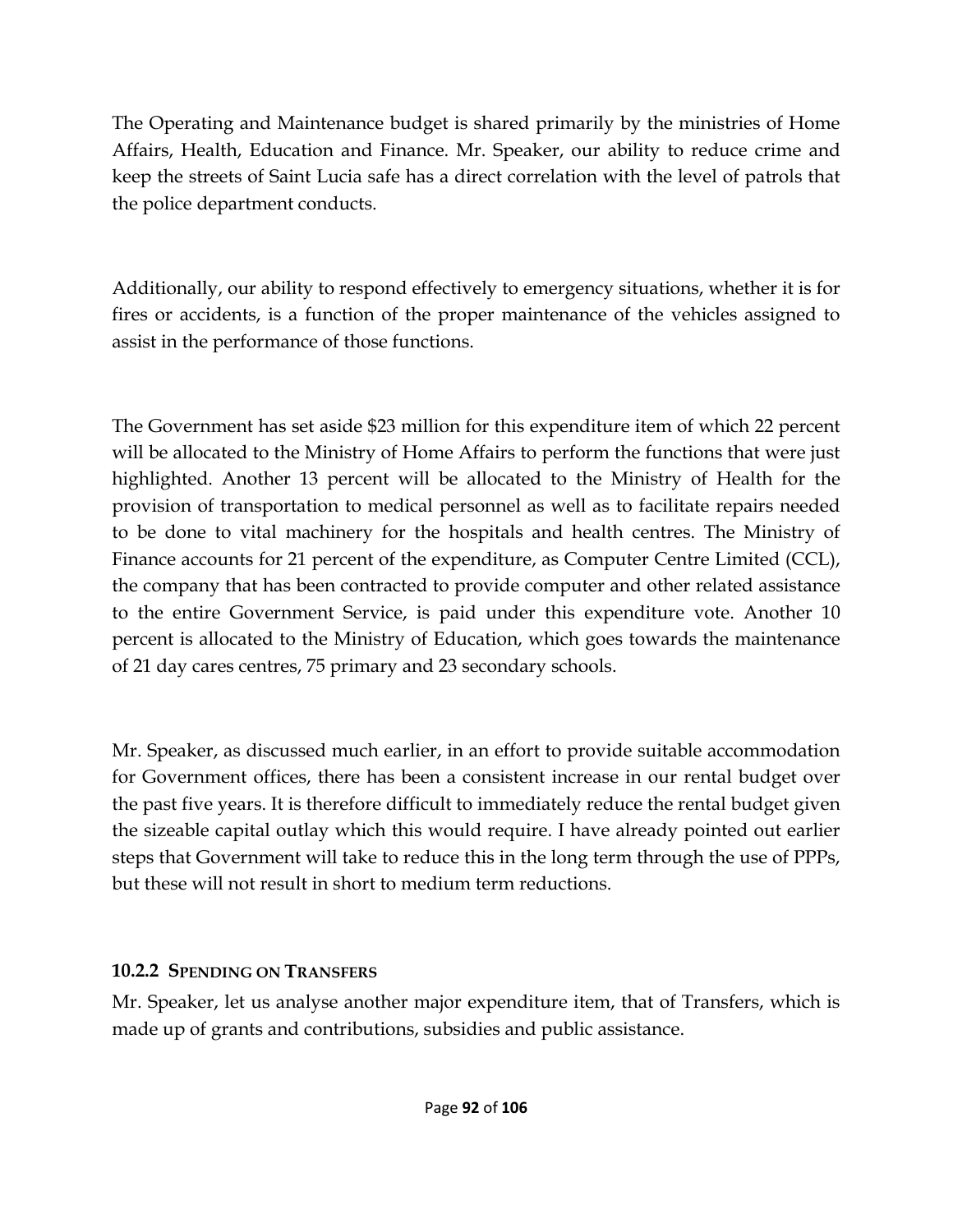The Operating and Maintenance budget is shared primarily by the ministries of Home Affairs, Health, Education and Finance. Mr. Speaker, our ability to reduce crime and keep the streets of Saint Lucia safe has a direct correlation with the level of patrols that the police department conducts.

Additionally, our ability to respond effectively to emergency situations, whether it is for fires or accidents, is a function of the proper maintenance of the vehicles assigned to assist in the performance of those functions.

The Government has set aside $23 million for this expenditure item of which 22 percent will be allocated to the Ministry of Home Affairs to perform the functions that were just highlighted. Another 13 percent will be allocated to the Ministry of Health for the provision of transportation to medical personnel as well as to facilitate repairs needed to be done to vital machinery for the hospitals and health centres. The Ministry of Finance accounts for 21 percent of the expenditure, as Computer Centre Limited (CCL), the company that has been contracted to provide computer and other related assistance to the entire Government Service, is paid under this expenditure vote. Another 10 percent is allocated to the Ministry of Education, which goes towards the maintenance of 21 day cares centres, 75 primary and 23 secondary schools.

Mr. Speaker, as discussed much earlier, in an effort to provide suitable accommodation for Government offices, there has been a consistent increase in our rental budget over the past five years. It is therefore difficult to immediately reduce the rental budget given the sizeable capital outlay which this would require. I have already pointed out earlier steps that Government will take to reduce this in the long term through the use of PPPs, but these will not result in short to medium term reductions.

#### 10.2.2 Spending on Transfers

Mr. Speaker, let us analyse another major expenditure item, that of Transfers, which is made up of grants and contributions, subsidies and public assistance.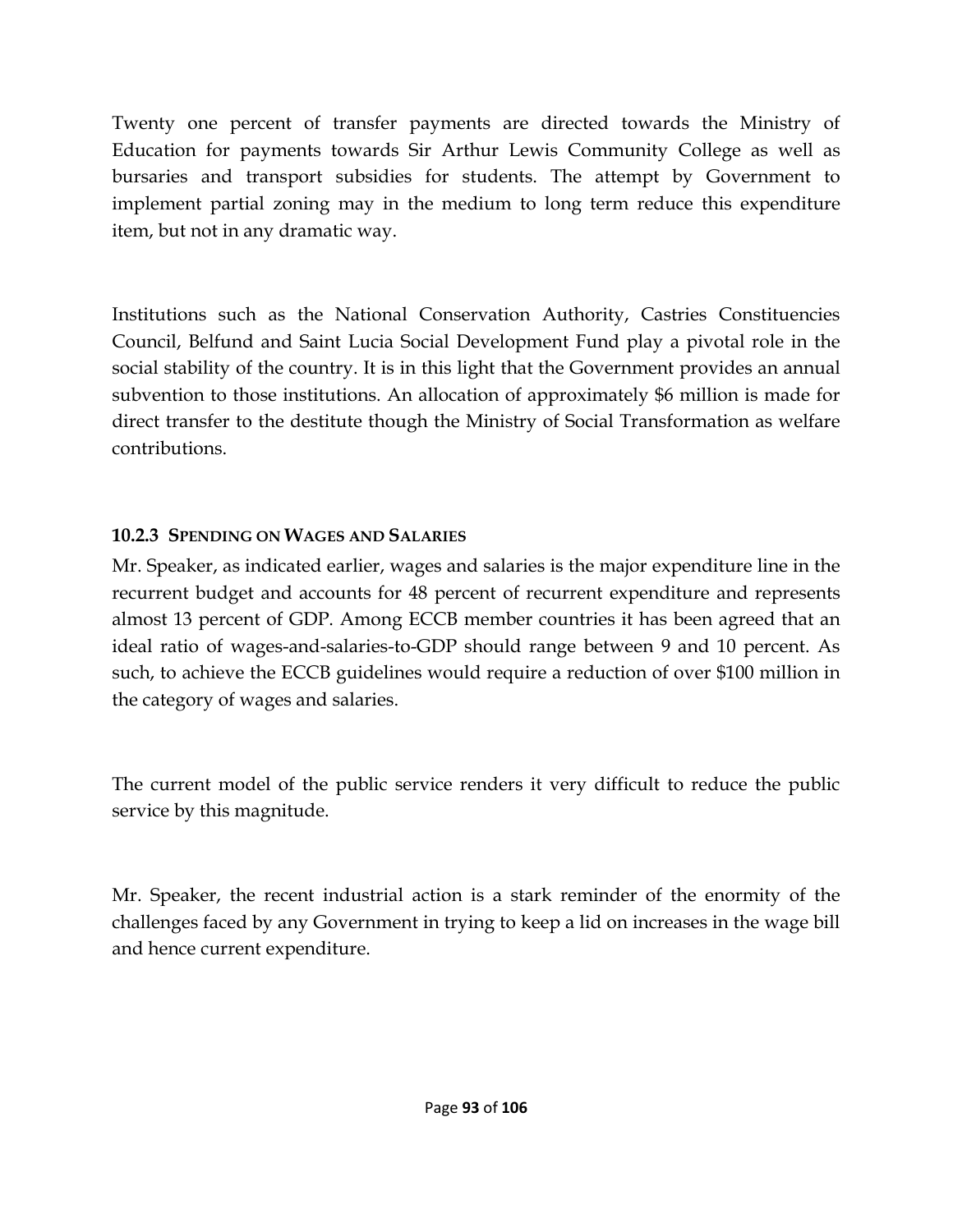Twenty one percent of transfer payments are directed towards the Ministry of Education for payments towards Sir Arthur Lewis Community College as well as bursaries and transport subsidies for students. The attempt by Government to implement partial zoning may in the medium to long term reduce this expenditure item, but not in any dramatic way.

Institutions such as the National Conservation Authority, Castries Constituencies Council, Belfund and Saint Lucia Social Development Fund play a pivotal role in the social stability of the country. It is in this light that the Government provides an annual subvention to those institutions. An allocation of approximately $6 million is made for direct transfer to the destitute though the Ministry of Social Transformation as welfare contributions.

#### 10.2.3 Spending on Wages and Salaries

Mr. Speaker, as indicated earlier, wages and salaries is the major expenditure line in the recurrent budget and accounts for 48 percent of recurrent expenditure and represents almost 13 percent of GDP. Among ECCB member countries it has been agreed that an ideal ratio of wages-and-salaries-to-GDP should range between 9 and 10 percent. As such, to achieve the ECCB guidelines would require a reduction of over $100 million in the category of wages and salaries.

The current model of the public service renders it very difficult to reduce the public service by this magnitude.

Mr. Speaker, the recent industrial action is a stark reminder of the enormity of the challenges faced by any Government in trying to keep a lid on increases in the wage bill and hence current expenditure.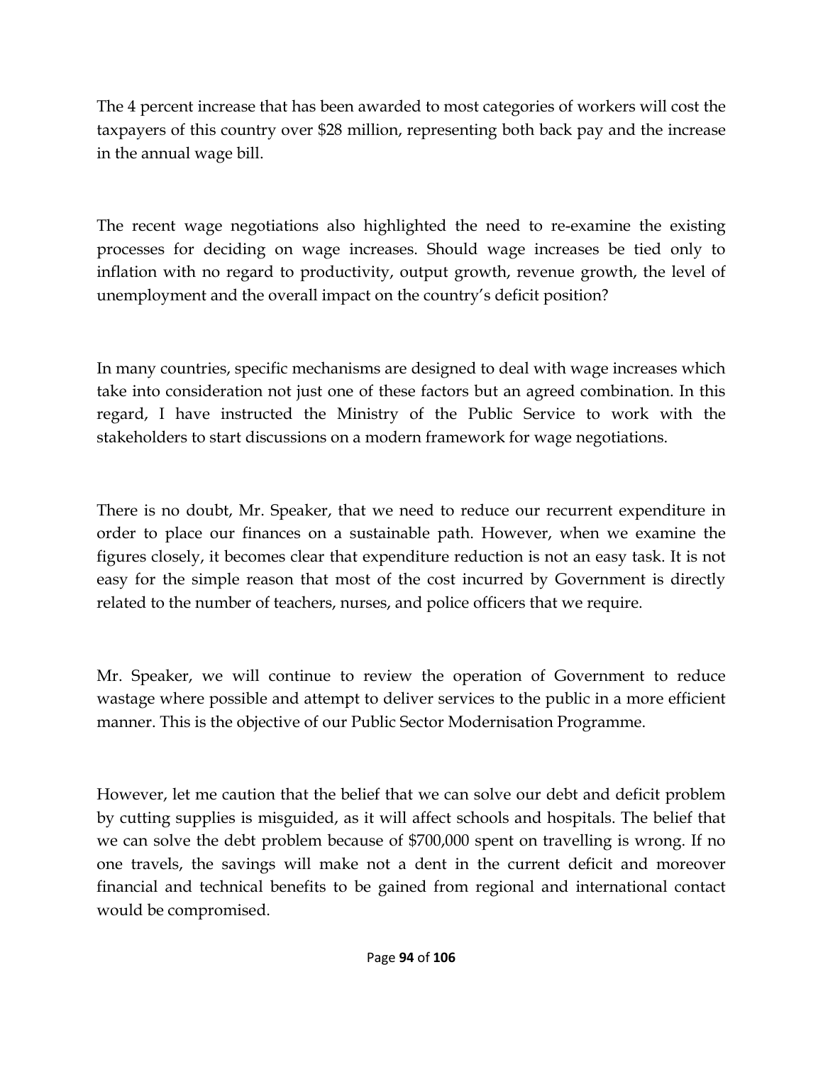The 4 percent increase that has been awarded to most categories of workers will cost the taxpayers of this country over $28 million, representing both back pay and the increase in the annual wage bill.

The recent wage negotiations also highlighted the need to re-examine the existing processes for deciding on wage increases. Should wage increases be tied only to inflation with no regard to productivity, output growth, revenue growth, the level of unemployment and the overall impact on the country's deficit position?

In many countries, specific mechanisms are designed to deal with wage increases which take into consideration not just one of these factors but an agreed combination. In this regard, I have instructed the Ministry of the Public Service to work with the stakeholders to start discussions on a modern framework for wage negotiations.

There is no doubt, Mr. Speaker, that we need to reduce our recurrent expenditure in order to place our finances on a sustainable path. However, when we examine the figures closely, it becomes clear that expenditure reduction is not an easy task. It is not easy for the simple reason that most of the cost incurred by Government is directly related to the number of teachers, nurses, and police officers that we require.

Mr. Speaker, we will continue to review the operation of Government to reduce wastage where possible and attempt to deliver services to the public in a more efficient manner. This is the objective of our Public Sector Modernisation Programme.

However, let me caution that the belief that we can solve our debt and deficit problem by cutting supplies is misguided, as it will affect schools and hospitals. The belief that we can solve the debt problem because of $700,000 spent on travelling is wrong. If no one travels, the savings will make not a dent in the current deficit and moreover financial and technical benefits to be gained from regional and international contact would be compromised.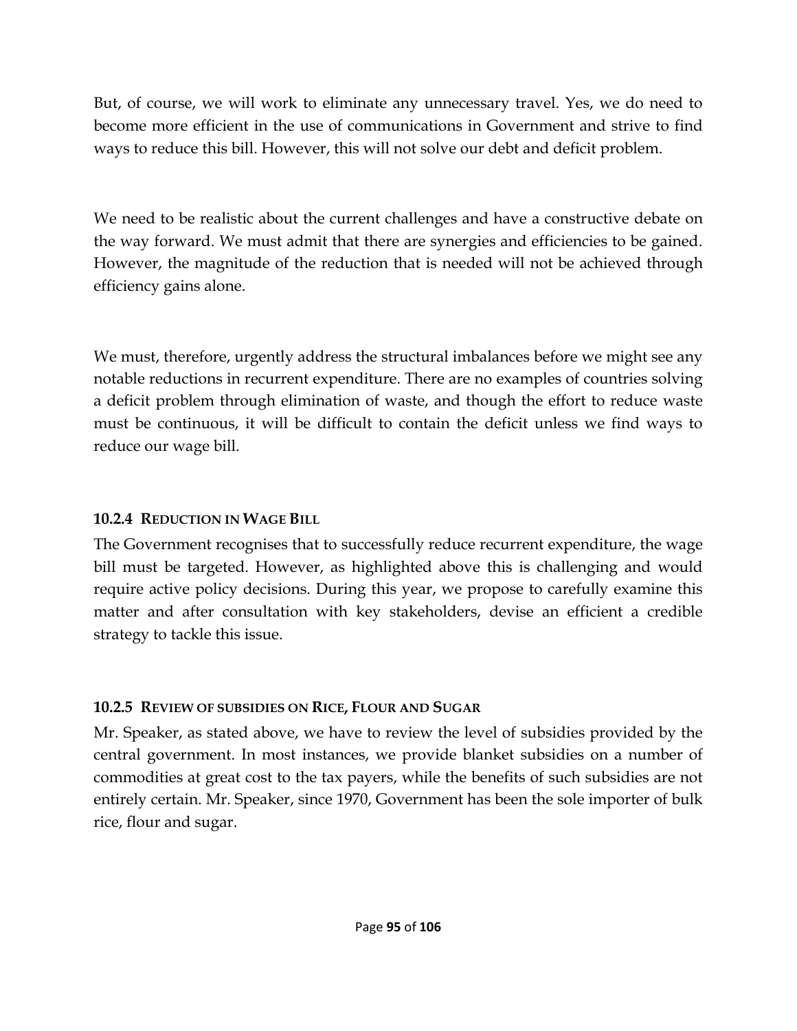But, of course, we will work to eliminate any unnecessary travel. Yes, we do need to become more efficient in the use of communications in Government and strive to find ways to reduce this bill. However, this will not solve our debt and deficit problem.

We need to be realistic about the current challenges and have a constructive debate on the way forward. We must admit that there are synergies and efficiencies to be gained. However, the magnitude of the reduction that is needed will not be achieved through efficiency gains alone.

We must, therefore, urgently address the structural imbalances before we might see any notable reductions in recurrent expenditure. There are no examples of countries solving a deficit problem through elimination of waste, and though the effort to reduce waste must be continuous, it will be difficult to contain the deficit unless we find ways to reduce our wage bill.

#### 10.2.4 REDUCTION IN WAGE BILL

The Government recognises that to successfully reduce recurrent expenditure, the wage bill must be targeted. However, as highlighted above this is challenging and would require active policy decisions. During this year, we propose to carefully examine this matter and after consultation with key stakeholders, devise an efficient a credible strategy to tackle this issue.

#### 10.2.5 REVIEW OF SUBSIDIES ON RICE, FLOUR AND SUGAR

Mr. Speaker, as stated above, we have to review the level of subsidies provided by the central government. In most instances, we provide blanket subsidies on a number of commodities at great cost to the tax payers, while the benefits of such subsidies are not entirely certain. Mr. Speaker, since 1970, Government has been the sole importer of bulk rice, flour and sugar.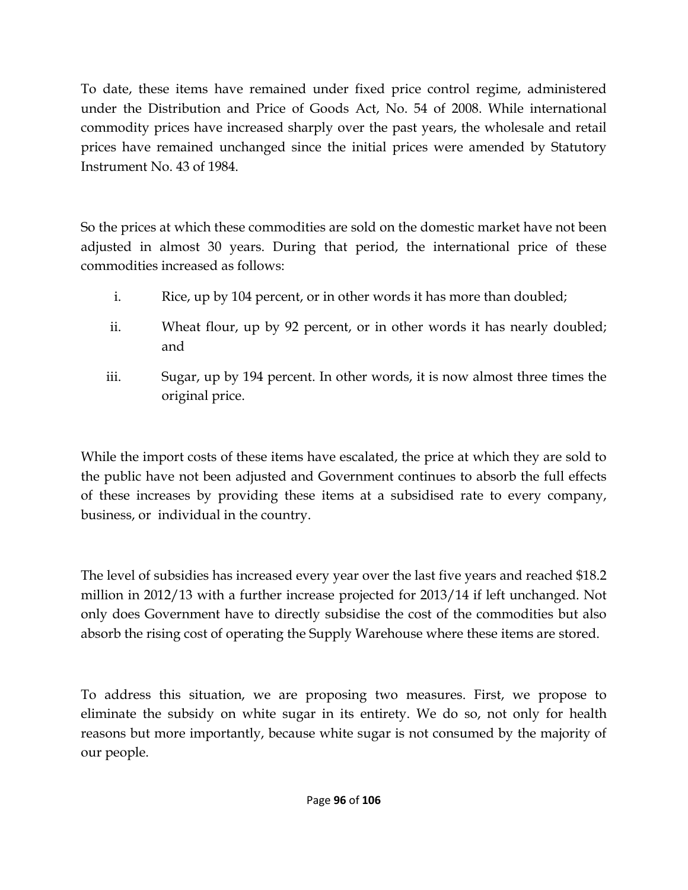To date, these items have remained under fixed price control regime, administered under the Distribution and Price of Goods Act, No. 54 of 2008. While international commodity prices have increased sharply over the past years, the wholesale and retail prices have remained unchanged since the initial prices were amended by Statutory Instrument No. 43 of 1984.

So the prices at which these commodities are sold on the domestic market have not been adjusted in almost 30 years. During that period, the international price of these commodities increased as follows:

i. Rice, up by 104 percent, or in other words it has more than doubled;

ii. Wheat flour, up by 92 percent, or in other words it has nearly doubled; and

iii. Sugar, up by 194 percent. In other words, it is now almost three times the original price.

While the import costs of these items have escalated, the price at which they are sold to the public have not been adjusted and Government continues to absorb the full effects of these increases by providing these items at a subsidised rate to every company, business, or individual in the country.

The level of subsidies has increased every year over the last five years and reached $18.2 million in 2012/13 with a further increase projected for 2013/14 if left unchanged. Not only does Government have to directly subsidise the cost of the commodities but also absorb the rising cost of operating the Supply Warehouse where these items are stored.

To address this situation, we are proposing two measures. First, we propose to eliminate the subsidy on white sugar in its entirety. We do so, not only for health reasons but more importantly, because white sugar is not consumed by the majority of our people.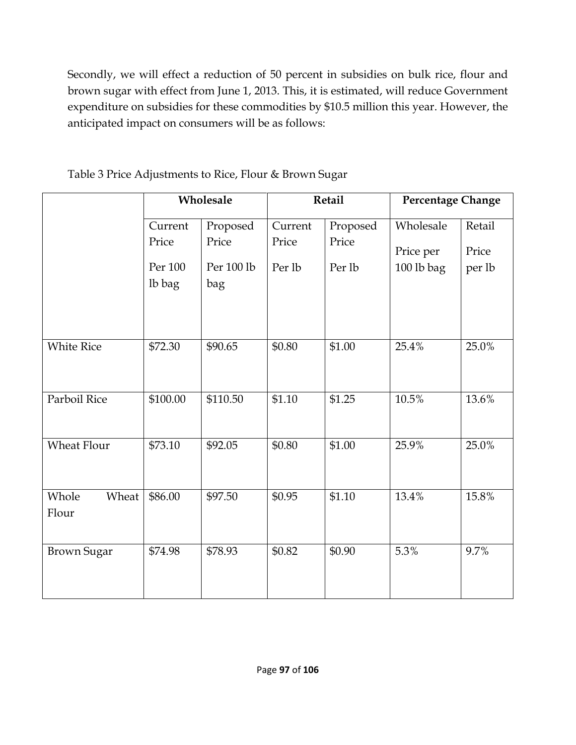Secondly, we will effect a reduction of 50 percent in subsidies on bulk rice, flour and brown sugar with effect from June 1, 2013. This, it is estimated, will reduce Government expenditure on subsidies for these commodities by $10.5 million this year. However, the anticipated impact on consumers will be as follows:

Table 3 Price Adjustments to Rice, Flour & Brown Sugar

| | Wholesale | | Retail | | Percentage Change | |
|---|---|---|---|---|---|---|
| | Current Price Per 100 lb bag | Proposed Price Per 100 lb bag | Current Price Per lb | Proposed Price Per lb | Wholesale Price per 100 lb bag | Retail Price per lb |
| White Rice | $72.30 | $90.65 | $0.80 | $1.00 | 25.4% | 25.0% |
| Parboil Rice | $100.00 | $110.50 | $1.10 | $1.25 | 10.5% | 13.6% |
| Wheat Flour | $73.10 | $92.05 | $0.80 | $1.00 | 25.9% | 25.0% |
| Whole Wheat Flour | $86.00 | $97.50 | $0.95 | $1.10 | 13.4% | 15.8% |
| Brown Sugar | $74.98 | $78.93 | $0.82 | $0.90 | 5.3% | 9.7% |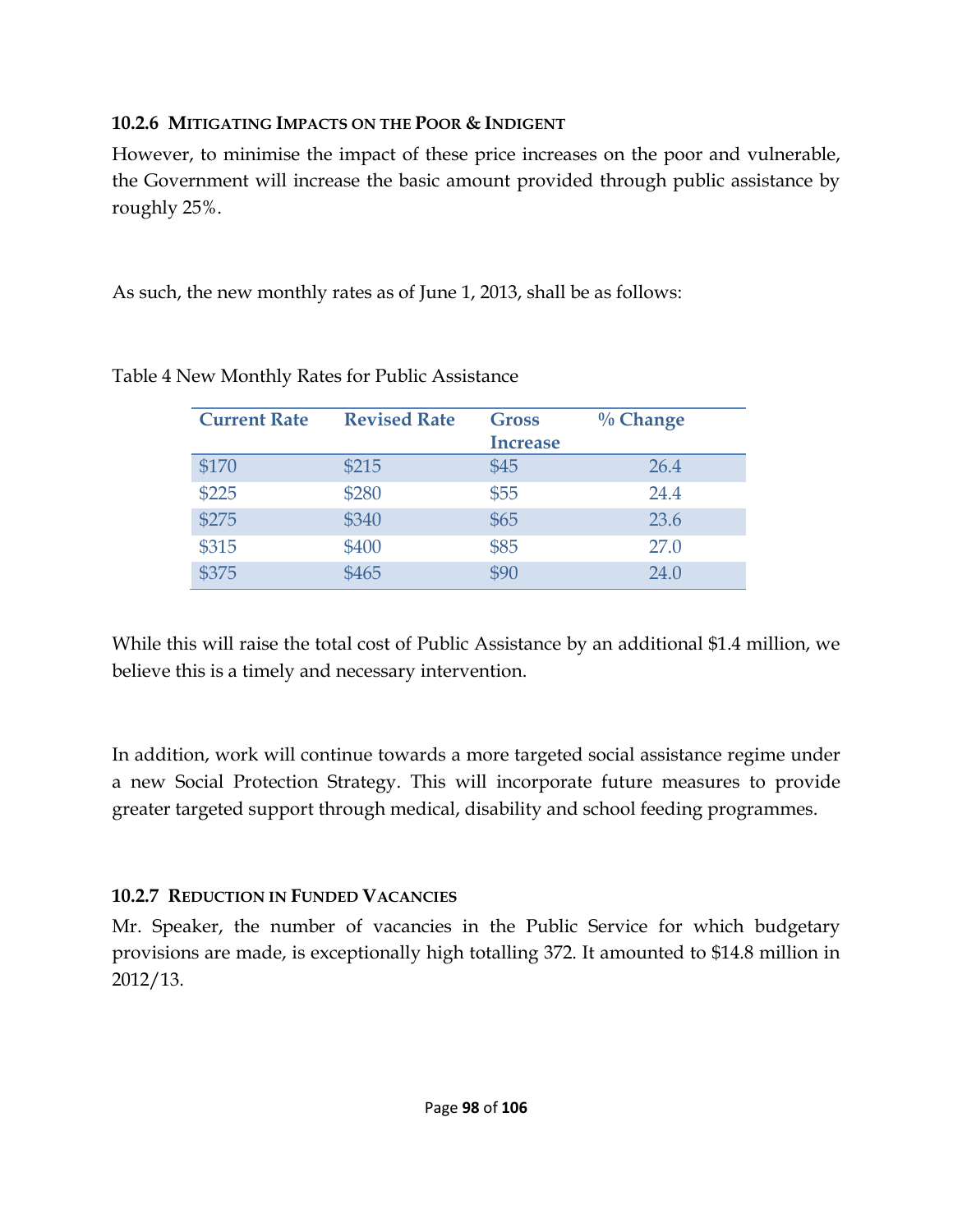#### 10.2.6 MITIGATING IMPACTS ON THE POOR & INDIGENT

However, to minimise the impact of these price increases on the poor and vulnerable, the Government will increase the basic amount provided through public assistance by roughly 25%.

As such, the new monthly rates as of June 1, 2013, shall be as follows:

Table 4 New Monthly Rates for Public Assistance

| Current Rate | Revised Rate | Gross Increase | % Change |
|---|---|---|---|
| $170 | $215 | $45 | 26.4 |
| $225 | $280 | $55 | 24.4 |
| $275 | $340 | $65 | 23.6 |
| $315 | $400 | $85 | 27.0 |
| $375 | $465 | $90 | 24.0 |

While this will raise the total cost of Public Assistance by an additional $1.4 million, we believe this is a timely and necessary intervention.

In addition, work will continue towards a more targeted social assistance regime under a new Social Protection Strategy. This will incorporate future measures to provide greater targeted support through medical, disability and school feeding programmes.

#### 10.2.7 REDUCTION IN FUNDED VACANCIES

Mr. Speaker, the number of vacancies in the Public Service for which budgetary provisions are made, is exceptionally high totalling 372. It amounted to $14.8 million in 2012/13.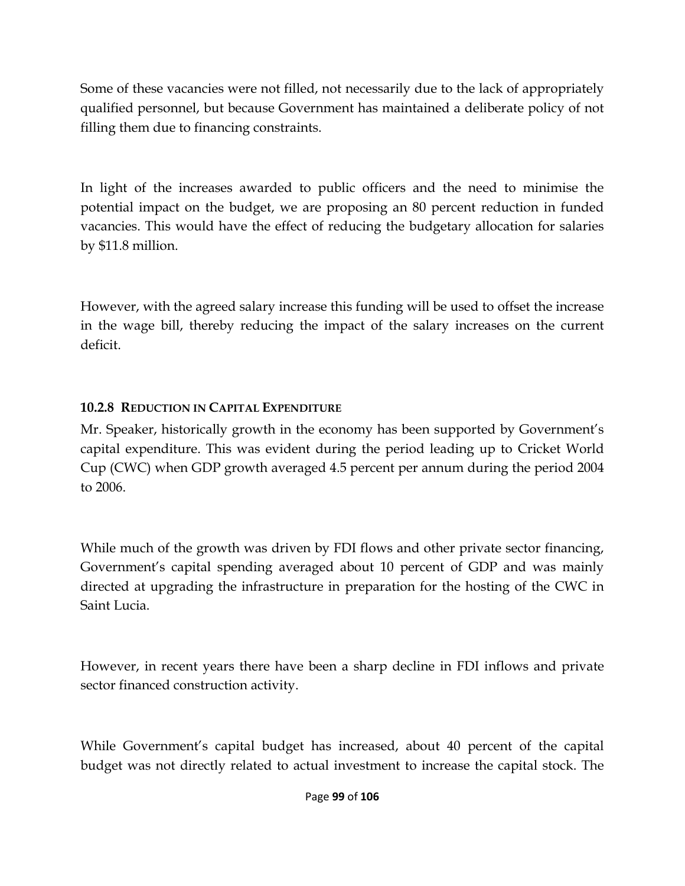Some of these vacancies were not filled, not necessarily due to the lack of appropriately qualified personnel, but because Government has maintained a deliberate policy of not filling them due to financing constraints.

In light of the increases awarded to public officers and the need to minimise the potential impact on the budget, we are proposing an 80 percent reduction in funded vacancies. This would have the effect of reducing the budgetary allocation for salaries by $11.8 million.

However, with the agreed salary increase this funding will be used to offset the increase in the wage bill, thereby reducing the impact of the salary increases on the current deficit.

#### 10.2.8 Reduction in Capital Expenditure

Mr. Speaker, historically growth in the economy has been supported by Government's capital expenditure. This was evident during the period leading up to Cricket World Cup (CWC) when GDP growth averaged 4.5 percent per annum during the period 2004 to 2006.

While much of the growth was driven by FDI flows and other private sector financing, Government's capital spending averaged about 10 percent of GDP and was mainly directed at upgrading the infrastructure in preparation for the hosting of the CWC in Saint Lucia.

However, in recent years there have been a sharp decline in FDI inflows and private sector financed construction activity.

While Government's capital budget has increased, about 40 percent of the capital budget was not directly related to actual investment to increase the capital stock. The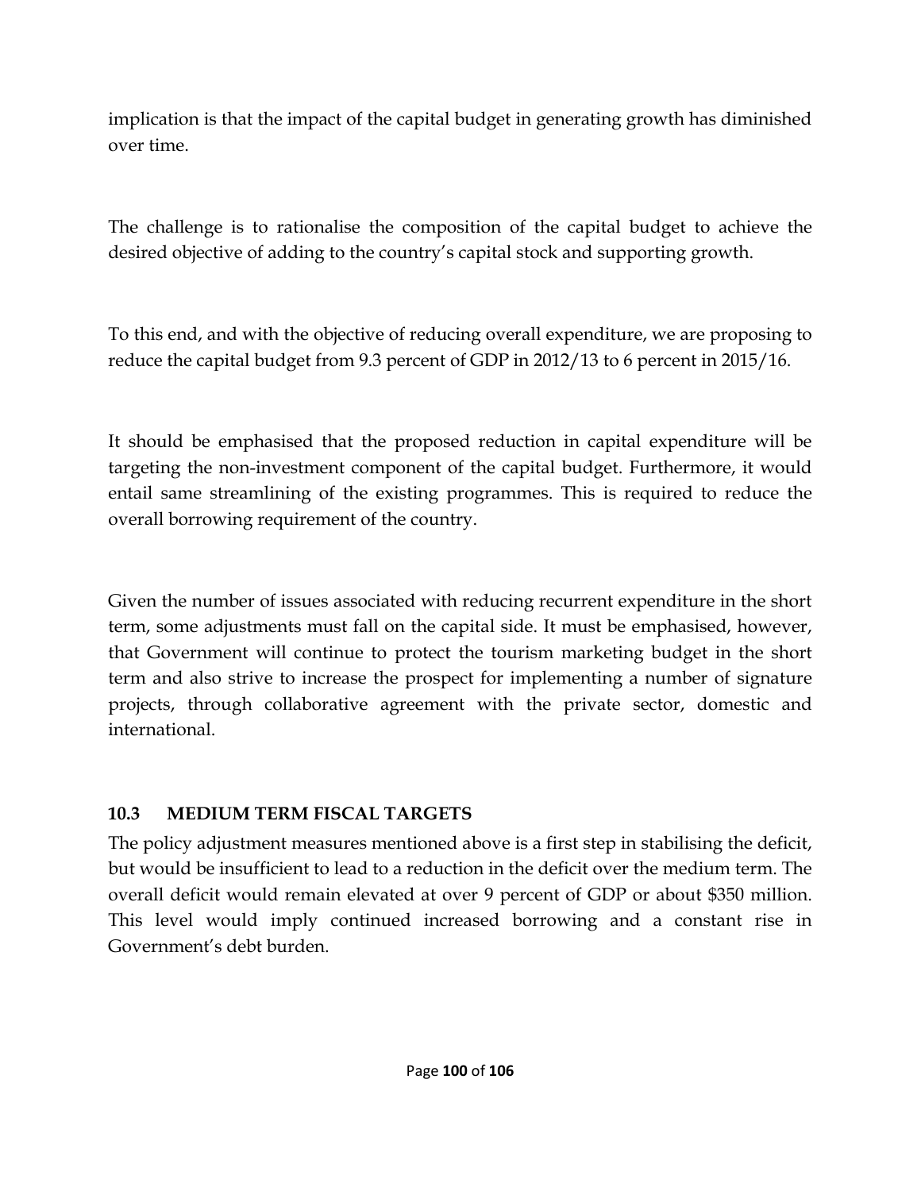implication is that the impact of the capital budget in generating growth has diminished over time.

The challenge is to rationalise the composition of the capital budget to achieve the desired objective of adding to the country's capital stock and supporting growth.

To this end, and with the objective of reducing overall expenditure, we are proposing to reduce the capital budget from 9.3 percent of GDP in 2012/13 to 6 percent in 2015/16.

It should be emphasised that the proposed reduction in capital expenditure will be targeting the non-investment component of the capital budget. Furthermore, it would entail same streamlining of the existing programmes. This is required to reduce the overall borrowing requirement of the country.

Given the number of issues associated with reducing recurrent expenditure in the short term, some adjustments must fall on the capital side. It must be emphasised, however, that Government will continue to protect the tourism marketing budget in the short term and also strive to increase the prospect for implementing a number of signature projects, through collaborative agreement with the private sector, domestic and international.

### 10.3 MEDIUM TERM FISCAL TARGETS

The policy adjustment measures mentioned above is a first step in stabilising the deficit, but would be insufficient to lead to a reduction in the deficit over the medium term. The overall deficit would remain elevated at over 9 percent of GDP or about $350 million. This level would imply continued increased borrowing and a constant rise in Government's debt burden.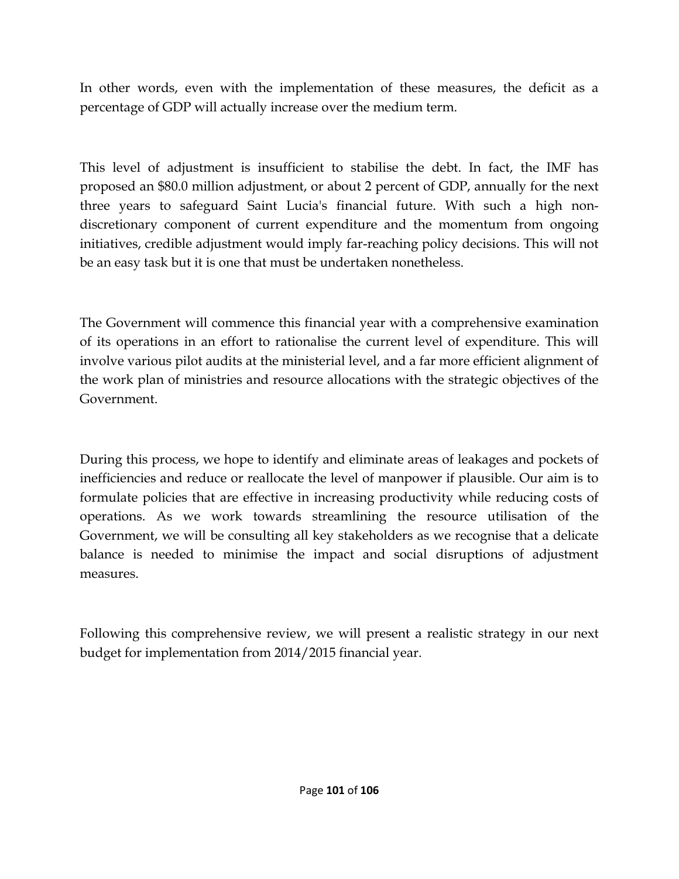In other words, even with the implementation of these measures, the deficit as a percentage of GDP will actually increase over the medium term.

This level of adjustment is insufficient to stabilise the debt. In fact, the IMF has proposed an $80.0 million adjustment, or about 2 percent of GDP, annually for the next three years to safeguard Saint Lucia's financial future. With such a high non-discretionary component of current expenditure and the momentum from ongoing initiatives, credible adjustment would imply far-reaching policy decisions. This will not be an easy task but it is one that must be undertaken nonetheless.

The Government will commence this financial year with a comprehensive examination of its operations in an effort to rationalise the current level of expenditure. This will involve various pilot audits at the ministerial level, and a far more efficient alignment of the work plan of ministries and resource allocations with the strategic objectives of the Government.

During this process, we hope to identify and eliminate areas of leakages and pockets of inefficiencies and reduce or reallocate the level of manpower if plausible. Our aim is to formulate policies that are effective in increasing productivity while reducing costs of operations. As we work towards streamlining the resource utilisation of the Government, we will be consulting all key stakeholders as we recognise that a delicate balance is needed to minimise the impact and social disruptions of adjustment measures.

Following this comprehensive review, we will present a realistic strategy in our next budget for implementation from 2014/2015 financial year.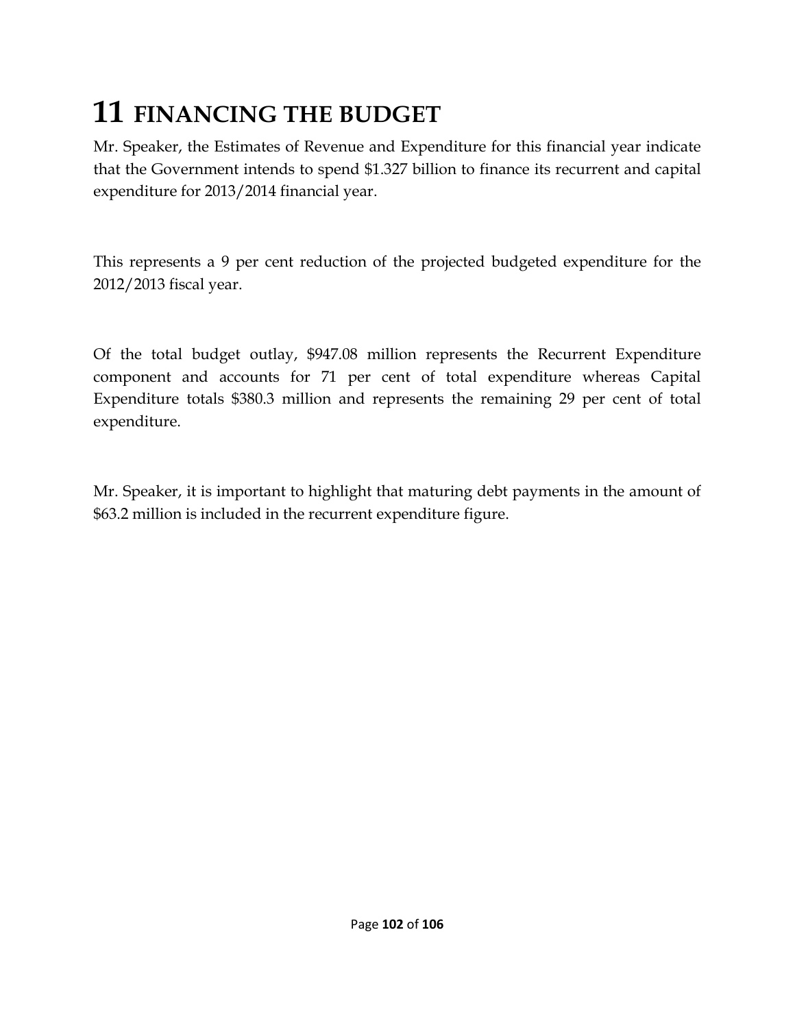# 11 FINANCING THE BUDGET

Mr. Speaker, the Estimates of Revenue and Expenditure for this financial year indicate that the Government intends to spend $1.327 billion to finance its recurrent and capital expenditure for 2013/2014 financial year.

This represents a 9 per cent reduction of the projected budgeted expenditure for the 2012/2013 fiscal year.

Of the total budget outlay, $947.08 million represents the Recurrent Expenditure component and accounts for 71 per cent of total expenditure whereas Capital Expenditure totals $380.3 million and represents the remaining 29 per cent of total expenditure.

Mr. Speaker, it is important to highlight that maturing debt payments in the amount of $63.2 million is included in the recurrent expenditure figure.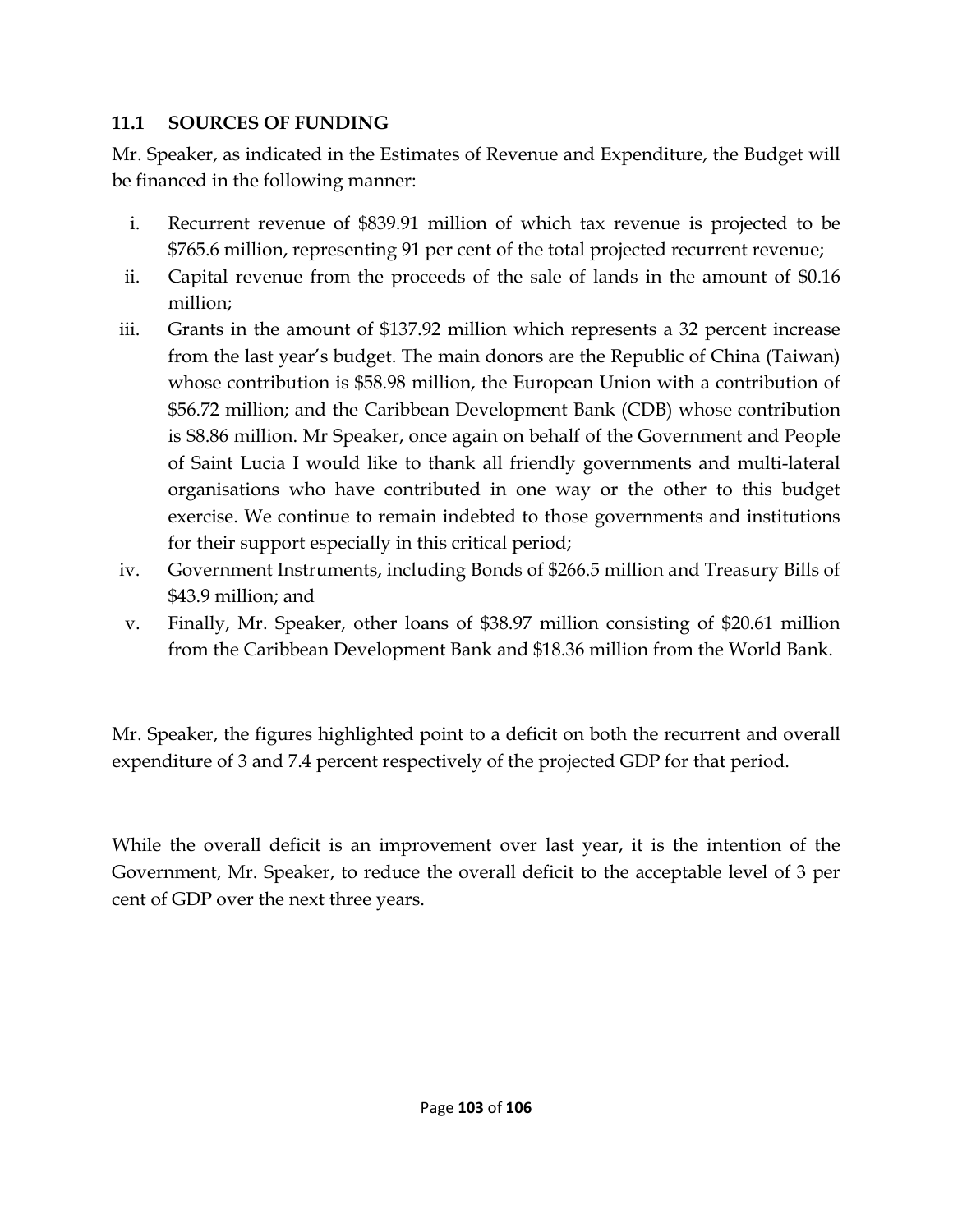### 11.1 SOURCES OF FUNDING

Mr. Speaker, as indicated in the Estimates of Revenue and Expenditure, the Budget will be financed in the following manner:

i. Recurrent revenue of $839.91 million of which tax revenue is projected to be $765.6 million, representing 91 per cent of the total projected recurrent revenue;
ii. Capital revenue from the proceeds of the sale of lands in the amount of $0.16 million;
iii. Grants in the amount of $137.92 million which represents a 32 percent increase from the last year's budget. The main donors are the Republic of China (Taiwan) whose contribution is $58.98 million, the European Union with a contribution of $56.72 million; and the Caribbean Development Bank (CDB) whose contribution is $8.86 million. Mr Speaker, once again on behalf of the Government and People of Saint Lucia I would like to thank all friendly governments and multi-lateral organisations who have contributed in one way or the other to this budget exercise. We continue to remain indebted to those governments and institutions for their support especially in this critical period;
iv. Government Instruments, including Bonds of $266.5 million and Treasury Bills of $43.9 million; and
v. Finally, Mr. Speaker, other loans of $38.97 million consisting of $20.61 million from the Caribbean Development Bank and $18.36 million from the World Bank.

Mr. Speaker, the figures highlighted point to a deficit on both the recurrent and overall expenditure of 3 and 7.4 percent respectively of the projected GDP for that period.

While the overall deficit is an improvement over last year, it is the intention of the Government, Mr. Speaker, to reduce the overall deficit to the acceptable level of 3 per cent of GDP over the next three years.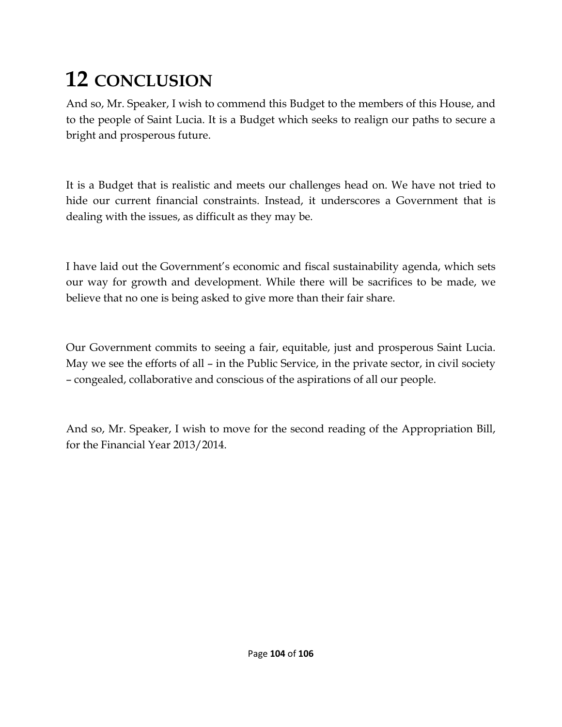# 12 CONCLUSION

And so, Mr. Speaker, I wish to commend this Budget to the members of this House, and to the people of Saint Lucia. It is a Budget which seeks to realign our paths to secure a bright and prosperous future.

It is a Budget that is realistic and meets our challenges head on. We have not tried to hide our current financial constraints. Instead, it underscores a Government that is dealing with the issues, as difficult as they may be.

I have laid out the Government's economic and fiscal sustainability agenda, which sets our way for growth and development. While there will be sacrifices to be made, we believe that no one is being asked to give more than their fair share.

Our Government commits to seeing a fair, equitable, just and prosperous Saint Lucia. May we see the efforts of all – in the Public Service, in the private sector, in civil society – congealed, collaborative and conscious of the aspirations of all our people.

And so, Mr. Speaker, I wish to move for the second reading of the Appropriation Bill, for the Financial Year 2013/2014.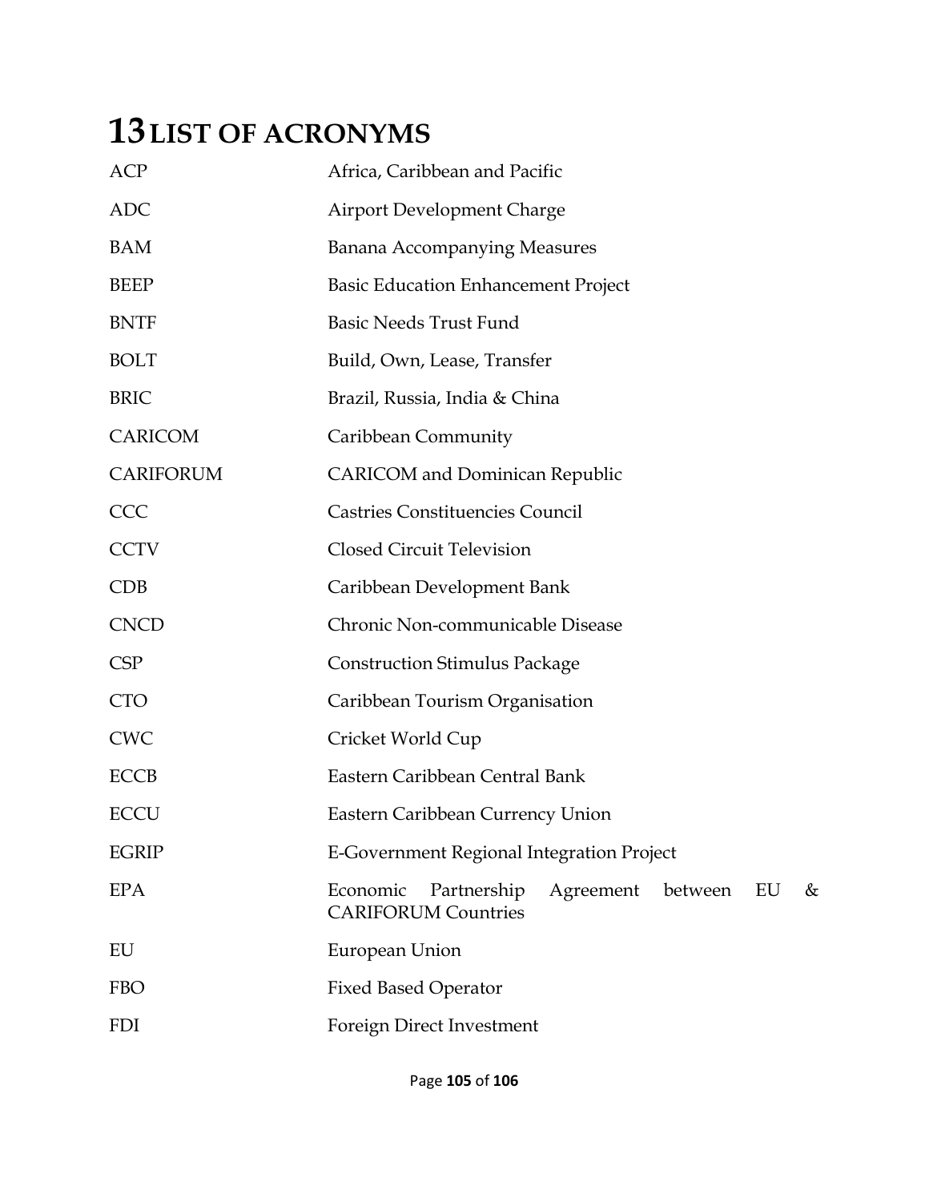# 13 LIST OF ACRONYMS

| | |
|---|---|
| ACP | Africa, Caribbean and Pacific |
| ADC | Airport Development Charge |
| BAM | Banana Accompanying Measures |
| BEEP | Basic Education Enhancement Project |
| BNTF | Basic Needs Trust Fund |
| BOLT | Build, Own, Lease, Transfer |
| BRIC | Brazil, Russia, India & China |
| CARICOM | Caribbean Community |
| CARIFORUM | CARICOM and Dominican Republic |
| CCC | Castries Constituencies Council |
| CCTV | Closed Circuit Television |
| CDB | Caribbean Development Bank |
| CNCD | Chronic Non-communicable Disease |
| CSP | Construction Stimulus Package |
| CTO | Caribbean Tourism Organisation |
| CWC | Cricket World Cup |
| ECCB | Eastern Caribbean Central Bank |
| ECCU | Eastern Caribbean Currency Union |
| EGRIP | E-Government Regional Integration Project |
| EPA | Economic Partnership Agreement between EU & CARIFORUM Countries |
| EU | European Union |
| FBO | Fixed Based Operator |
| FDI | Foreign Direct Investment |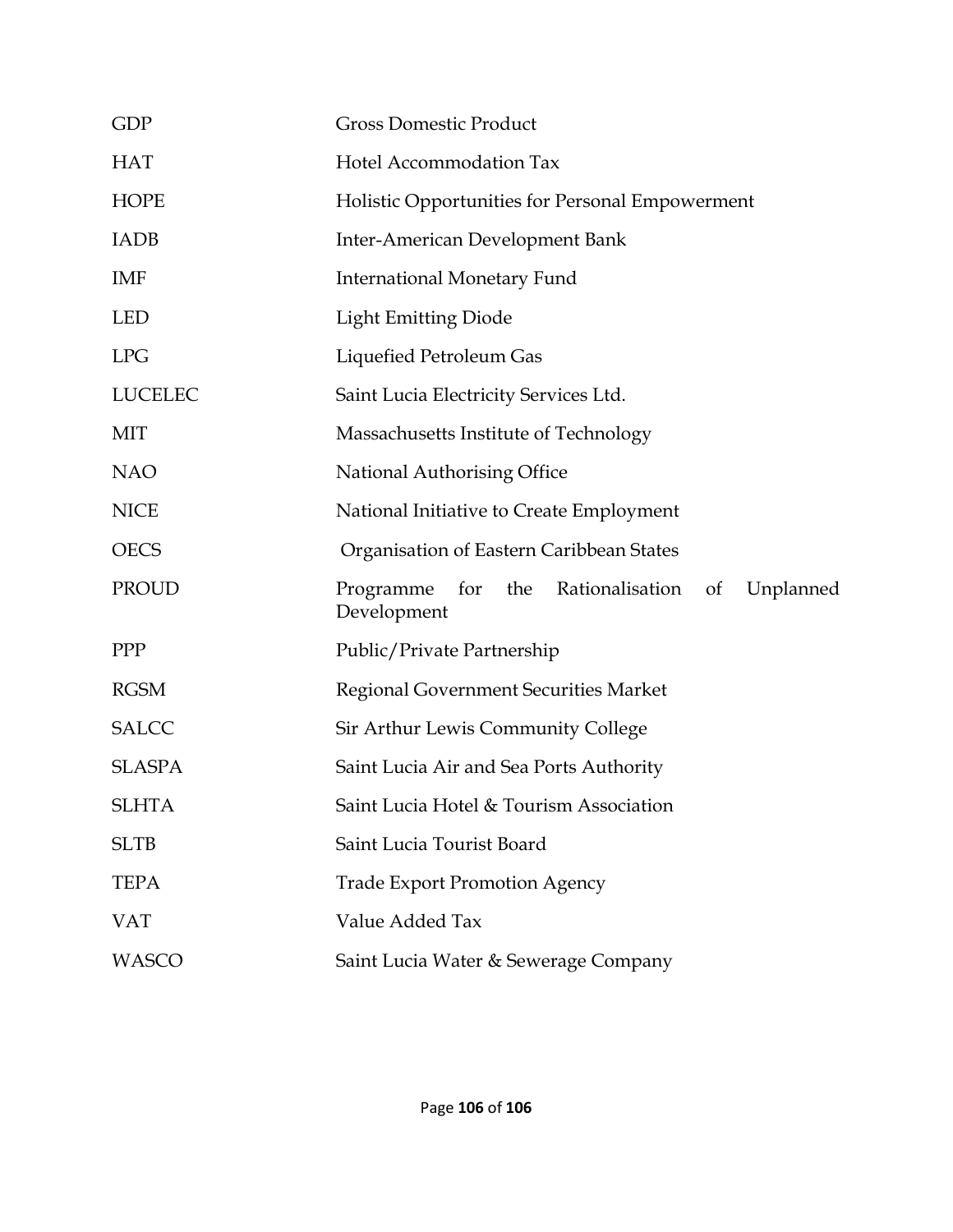| | |
|---|---|
| GDP | Gross Domestic Product |
| HAT | Hotel Accommodation Tax |
| HOPE | Holistic Opportunities for Personal Empowerment |
| IADB | Inter-American Development Bank |
| IMF | International Monetary Fund |
| LED | Light Emitting Diode |
| LPG | Liquefied Petroleum Gas |
| LUCELEC | Saint Lucia Electricity Services Ltd. |
| MIT | Massachusetts Institute of Technology |
| NAO | National Authorising Office |
| NICE | National Initiative to Create Employment |
| OECS | Organisation of Eastern Caribbean States |
| PROUD | Programme for the Rationalisation of Unplanned Development |
| PPP | Public/Private Partnership |
| RGSM | Regional Government Securities Market |
| SALCC | Sir Arthur Lewis Community College |
| SLASPA | Saint Lucia Air and Sea Ports Authority |
| SLHTA | Saint Lucia Hotel & Tourism Association |
| SLTB | Saint Lucia Tourist Board |
| TEPA | Trade Export Promotion Agency |
| VAT | Value Added Tax |
| WASCO | Saint Lucia Water & Sewerage Company |